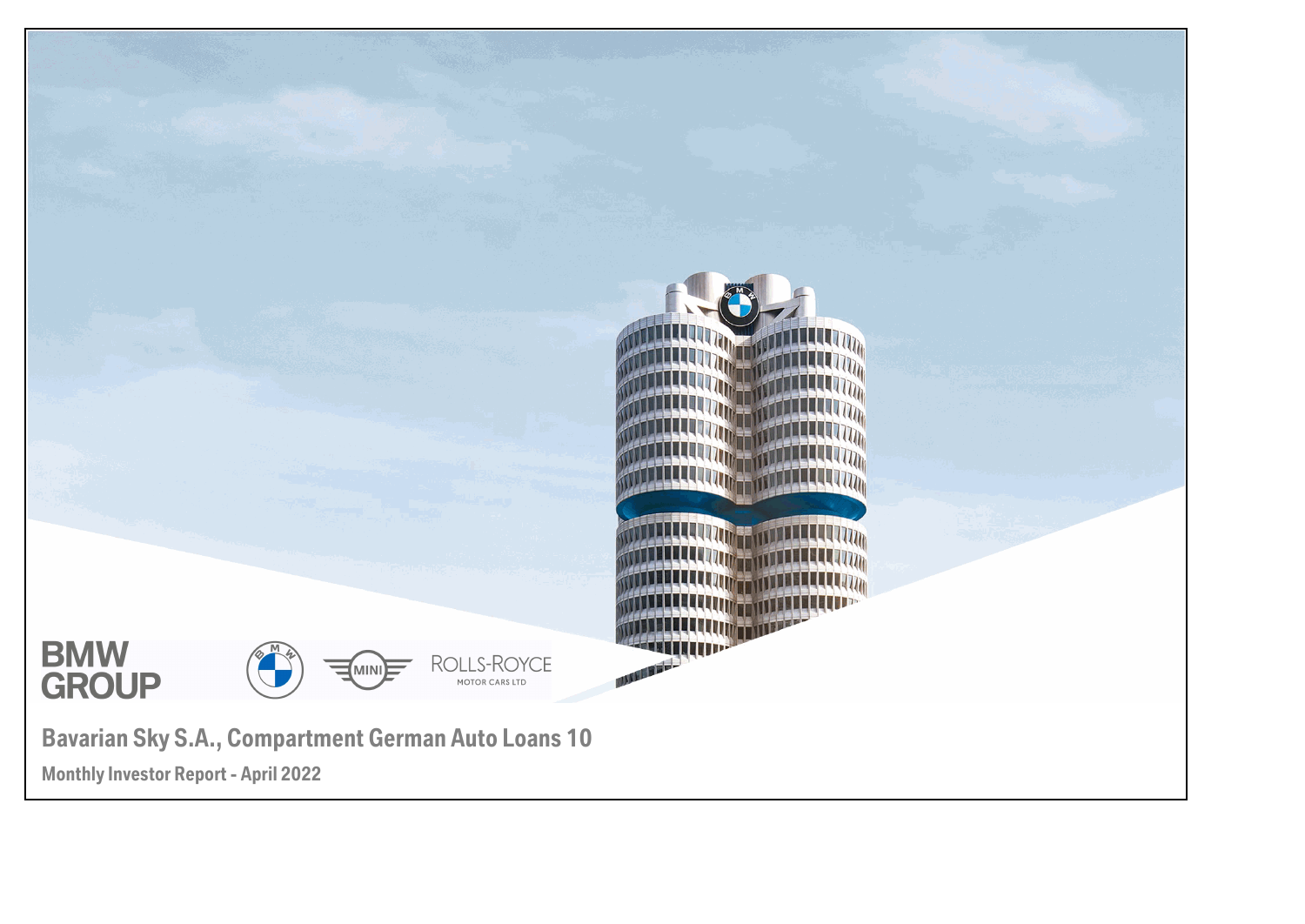BMW GROUP

ROLLS-ROYCE MOTOR CARS LTD

# Bavarian Sky S.A., Compartment German Auto Loans 10

## Monthly Investor Report - April 2022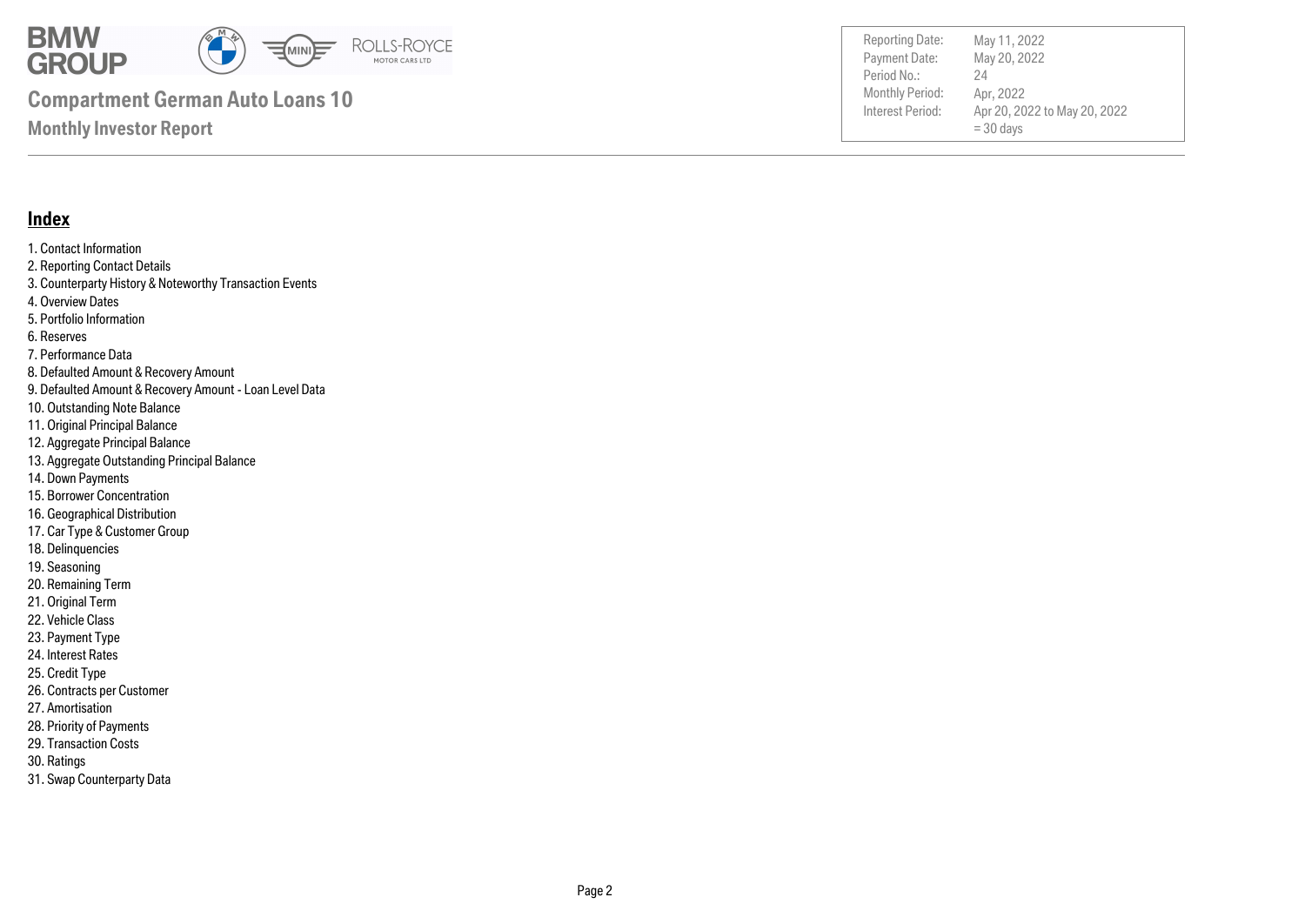**Compartment German Auto Loans 10**

**Monthly Investor Report**

| | |
|---|---|
| Reporting Date: | May 11, 2022 |
| Payment Date: | May 20, 2022 |
| Period No.: | 24 |
| Monthly Period: | Apr, 2022 |
| Interest Period: | Apr 20, 2022 to May 20, 2022 = 30 days |

## Index

1. Contact Information
2. Reporting Contact Details
3. Counterparty History & Noteworthy Transaction Events
4. Overview Dates
5. Portfolio Information
6. Reserves
7. Performance Data
8. Defaulted Amount & Recovery Amount
9. Defaulted Amount & Recovery Amount - Loan Level Data
10. Outstanding Note Balance
11. Original Principal Balance
12. Aggregate Principal Balance
13. Aggregate Outstanding Principal Balance
14. Down Payments
15. Borrower Concentration
16. Geographical Distribution
17. Car Type & Customer Group
18. Delinquencies
19. Seasoning
20. Remaining Term
21. Original Term
22. Vehicle Class
23. Payment Type
24. Interest Rates
25. Credit Type
26. Contracts per Customer
27. Amortisation
28. Priority of Payments
29. Transaction Costs
30. Ratings
31. Swap Counterparty Data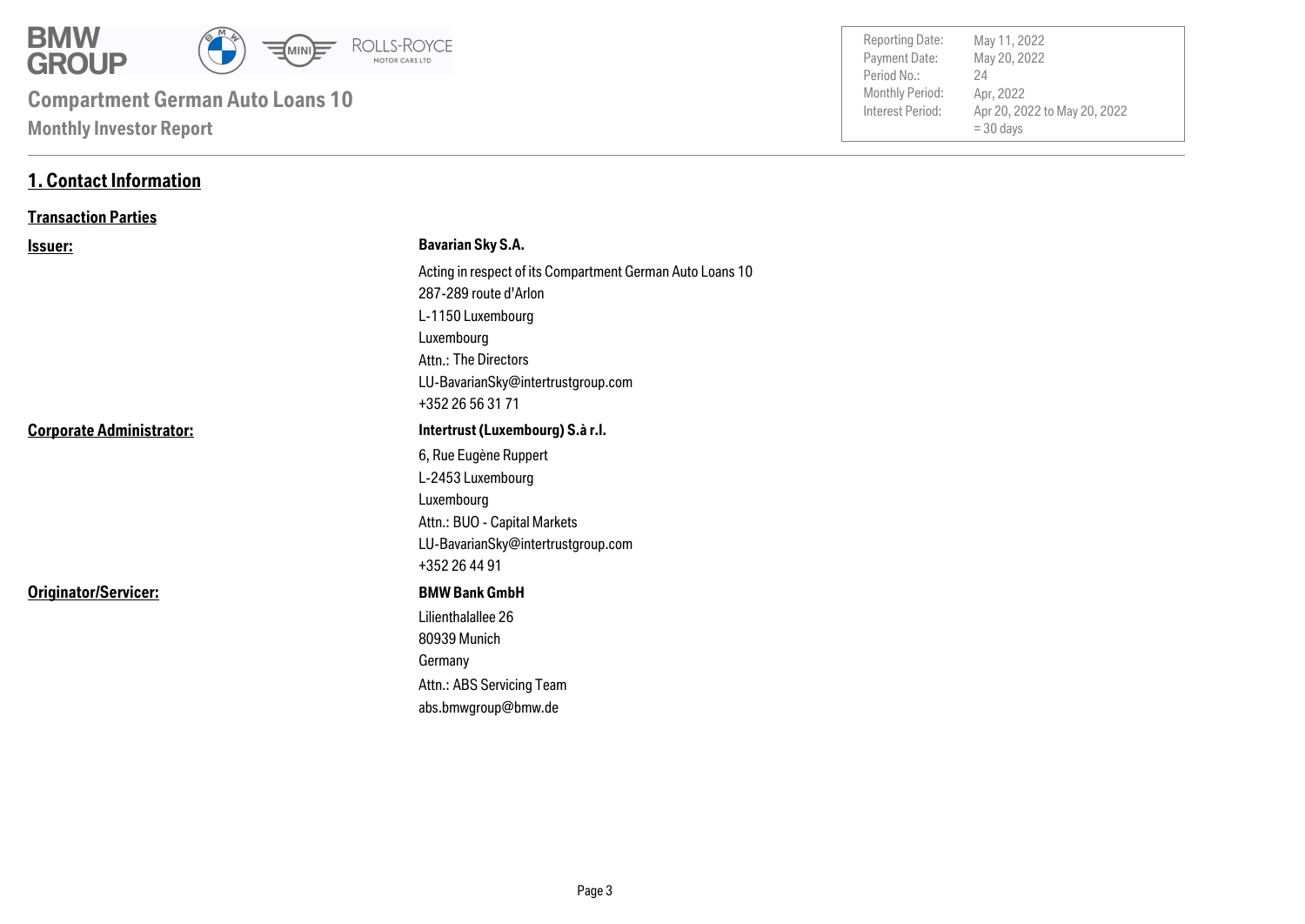# Compartment German Auto Loans 10

## Monthly Investor Report

| | |
|---|---|
| Reporting Date: | May 11, 2022 |
| Payment Date: | May 20, 2022 |
| Period No.: | 24 |
| Monthly Period: | Apr, 2022 |
| Interest Period: | Apr 20, 2022 to May 20, 2022 = 30 days |

## 1. Contact Information

### Transaction Parties

**Issuer:**

**Bavarian Sky S.A.**
Acting in respect of its Compartment German Auto Loans 10
287-289 route d'Arlon
L-1150 Luxembourg
Luxembourg
Attn.: The Directors
LU-BavarianSky@intertrustgroup.com
+352 26 56 31 71

**Corporate Administrator:**

**Intertrust (Luxembourg) S.à r.l.**
6, Rue Eugène Ruppert
L-2453 Luxembourg
Luxembourg
Attn.: BUO - Capital Markets
LU-BavarianSky@intertrustgroup.com
+352 26 44 91

**Originator/Servicer:**

**BMW Bank GmbH**
Lilienthalallee 26
80939 Munich
Germany
Attn.: ABS Servicing Team
abs.bmwgroup@bmw.de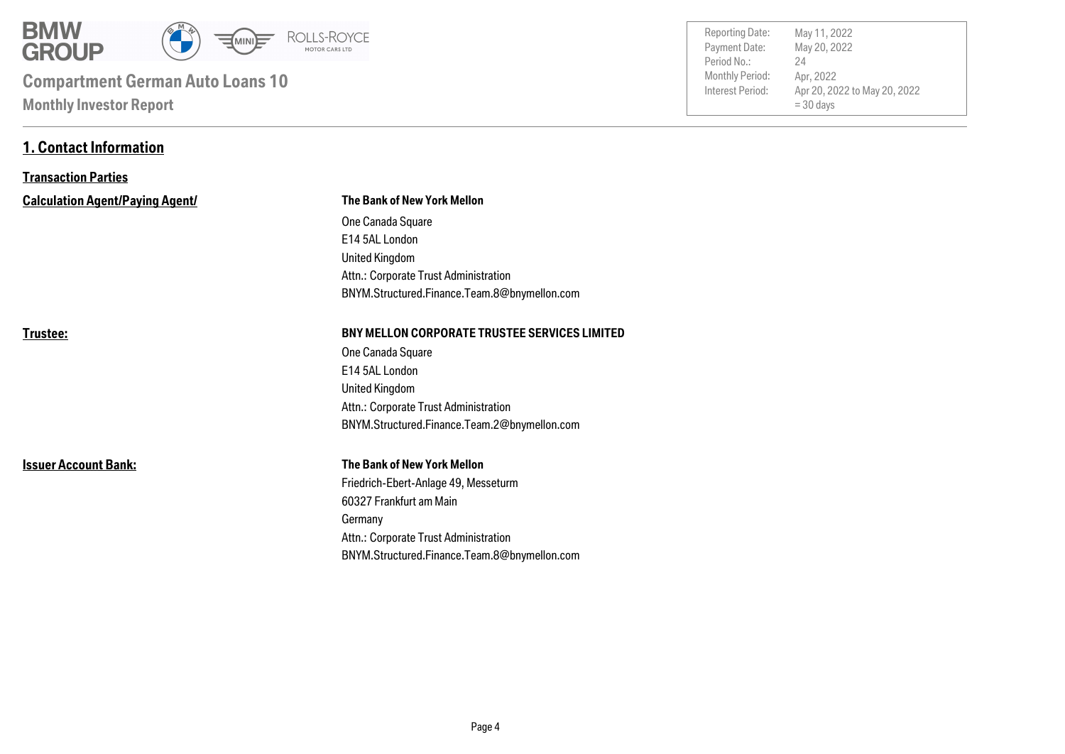**Compartment German Auto Loans 10**

**Monthly Investor Report**

| | |
|---|---|
| Reporting Date: | May 11, 2022 |
| Payment Date: | May 20, 2022 |
| Period No.: | 24 |
| Monthly Period: | Apr, 2022 |
| Interest Period: | Apr 20, 2022 to May 20, 2022 = 30 days |

# 1. Contact Information

## Transaction Parties

**Calculation Agent/Paying Agent/**

**The Bank of New York Mellon**
One Canada Square
E14 5AL London
United Kingdom
Attn.: Corporate Trust Administration
BNYM.Structured.Finance.Team.8@bnymellon.com

**Trustee:**

**BNY MELLON CORPORATE TRUSTEE SERVICES LIMITED**
One Canada Square
E14 5AL London
United Kingdom
Attn.: Corporate Trust Administration
BNYM.Structured.Finance.Team.2@bnymellon.com

**Issuer Account Bank:**

**The Bank of New York Mellon**
Friedrich-Ebert-Anlage 49, Messeturm
60327 Frankfurt am Main
Germany
Attn.: Corporate Trust Administration
BNYM.Structured.Finance.Team.8@bnymellon.com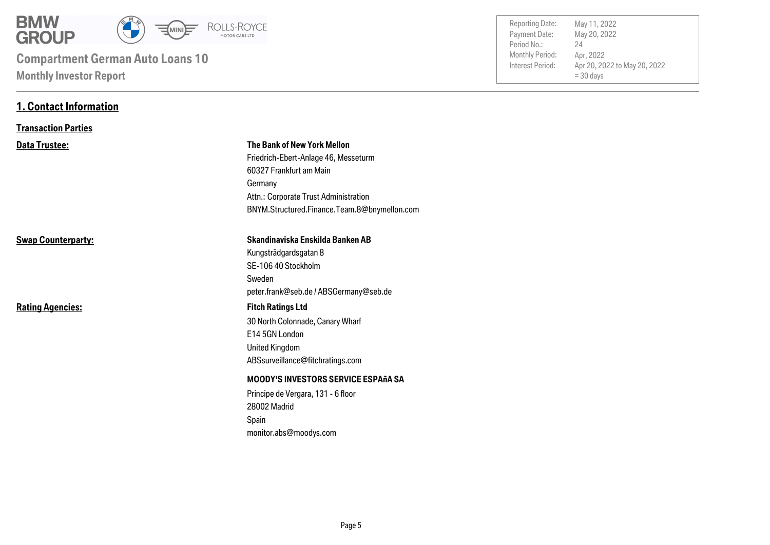# Compartment German Auto Loans 10

**Monthly Investor Report**

| | |
|---|---|
| Reporting Date: | May 11, 2022 |
| Payment Date: | May 20, 2022 |
| Period No.: | 24 |
| Monthly Period: | Apr, 2022 |
| Interest Period: | Apr 20, 2022 to May 20, 2022 = 30 days |

## 1. Contact Information

### Transaction Parties

**Data Trustee:**

**The Bank of New York Mellon**
Friedrich-Ebert-Anlage 46, Messeturm
60327 Frankfurt am Main
Germany
Attn.: Corporate Trust Administration
BNYM.Structured.Finance.Team.8@bnymellon.com

**Swap Counterparty:**

**Skandinaviska Enskilda Banken AB**
Kungsträdgardsgatan 8
SE-106 40 Stockholm
Sweden
peter.frank@seb.de / ABSGermany@seb.de

**Rating Agencies:**

**Fitch Ratings Ltd**
30 North Colonnade, Canary Wharf
E14 5GN London
United Kingdom
ABSsurveillance@fitchratings.com

**MOODY'S INVESTORS SERVICE ESPAñA SA**
Principe de Vergara, 131 - 6 floor
28002 Madrid
Spain
monitor.abs@moodys.com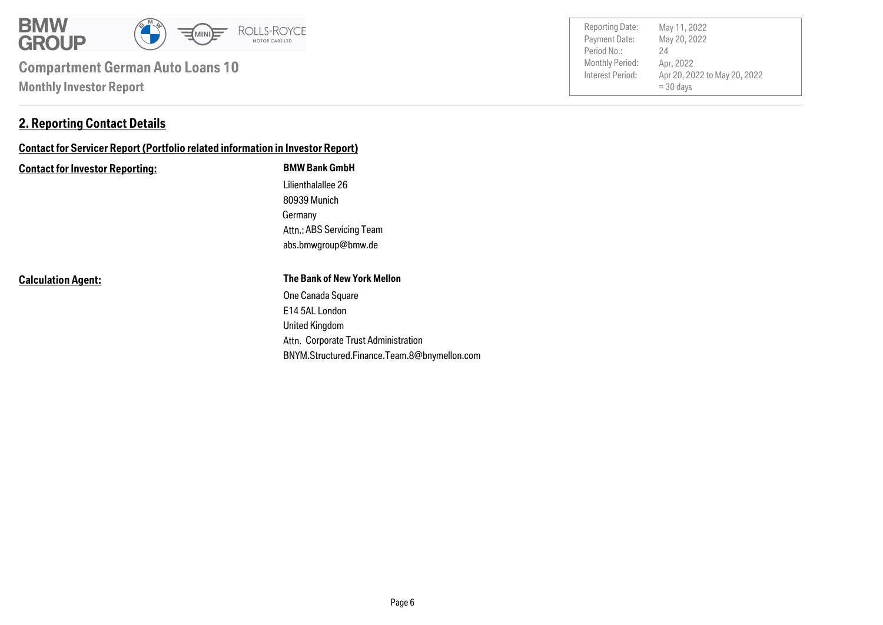## 2. Reporting Contact Details

### Contact for Servicer Report (Portfolio related information in Investor Report)

| **Contact for Investor Reporting:** | **BMW Bank GmbH** |
|---|---|
| | Lilienthalallee 26 |
| | 80939 Munich |
| | Germany |
| | Attn.: ABS Servicing Team |
| | abs.bmwgroup@bmw.de |
| **Calculation Agent:** | **The Bank of New York Mellon** |
| | One Canada Square |
| | E14 5AL London |
| | United Kingdom |
| | Attn. Corporate Trust Administration |
| | BNYM.Structured.Finance.Team.8@bnymellon.com |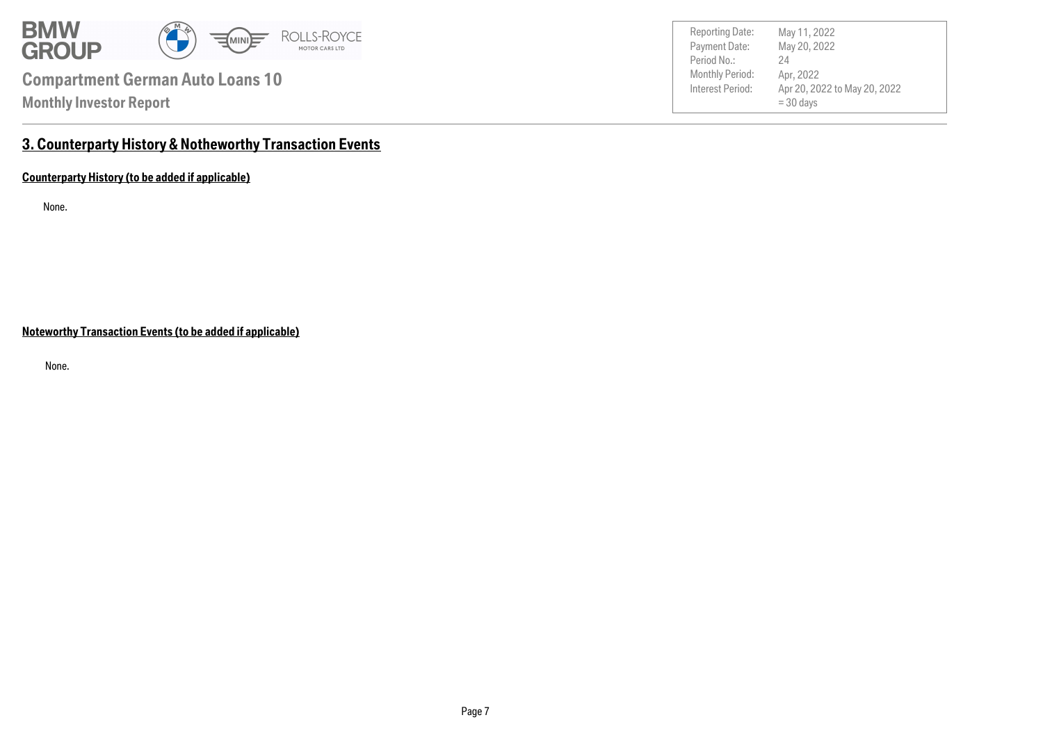## 3. Counterparty History & Notheworthy Transaction Events

### Counterparty History (to be added if applicable)

None.

### Noteworthy Transaction Events (to be added if applicable)

None.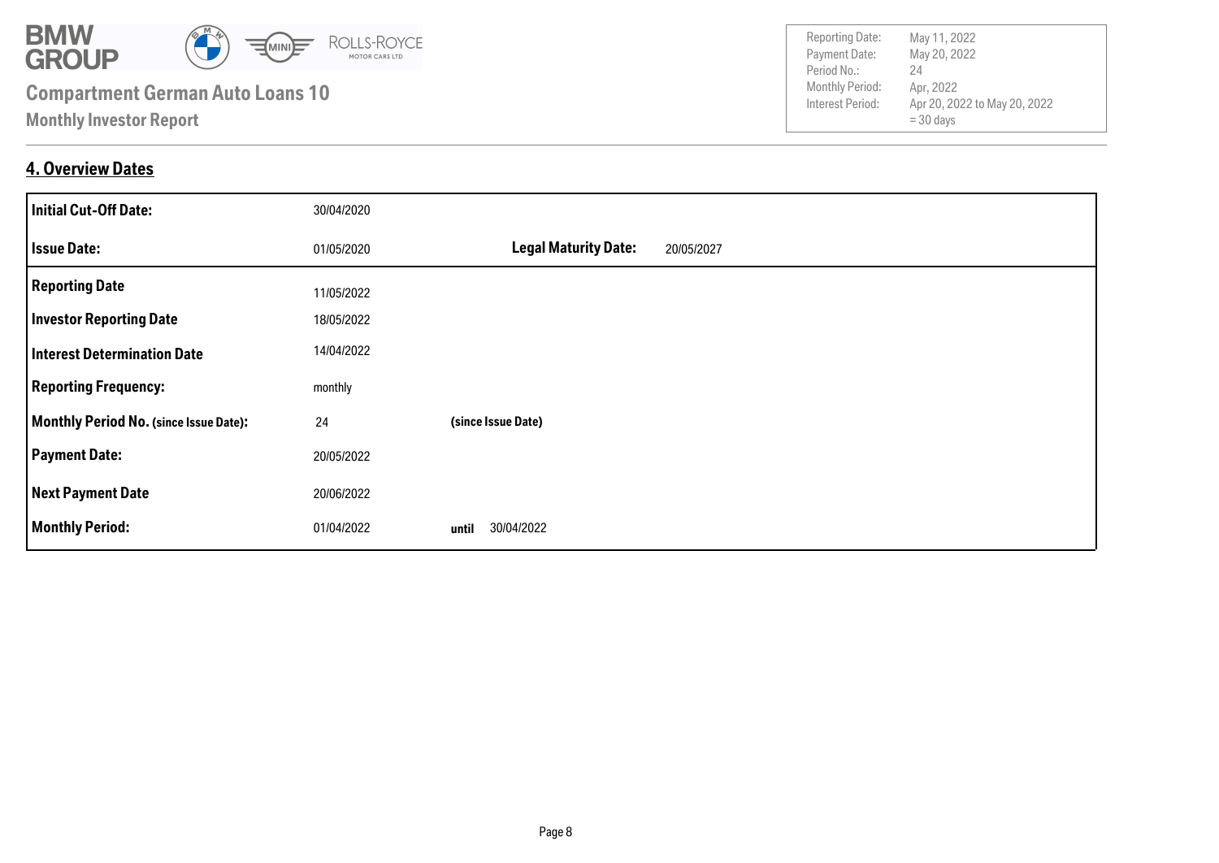# 4. Overview Dates

| | | | |
|---|---|---|---|
| **Initial Cut-Off Date:** | 30/04/2020 | | |
| **Issue Date:** | 01/05/2020 | **Legal Maturity Date:** | 20/05/2027 |
| **Reporting Date** | 11/05/2022 | | |
| **Investor Reporting Date** | 18/05/2022 | | |
| **Interest Determination Date** | 14/04/2022 | | |
| **Reporting Frequency:** | monthly | | |
| **Monthly Period No. (since Issue Date):** | 24 | **(since Issue Date)** | |
| **Payment Date:** | 20/05/2022 | | |
| **Next Payment Date** | 20/06/2022 | | |
| **Monthly Period:** | 01/04/2022 | **until** | 30/04/2022 |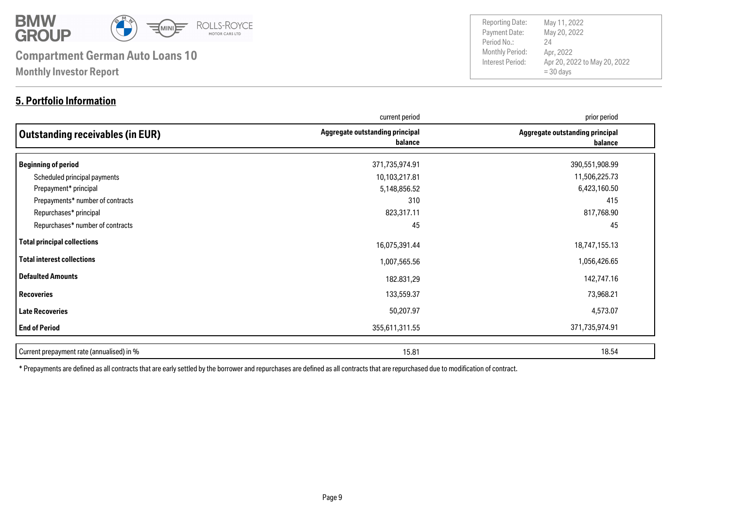# Compartment German Auto Loans 10

**Monthly Investor Report**

| | |
|---|---|
| Reporting Date: | May 11, 2022 |
| Payment Date: | May 20, 2022 |
| Period No.: | 24 |
| Monthly Period: | Apr, 2022 |
| Interest Period: | Apr 20, 2022 to May 20, 2022 = 30 days |

## 5. Portfolio Information

| | current period | prior period |
|---|---|---|
| **Outstanding receivables (in EUR)** | **Aggregate outstanding principal balance** | **Aggregate outstanding principal balance** |
| **Beginning of period** | 371,735,974.91 | 390,551,908.99 |
| Scheduled principal payments | 10,103,217.81 | 11,506,225.73 |
| Prepayment* principal | 5,148,856.52 | 6,423,160.50 |
| Prepayments* number of contracts | 310 | 415 |
| Repurchases* principal | 823,317.11 | 817,768.90 |
| Repurchases* number of contracts | 45 | 45 |
| **Total principal collections** | 16,075,391.44 | 18,747,155.13 |
| **Total interest collections** | 1,007,565.56 | 1,056,426.65 |
| **Defaulted Amounts** | 182.831,29 | 142,747.16 |
| **Recoveries** | 133,559.37 | 73,968.21 |
| **Late Recoveries** | 50,207.97 | 4,573.07 |
| **End of Period** | 355,611,311.55 | 371,735,974.91 |

| | | |
|---|---|---|
| Current prepayment rate (annualised) in % | 15.81 | 18.54 |

* Prepayments are defined as all contracts that are early settled by the borrower and repurchases are defined as all contracts that are repurchased due to modification of contract.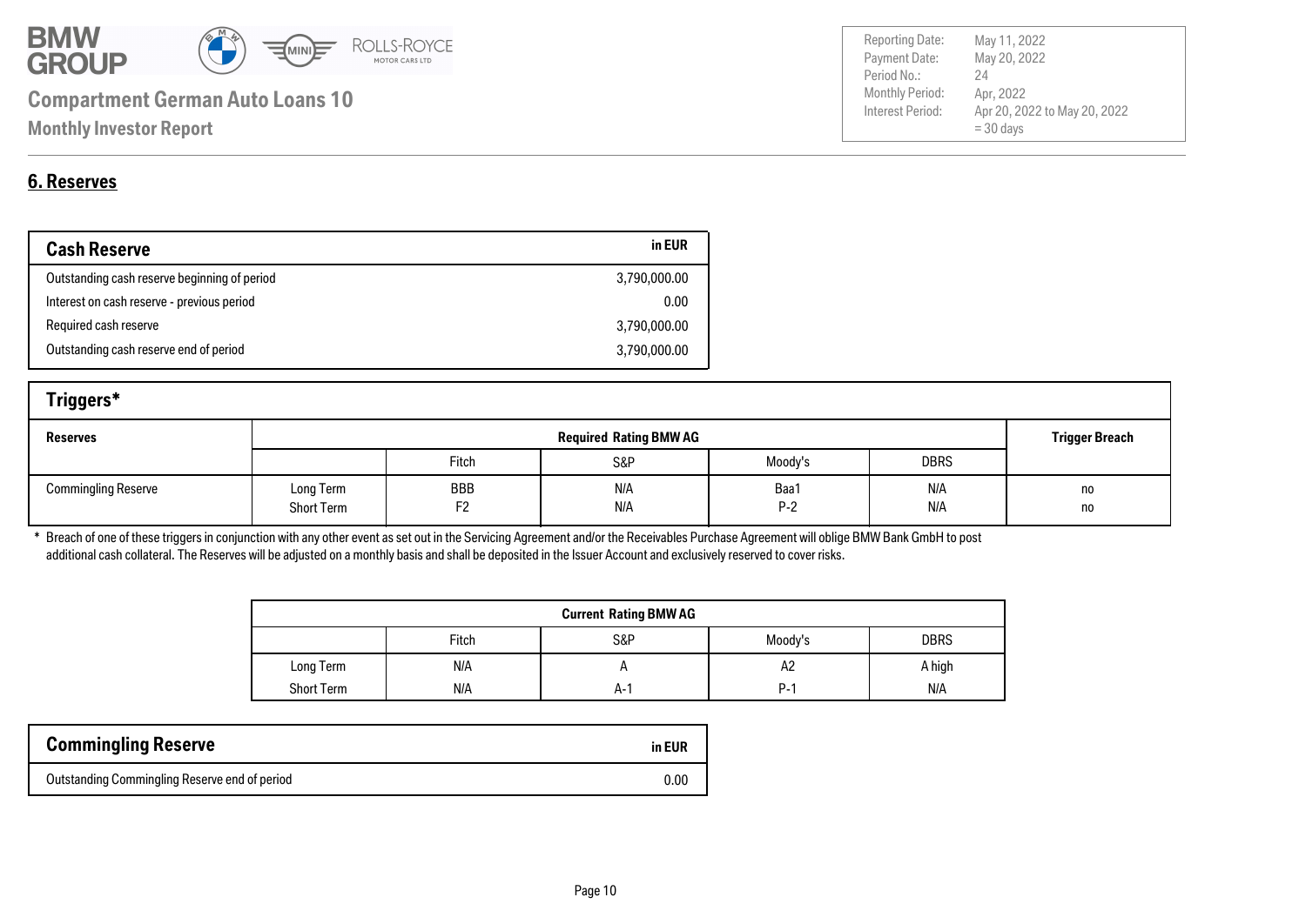# Compartment German Auto Loans 10

## Monthly Investor Report

| | |
|---|---|
| Reporting Date: | May 11, 2022 |
| Payment Date: | May 20, 2022 |
| Period No.: | 24 |
| Monthly Period: | Apr, 2022 |
| Interest Period: | Apr 20, 2022 to May 20, 2022 = 30 days |

## 6. Reserves

| Cash Reserve | in EUR |
|---|---|
| Outstanding cash reserve beginning of period | 3,790,000.00 |
| Interest on cash reserve - previous period | 0.00 |
| Required cash reserve | 3,790,000.00 |
| Outstanding cash reserve end of period | 3,790,000.00 |

### Triggers*

| Reserves | Required Rating BMW AG | | | | | Trigger Breach |
|---|---|---|---|---|---|---|
| | | Fitch | S&P | Moody's | DBRS | |
| Commingling Reserve | Long Term | BBB | N/A | Baa1 | N/A | no |
| | Short Term | F2 | N/A | P-2 | N/A | no |

* Breach of one of these triggers in conjunction with any other event as set out in the Servicing Agreement and/or the Receivables Purchase Agreement will oblige BMW Bank GmbH to post additional cash collateral. The Reserves will be adjusted on a monthly basis and shall be deposited in the Issuer Account and exclusively reserved to cover risks.

| Current Rating BMW AG | | | | |
|---|---|---|---|---|
| | Fitch | S&P | Moody's | DBRS |
| Long Term | N/A | A | A2 | A high |
| Short Term | N/A | A-1 | P-1 | N/A |

| Commingling Reserve | in EUR |
|---|---|
| Outstanding Commingling Reserve end of period | 0.00 |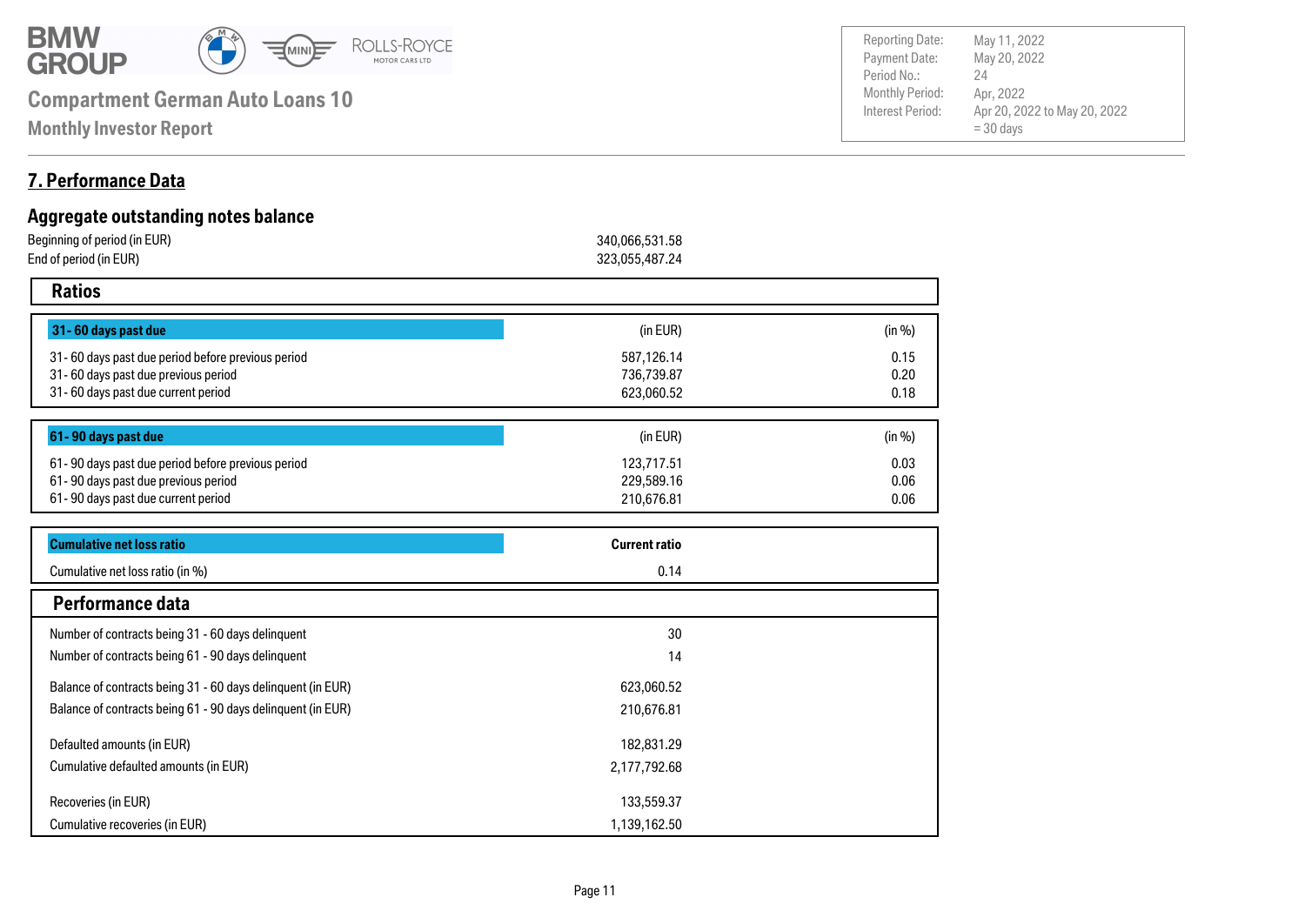## 7. Performance Data

### Aggregate outstanding notes balance

| | |
|---|---|
| Beginning of period (in EUR) | 340,066,531.58 |
| End of period (in EUR) | 323,055,487.24 |

### Ratios

| 31- 60 days past due | (in EUR) | (in %) |
|---|---|---|
| 31- 60 days past due period before previous period | 587,126.14 | 0.15 |
| 31- 60 days past due previous period | 736,739.87 | 0.20 |
| 31- 60 days past due current period | 623,060.52 | 0.18 |

| 61- 90 days past due | (in EUR) | (in %) |
|---|---|---|
| 61- 90 days past due period before previous period | 123,717.51 | 0.03 |
| 61- 90 days past due previous period | 229,589.16 | 0.06 |
| 61- 90 days past due current period | 210,676.81 | 0.06 |

| Cumulative net loss ratio | **Current ratio** |
|---|---|
| Cumulative net loss ratio (in %) | 0.14 |

### Performance data

| | |
|---|---|
| Number of contracts being 31 - 60 days delinquent | 30 |
| Number of contracts being 61 - 90 days delinquent | 14 |
| Balance of contracts being 31 - 60 days delinquent (in EUR) | 623,060.52 |
| Balance of contracts being 61 - 90 days delinquent (in EUR) | 210,676.81 |
| Defaulted amounts (in EUR) | 182,831.29 |
| Cumulative defaulted amounts (in EUR) | 2,177,792.68 |
| Recoveries (in EUR) | 133,559.37 |
| Cumulative recoveries (in EUR) | 1,139,162.50 |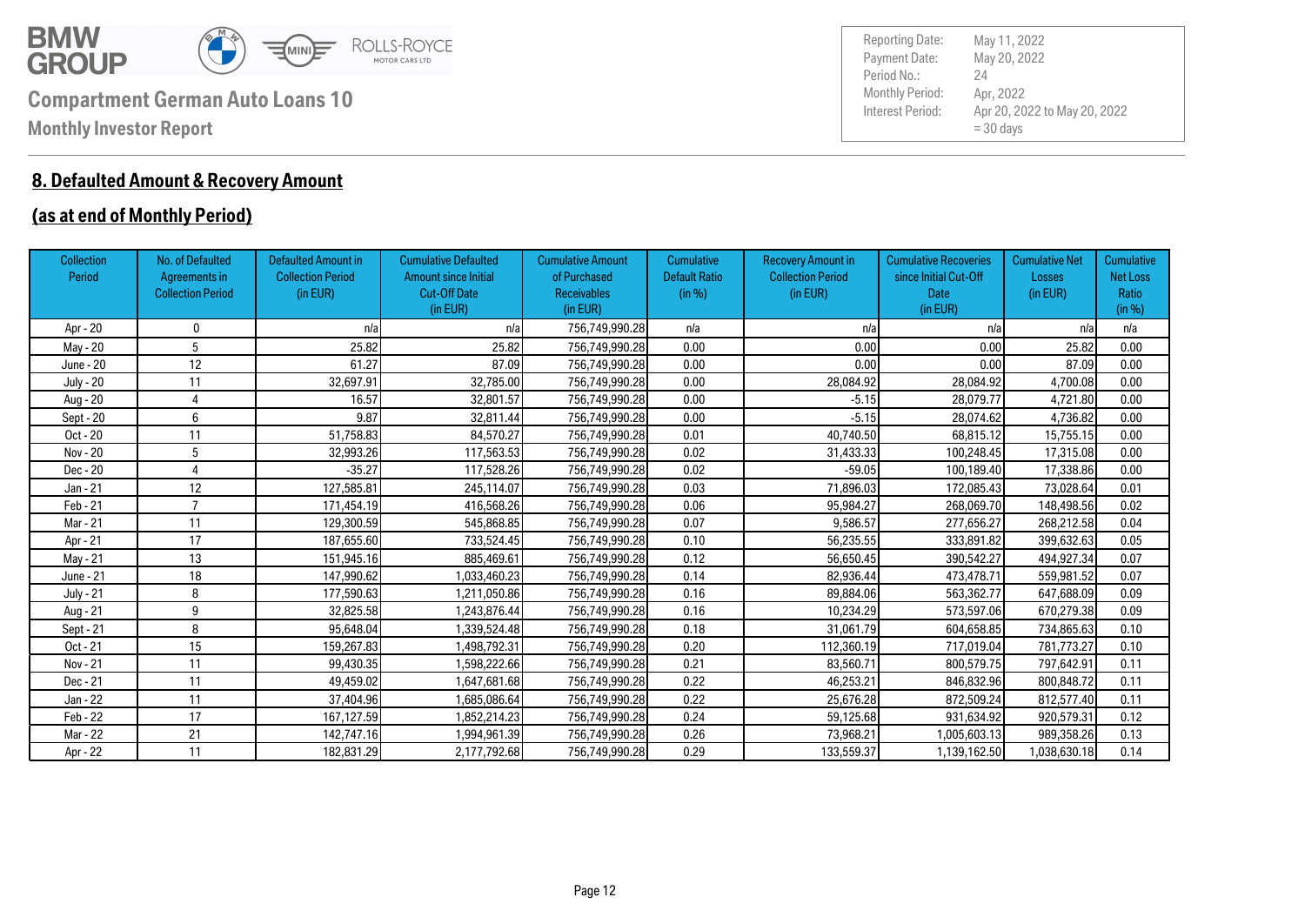**Compartment German Auto Loans 10**

**Monthly Investor Report**

| | |
|---|---|
| Reporting Date: | May 11, 2022 |
| Payment Date: | May 20, 2022 |
| Period No.: | 24 |
| Monthly Period: | Apr, 2022 |
| Interest Period: | Apr 20, 2022 to May 20, 2022 = 30 days |

## 8. Defaulted Amount & Recovery Amount

## (as at end of Monthly Period)

| Collection Period | No. of Defaulted Agreements in Collection Period | Defaulted Amount in Collection Period (in EUR) | Cumulative Defaulted Amount since Initial Cut-Off Date (in EUR) | Cumulative Amount of Purchased Receivables (in EUR) | Cumulative Default Ratio (in %) | Recovery Amount in Collection Period (in EUR) | Cumulative Recoveries since Initial Cut-Off Date (in EUR) | Cumulative Net Losses (in EUR) | Cumulative Net Loss Ratio (in %) |
|---|---|---|---|---|---|---|---|---|---|
| Apr - 20 | 0 | n/a | n/a | 756,749,990.28 | n/a | n/a | n/a | n/a | n/a |
| May - 20 | 5 | 25.82 | 25.82 | 756,749,990.28 | 0.00 | 0.00 | 0.00 | 25.82 | 0.00 |
| June - 20 | 12 | 61.27 | 87.09 | 756,749,990.28 | 0.00 | 0.00 | 0.00 | 87.09 | 0.00 |
| July - 20 | 11 | 32,697.91 | 32,785.00 | 756,749,990.28 | 0.00 | 28,084.92 | 28,084.92 | 4,700.08 | 0.00 |
| Aug - 20 | 4 | 16.57 | 32,801.57 | 756,749,990.28 | 0.00 | -5.15 | 28,079.77 | 4,721.80 | 0.00 |
| Sept - 20 | 6 | 9.87 | 32,811.44 | 756,749,990.28 | 0.00 | -5.15 | 28,074.62 | 4,736.82 | 0.00 |
| Oct - 20 | 11 | 51,758.83 | 84,570.27 | 756,749,990.28 | 0.01 | 40,740.50 | 68,815.12 | 15,755.15 | 0.00 |
| Nov - 20 | 5 | 32,993.26 | 117,563.53 | 756,749,990.28 | 0.02 | 31,433.33 | 100,248.45 | 17,315.08 | 0.00 |
| Dec - 20 | 4 | -35.27 | 117,528.26 | 756,749,990.28 | 0.02 | -59.05 | 100,189.40 | 17,338.86 | 0.00 |
| Jan - 21 | 12 | 127,585.81 | 245,114.07 | 756,749,990.28 | 0.03 | 71,896.03 | 172,085.43 | 73,028.64 | 0.01 |
| Feb - 21 | 7 | 171,454.19 | 416,568.26 | 756,749,990.28 | 0.06 | 95,984.27 | 268,069.70 | 148,498.56 | 0.02 |
| Mar - 21 | 11 | 129,300.59 | 545,868.85 | 756,749,990.28 | 0.07 | 9,586.57 | 277,656.27 | 268,212.58 | 0.04 |
| Apr - 21 | 17 | 187,655.60 | 733,524.45 | 756,749,990.28 | 0.10 | 56,235.55 | 333,891.82 | 399,632.63 | 0.05 |
| May - 21 | 13 | 151,945.16 | 885,469.61 | 756,749,990.28 | 0.12 | 56,650.45 | 390,542.27 | 494,927.34 | 0.07 |
| June - 21 | 18 | 147,990.62 | 1,033,460.23 | 756,749,990.28 | 0.14 | 82,936.44 | 473,478.71 | 559,981.52 | 0.07 |
| July - 21 | 8 | 177,590.63 | 1,211,050.86 | 756,749,990.28 | 0.16 | 89,884.06 | 563,362.77 | 647,688.09 | 0.09 |
| Aug - 21 | 9 | 32,825.58 | 1,243,876.44 | 756,749,990.28 | 0.16 | 10,234.29 | 573,597.06 | 670,279.38 | 0.09 |
| Sept - 21 | 8 | 95,648.04 | 1,339,524.48 | 756,749,990.28 | 0.18 | 31,061.79 | 604,658.85 | 734,865.63 | 0.10 |
| Oct - 21 | 15 | 159,267.83 | 1,498,792.31 | 756,749,990.28 | 0.20 | 112,360.19 | 717,019.04 | 781,773.27 | 0.10 |
| Nov - 21 | 11 | 99,430.35 | 1,598,222.66 | 756,749,990.28 | 0.21 | 83,560.71 | 800,579.75 | 797,642.91 | 0.11 |
| Dec - 21 | 11 | 49,459.02 | 1,647,681.68 | 756,749,990.28 | 0.22 | 46,253.21 | 846,832.96 | 800,848.72 | 0.11 |
| Jan - 22 | 11 | 37,404.96 | 1,685,086.64 | 756,749,990.28 | 0.22 | 25,676.28 | 872,509.24 | 812,577.40 | 0.11 |
| Feb - 22 | 17 | 167,127.59 | 1,852,214.23 | 756,749,990.28 | 0.24 | 59,125.68 | 931,634.92 | 920,579.31 | 0.12 |
| Mar - 22 | 21 | 142,747.16 | 1,994,961.39 | 756,749,990.28 | 0.26 | 73,968.21 | 1,005,603.13 | 989,358.26 | 0.13 |
| Apr - 22 | 11 | 182,831.29 | 2,177,792.68 | 756,749,990.28 | 0.29 | 133,559.37 | 1,139,162.50 | 1,038,630.18 | 0.14 |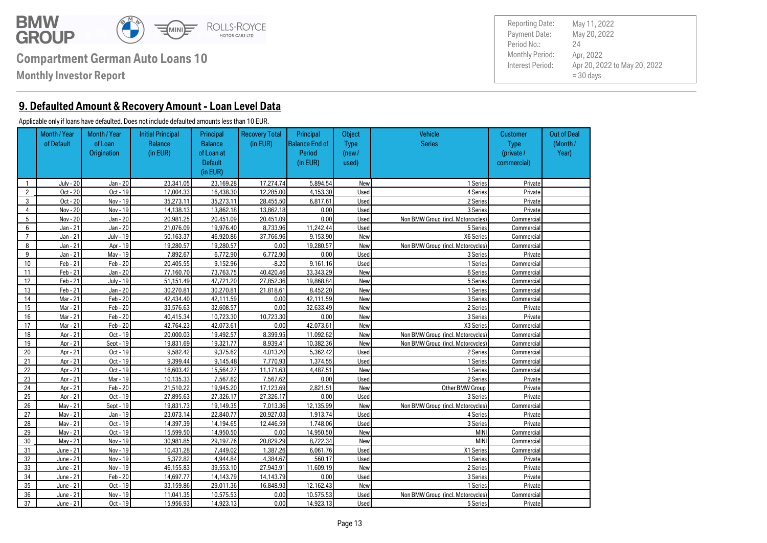## 9. Defaulted Amount & Recovery Amount - Loan Level Data

Applicable only if loans have defaulted. Does not include defaulted amounts less than 10 EUR.

| | Month / Year of Default | Month / Year of Loan Origination | Initial Principal Balance (in EUR) | Principal Balance of Loan at Default (in EUR) | Recovery Total (in EUR) | Principal Balance End of Period (in EUR) | Object Type (new / used) | Vehicle Series | Customer Type (private / commercial) | Out of Deal (Month / Year) |
|---|---|---|---|---|---|---|---|---|---|---|
| 1 | July - 20 | Jan - 20 | 23,341.05 | 23,169.28 | 17,274.74 | 5,894.54 | New | 1 Series | Private | |
| 2 | Oct - 20 | Oct - 19 | 17,004.33 | 16,438.30 | 12,285.00 | 4,153.30 | Used | 4 Series | Private | |
| 3 | Oct - 20 | Nov - 19 | 35,273.11 | 35,273.11 | 28,455.50 | 6,817.61 | Used | 2 Series | Private | |
| 4 | Nov - 20 | Nov - 19 | 14,138.13 | 13,862.18 | 13,862.18 | 0.00 | Used | 3 Series | Private | |
| 5 | Nov - 20 | Jan - 20 | 20,981.25 | 20,451.09 | 20,451.09 | 0.00 | Used | Non BMW Group (incl. Motorcycles) | Commercial | |
| 6 | Jan - 21 | Jan - 20 | 21,076.09 | 19,976.40 | 8,733.96 | 11,242.44 | Used | 5 Series | Commercial | |
| 7 | Jan - 21 | July - 19 | 50,163.37 | 46,920.86 | 37,766.96 | 9,153.90 | New | X6 Series | Commercial | |
| 8 | Jan - 21 | Apr - 19 | 19,280.57 | 19,280.57 | 0.00 | 19,280.57 | New | Non BMW Group (incl. Motorcycles) | Commercial | |
| 9 | Jan - 21 | May - 19 | 7,892.67 | 6,772.90 | 6,772.90 | 0.00 | Used | 3 Series | Private | |
| 10 | Feb - 21 | Feb - 20 | 20,405.55 | 9,152.96 | -8.20 | 9,161.16 | Used | 1 Series | Commercial | |
| 11 | Feb - 21 | Jan - 20 | 77,160.70 | 73,763.75 | 40,420.46 | 33,343.29 | New | 6 Series | Commercial | |
| 12 | Feb - 21 | July - 19 | 51,151.49 | 47,721.20 | 27,852.36 | 19,868.84 | New | 5 Series | Commercial | |
| 13 | Feb - 21 | Jan - 20 | 30,270.81 | 30,270.81 | 21,818.61 | 8,452.20 | New | 1 Series | Commercial | |
| 14 | Mar - 21 | Feb - 20 | 42,434.40 | 42,111.59 | 0.00 | 42,111.59 | New | 3 Series | Commercial | |
| 15 | Mar - 21 | Feb - 20 | 33,576.63 | 32,608.57 | 0.00 | 32,633.49 | New | 2 Series | Private | |
| 16 | Mar - 21 | Feb - 20 | 40,415.34 | 10,723.30 | 10,723.30 | 0.00 | New | 3 Series | Private | |
| 17 | Mar - 21 | Feb - 20 | 42,764.23 | 42,073.61 | 0.00 | 42,073.61 | New | X3 Series | Commercial | |
| 18 | Apr - 21 | Oct - 19 | 20,000.03 | 19,492.57 | 8,399.95 | 11,092.62 | New | Non BMW Group (incl. Motorcycles) | Commercial | |
| 19 | Apr - 21 | Sept - 19 | 19,831.69 | 19,321.77 | 8,939.41 | 10,382.36 | New | Non BMW Group (incl. Motorcycles) | Commercial | |
| 20 | Apr - 21 | Oct - 19 | 9,582.42 | 9,375.62 | 4,013.20 | 5,362.42 | Used | 2 Series | Commercial | |
| 21 | Apr - 21 | Oct - 19 | 9,399.44 | 9,145.48 | 7,770.93 | 1,374.55 | Used | 1 Series | Commercial | |
| 22 | Apr - 21 | Oct - 19 | 16,603.42 | 15,564.27 | 11,171.63 | 4,487.51 | New | 1 Series | Commercial | |
| 23 | Apr - 21 | Mar - 19 | 10,135.33 | 7,567.62 | 7,567.62 | 0.00 | Used | 2 Series | Private | |
| 24 | Apr - 21 | Feb - 20 | 21,510.22 | 19,945.20 | 17,123.69 | 2,821.51 | New | Other BMW Group | Private | |
| 25 | Apr - 21 | Oct - 19 | 27,895.63 | 27,326.17 | 27,326.17 | 0.00 | Used | 3 Series | Private | |
| 26 | May - 21 | Sept - 19 | 19,831.73 | 19,149.35 | 7,013.36 | 12,135.99 | New | Non BMW Group (incl. Motorcycles) | Commercial | |
| 27 | May - 21 | Jan - 19 | 23,073.14 | 22,840.77 | 20,927.03 | 1,913.74 | Used | 4 Series | Private | |
| 28 | May - 21 | Oct - 19 | 14,397.39 | 14,194.65 | 12,446.59 | 1,748.06 | Used | 3 Series | Private | |
| 29 | May - 21 | Oct - 19 | 15,599.50 | 14,950.50 | 0.00 | 14,950.50 | New | MINI | Commercial | |
| 30 | May - 21 | Nov - 19 | 30,981.85 | 29,197.76 | 20,829.29 | 8,722.34 | New | MINI | Commercial | |
| 31 | June - 21 | Nov - 19 | 10,431.28 | 7,449.02 | 1,387.26 | 6,061.76 | Used | X1 Series | Commercial | |
| 32 | June - 21 | Nov - 19 | 5,372.82 | 4,944.84 | 4,384.67 | 560.17 | Used | 1 Series | Private | |
| 33 | June - 21 | Nov - 19 | 46,155.83 | 39,553.10 | 27,943.91 | 11,609.19 | New | 2 Series | Private | |
| 34 | June - 21 | Feb - 20 | 14,697.77 | 14,143.79 | 14,143.79 | 0.00 | Used | 3 Series | Private | |
| 35 | June - 21 | Oct - 19 | 33,159.86 | 29,011.36 | 16,848.93 | 12,162.43 | New | 1 Series | Private | |
| 36 | June - 21 | Nov - 19 | 11,041.35 | 10,575.53 | 0.00 | 10,575.53 | Used | Non BMW Group (incl. Motorcycles) | Commercial | |
| 37 | June - 21 | Oct - 19 | 15,956.93 | 14,923.13 | 0.00 | 14,923.13 | Used | 5 Series | Private | |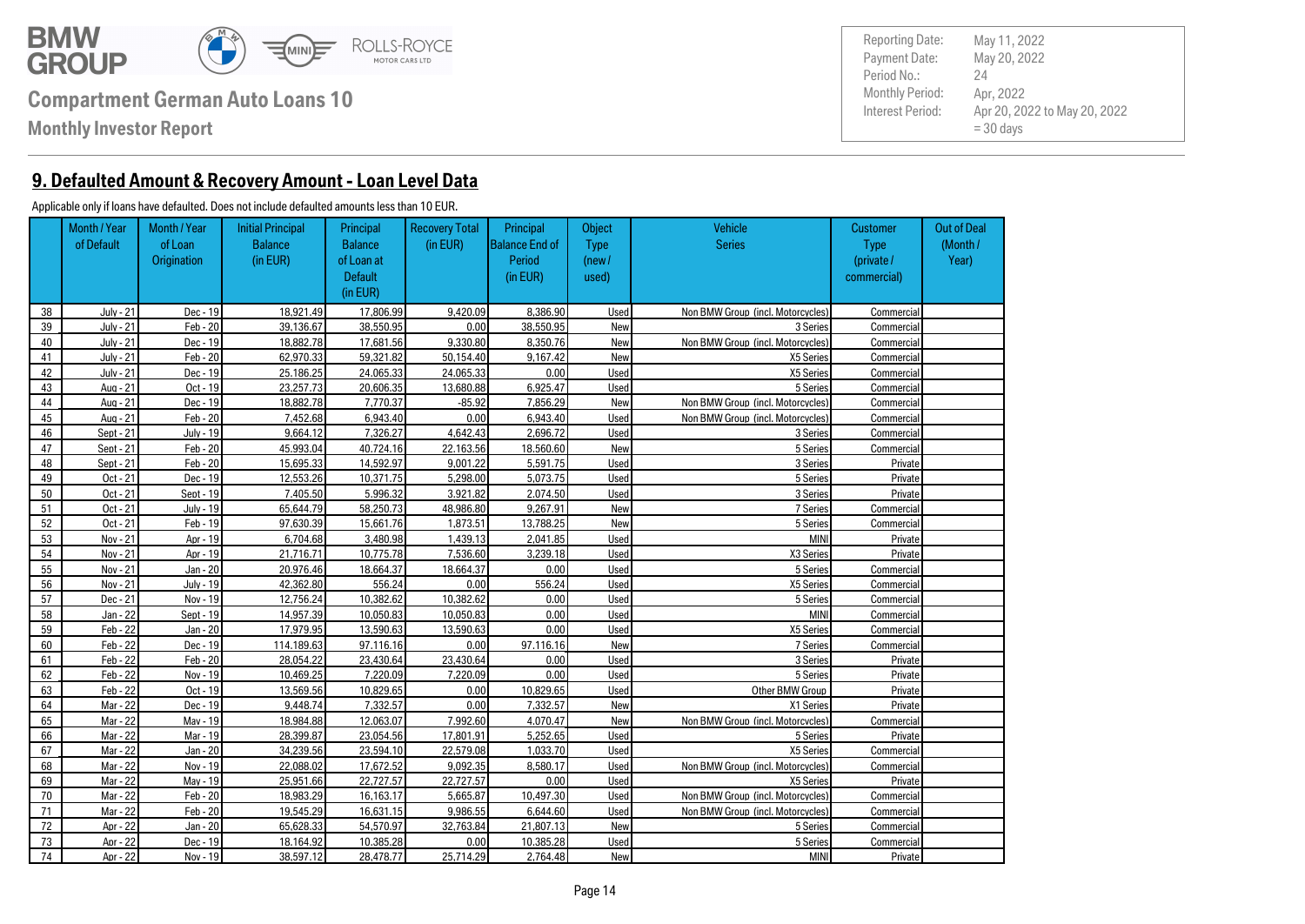# Compartment German Auto Loans 10

**Monthly Investor Report**

| Reporting Date: | May 11, 2022 |
|---|---|
| Payment Date: | May 20, 2022 |
| Period No.: | 24 |
| Monthly Period: | Apr, 2022 |
| Interest Period: | Apr 20, 2022 to May 20, 2022 = 30 days |

## 9. Defaulted Amount & Recovery Amount - Loan Level Data

Applicable only if loans have defaulted. Does not include defaulted amounts less than 10 EUR.

| | Month / Year of Default | Month / Year of Loan Origination | Initial Principal Balance (in EUR) | Principal Balance of Loan at Default (in EUR) | Recovery Total (in EUR) | Principal Balance End of Period (in EUR) | Object Type (new / used) | Vehicle Series | Customer Type (private / commercial) | Out of Deal (Month / Year) |
|---|---|---|---|---|---|---|---|---|---|---|
| 38 | July - 21 | Dec - 19 | 18,921.49 | 17,806.99 | 9,420.09 | 8,386.90 | Used | Non BMW Group (incl. Motorcycles) | Commercial | |
| 39 | July - 21 | Feb - 20 | 39,136.67 | 38,550.95 | 0.00 | 38,550.95 | New | 3 Series | Commercial | |
| 40 | July - 21 | Dec - 19 | 18,882.78 | 17,681.56 | 9,330.80 | 8,350.76 | New | Non BMW Group (incl. Motorcycles) | Commercial | |
| 41 | July - 21 | Feb - 20 | 62,970.33 | 59,321.82 | 50,154.40 | 9,167.42 | New | X5 Series | Commercial | |
| 42 | July - 21 | Dec - 19 | 25,186.25 | 24,065.33 | 24,065.33 | 0.00 | Used | X5 Series | Commercial | |
| 43 | Aug - 21 | Oct - 19 | 23,257.73 | 20,606.35 | 13,680.88 | 6,925.47 | Used | 5 Series | Commercial | |
| 44 | Aug - 21 | Dec - 19 | 18,882.78 | 7,770.37 | -85.92 | 7,856.29 | New | Non BMW Group (incl. Motorcycles) | Commercial | |
| 45 | Aug - 21 | Feb - 20 | 7,452.68 | 6,943.40 | 0.00 | 6,943.40 | Used | Non BMW Group (incl. Motorcycles) | Commercial | |
| 46 | Sept - 21 | July - 19 | 9,664.12 | 7,326.27 | 4,642.43 | 2,696.72 | Used | 3 Series | Commercial | |
| 47 | Sept - 21 | Feb - 20 | 45,993.04 | 40,724.16 | 22,163.56 | 18,560.60 | New | 5 Series | Commercial | |
| 48 | Sept - 21 | Feb - 20 | 15,695.33 | 14,592.97 | 9,001.22 | 5,591.75 | Used | 3 Series | Private | |
| 49 | Oct - 21 | Dec - 19 | 12,553.26 | 10,371.75 | 5,298.00 | 5,073.75 | Used | 5 Series | Private | |
| 50 | Oct - 21 | Sept - 19 | 7,405.50 | 5,996.32 | 3,921.82 | 2,074.50 | Used | 3 Series | Private | |
| 51 | Oct - 21 | July - 19 | 65,644.79 | 58,250.73 | 48,986.80 | 9,267.91 | New | 7 Series | Commercial | |
| 52 | Oct - 21 | Feb - 19 | 97,630.39 | 15,661.76 | 1,873.51 | 13,788.25 | New | 5 Series | Commercial | |
| 53 | Nov - 21 | Apr - 19 | 6,704.68 | 3,480.98 | 1,439.13 | 2,041.85 | Used | MINI | Private | |
| 54 | Nov - 21 | Apr - 19 | 21,716.71 | 10,775.78 | 7,536.60 | 3,239.18 | Used | X3 Series | Private | |
| 55 | Nov - 21 | Jan - 20 | 20,976.46 | 18,664.37 | 18,664.37 | 0.00 | Used | 5 Series | Commercial | |
| 56 | Nov - 21 | July - 19 | 42,362.80 | 556.24 | 0.00 | 556.24 | Used | X5 Series | Commercial | |
| 57 | Dec - 21 | Nov - 19 | 12,756.24 | 10,382.62 | 10,382.62 | 0.00 | Used | 5 Series | Commercial | |
| 58 | Jan - 22 | Sept - 19 | 14,957.39 | 10,050.83 | 10,050.83 | 0.00 | Used | MINI | Commercial | |
| 59 | Feb - 22 | Jan - 20 | 17,979.95 | 13,590.63 | 13,590.63 | 0.00 | Used | X5 Series | Commercial | |
| 60 | Feb - 22 | Dec - 19 | 114,189.63 | 97,116.16 | 0.00 | 97,116.16 | New | 7 Series | Commercial | |
| 61 | Feb - 22 | Feb - 20 | 28,054.22 | 23,430.64 | 23,430.64 | 0.00 | Used | 3 Series | Private | |
| 62 | Feb - 22 | Nov - 19 | 10,469.25 | 7,220.09 | 7,220.09 | 0.00 | Used | 5 Series | Private | |
| 63 | Feb - 22 | Oct - 19 | 13,569.56 | 10,829.65 | 0.00 | 10,829.65 | Used | Other BMW Group | Private | |
| 64 | Mar - 22 | Dec - 19 | 9,448.74 | 7,332.57 | 0.00 | 7,332.57 | New | X1 Series | Private | |
| 65 | Mar - 22 | May - 19 | 18,984.88 | 12,063.07 | 7,992.60 | 4,070.47 | New | Non BMW Group (incl. Motorcycles) | Commercial | |
| 66 | Mar - 22 | Mar - 19 | 28,399.87 | 23,054.56 | 17,801.91 | 5,252.65 | Used | 5 Series | Private | |
| 67 | Mar - 22 | Jan - 20 | 34,239.56 | 23,594.10 | 22,579.08 | 1,033.70 | Used | X5 Series | Commercial | |
| 68 | Mar - 22 | Nov - 19 | 22,088.02 | 17,672.52 | 9,092.35 | 8,580.17 | Used | Non BMW Group (incl. Motorcycles) | Commercial | |
| 69 | Mar - 22 | May - 19 | 25,951.66 | 22,727.57 | 22,727.57 | 0.00 | Used | X5 Series | Private | |
| 70 | Mar - 22 | Feb - 20 | 18,983.29 | 16,163.17 | 5,665.87 | 10,497.30 | Used | Non BMW Group (incl. Motorcycles) | Commercial | |
| 71 | Mar - 22 | Feb - 20 | 19,545.29 | 16,631.15 | 9,986.55 | 6,644.60 | Used | Non BMW Group (incl. Motorcycles) | Commercial | |
| 72 | Apr - 22 | Jan - 20 | 65,628.33 | 54,570.97 | 32,763.84 | 21,807.13 | New | 5 Series | Commercial | |
| 73 | Apr - 22 | Dec - 19 | 18,164.92 | 10,385.28 | 0.00 | 10,385.28 | Used | 5 Series | Commercial | |
| 74 | Apr - 22 | Nov - 19 | 38,597.12 | 28,478.77 | 25,714.29 | 2,764.48 | New | MINI | Private | |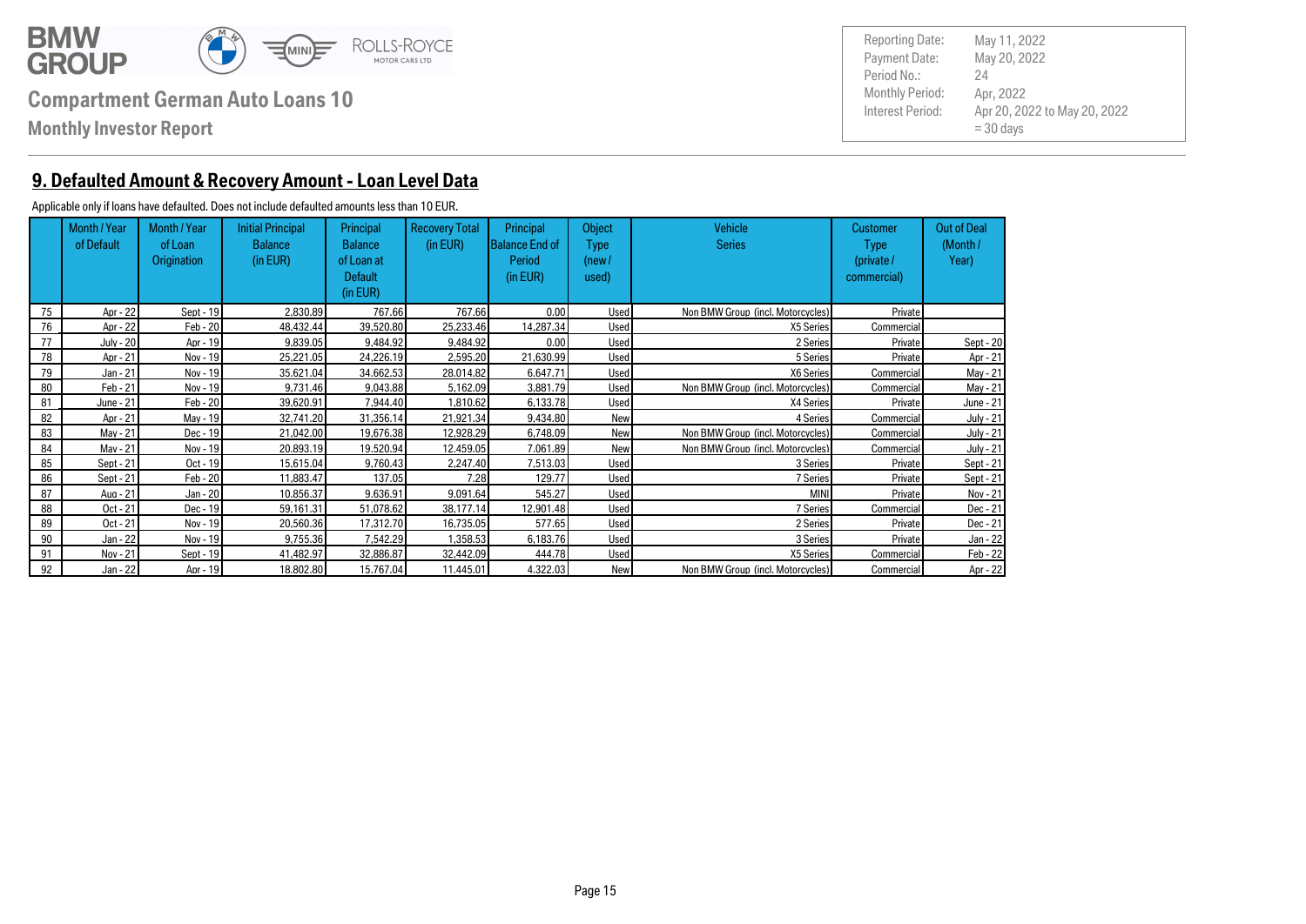# Compartment German Auto Loans 10

**Monthly Investor Report**

| | |
|---|---|
| Reporting Date: | May 11, 2022 |
| Payment Date: | May 20, 2022 |
| Period No.: | 24 |
| Monthly Period: | Apr, 2022 |
| Interest Period: | Apr 20, 2022 to May 20, 2022 = 30 days |

## 9. Defaulted Amount & Recovery Amount - Loan Level Data

Applicable only if loans have defaulted. Does not include defaulted amounts less than 10 EUR.

| | Month / Year of Default | Month / Year of Loan Origination | Initial Principal Balance (in EUR) | Principal Balance of Loan at Default (in EUR) | Recovery Total (in EUR) | Principal Balance End of Period (in EUR) | Object Type (new / used) | Vehicle Series | Customer Type (private / commercial) | Out of Deal (Month / Year) |
|---|---|---|---|---|---|---|---|---|---|---|
| 75 | Apr - 22 | Sept - 19 | 2,830.89 | 767.66 | 767.66 | 0.00 | Used | Non BMW Group (incl. Motorcycles) | Private | |
| 76 | Apr - 22 | Feb - 20 | 48,432.44 | 39,520.80 | 25,233.46 | 14,287.34 | Used | X5 Series | Commercial | |
| 77 | July - 20 | Apr - 19 | 9,839.05 | 9,484.92 | 9,484.92 | 0.00 | Used | 2 Series | Private | Sept - 20 |
| 78 | Apr - 21 | Nov - 19 | 25,221.05 | 24,226.19 | 2,595.20 | 21,630.99 | Used | 5 Series | Private | Apr - 21 |
| 79 | Jan - 21 | Nov - 19 | 35,621.04 | 34,662.53 | 28,014.82 | 6,647.71 | Used | X6 Series | Commercial | May - 21 |
| 80 | Feb - 21 | Nov - 19 | 9,731.46 | 9,043.88 | 5,162.09 | 3,881.79 | Used | Non BMW Group (incl. Motorcycles) | Commercial | May - 21 |
| 81 | June - 21 | Feb - 20 | 39,620.91 | 7,944.40 | 1,810.62 | 6,133.78 | Used | X4 Series | Private | June - 21 |
| 82 | Apr - 21 | May - 19 | 32,741.20 | 31,356.14 | 21,921.34 | 9,434.80 | New | 4 Series | Commercial | July - 21 |
| 83 | May - 21 | Dec - 19 | 21,042.00 | 19,676.38 | 12,928.29 | 6,748.09 | New | Non BMW Group (incl. Motorcycles) | Commercial | July - 21 |
| 84 | May - 21 | Nov - 19 | 20,893.19 | 19,520.94 | 12,459.05 | 7,061.89 | New | Non BMW Group (incl. Motorcycles) | Commercial | July - 21 |
| 85 | Sept - 21 | Oct - 19 | 15,615.04 | 9,760.43 | 2,247.40 | 7,513.03 | Used | 3 Series | Private | Sept - 21 |
| 86 | Sept - 21 | Feb - 20 | 11,883.47 | 137.05 | 7.28 | 129.77 | Used | 7 Series | Private | Sept - 21 |
| 87 | Aug - 21 | Jan - 20 | 10,856.37 | 9,636.91 | 9,091.64 | 545.27 | Used | MINI | Private | Nov - 21 |
| 88 | Oct - 21 | Dec - 19 | 59,161.31 | 51,078.62 | 38,177.14 | 12,901.48 | Used | 7 Series | Commercial | Dec - 21 |
| 89 | Oct - 21 | Nov - 19 | 20,560.36 | 17,312.70 | 16,735.05 | 577.65 | Used | 2 Series | Private | Dec - 21 |
| 90 | Jan - 22 | Nov - 19 | 9,755.36 | 7,542.29 | 1,358.53 | 6,183.76 | Used | 3 Series | Private | Jan - 22 |
| 91 | Nov - 21 | Sept - 19 | 41,482.97 | 32,886.87 | 32,442.09 | 444.78 | Used | X5 Series | Commercial | Feb - 22 |
| 92 | Jan - 22 | Apr - 19 | 18,802.80 | 15,767.04 | 11,445.01 | 4,322.03 | New | Non BMW Group (incl. Motorcycles) | Commercial | Apr - 22 |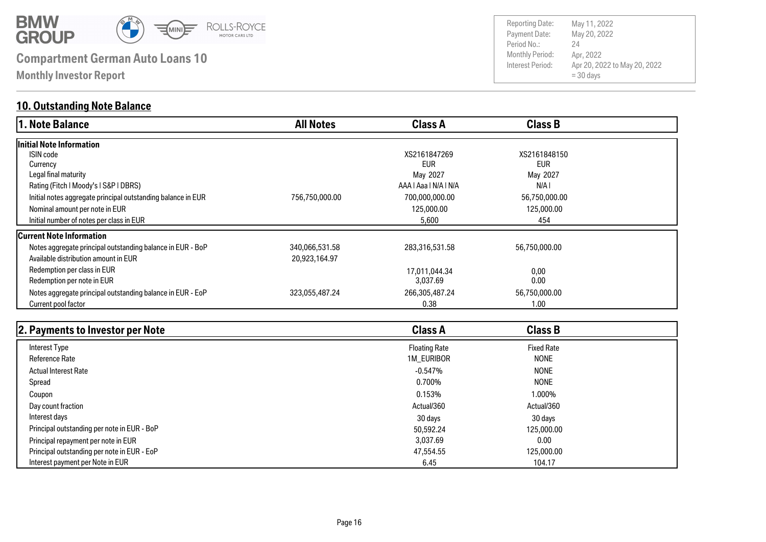BMW GROUP

# Compartment German Auto Loans 10

Monthly Investor Report

| | |
|---|---|
| Reporting Date: | May 11, 2022 |
| Payment Date: | May 20, 2022 |
| Period No.: | 24 |
| Monthly Period: | Apr, 2022 |
| Interest Period: | Apr 20, 2022 to May 20, 2022 = 30 days |

## 10. Outstanding Note Balance

| 1. Note Balance | All Notes | Class A | Class B |
|---|---|---|---|
| **Initial Note Information** | | | |
| ISIN code | | XS2161847269 | XS2161848150 |
| Currency | | EUR | EUR |
| Legal final maturity | | May 2027 | May 2027 |
| Rating (Fitch I Moody's I S&P I DBRS) | | AAA I Aaa I N/A I N/A | N/A I |
| Initial notes aggregate principal outstanding balance in EUR | 756,750,000.00 | 700,000,000.00 | 56,750,000.00 |
| Nominal amount per note in EUR | | 125,000.00 | 125,000.00 |
| Initial number of notes per class in EUR | | 5,600 | 454 |
| **Current Note Information** | | | |
| Notes aggregate principal outstanding balance in EUR - BoP | 340,066,531.58 | 283,316,531.58 | 56,750,000.00 |
| Available distribution amount in EUR | 20,923,164.97 | | |
| Redemption per class in EUR | | 17,011,044.34 | 0,00 |
| Redemption per note in EUR | | 3,037.69 | 0.00 |
| Notes aggregate principal outstanding balance in EUR - EoP | 323,055,487.24 | 266,305,487.24 | 56,750,000.00 |
| Current pool factor | | 0.38 | 1.00 |

| 2. Payments to Investor per Note | Class A | Class B |
|---|---|---|
| Interest Type | Floating Rate | Fixed Rate |
| Reference Rate | 1M_EURIBOR | NONE |
| Actual Interest Rate | -0.547% | NONE |
| Spread | 0.700% | NONE |
| Coupon | 0.153% | 1.000% |
| Day count fraction | Actual/360 | Actual/360 |
| Interest days | 30 days | 30 days |
| Principal outstanding per note in EUR - BoP | 50,592.24 | 125,000.00 |
| Principal repayment per note in EUR | 3,037.69 | 0.00 |
| Principal outstanding per note in EUR - EoP | 47,554.55 | 125,000.00 |
| Interest payment per Note in EUR | 6.45 | 104.17 |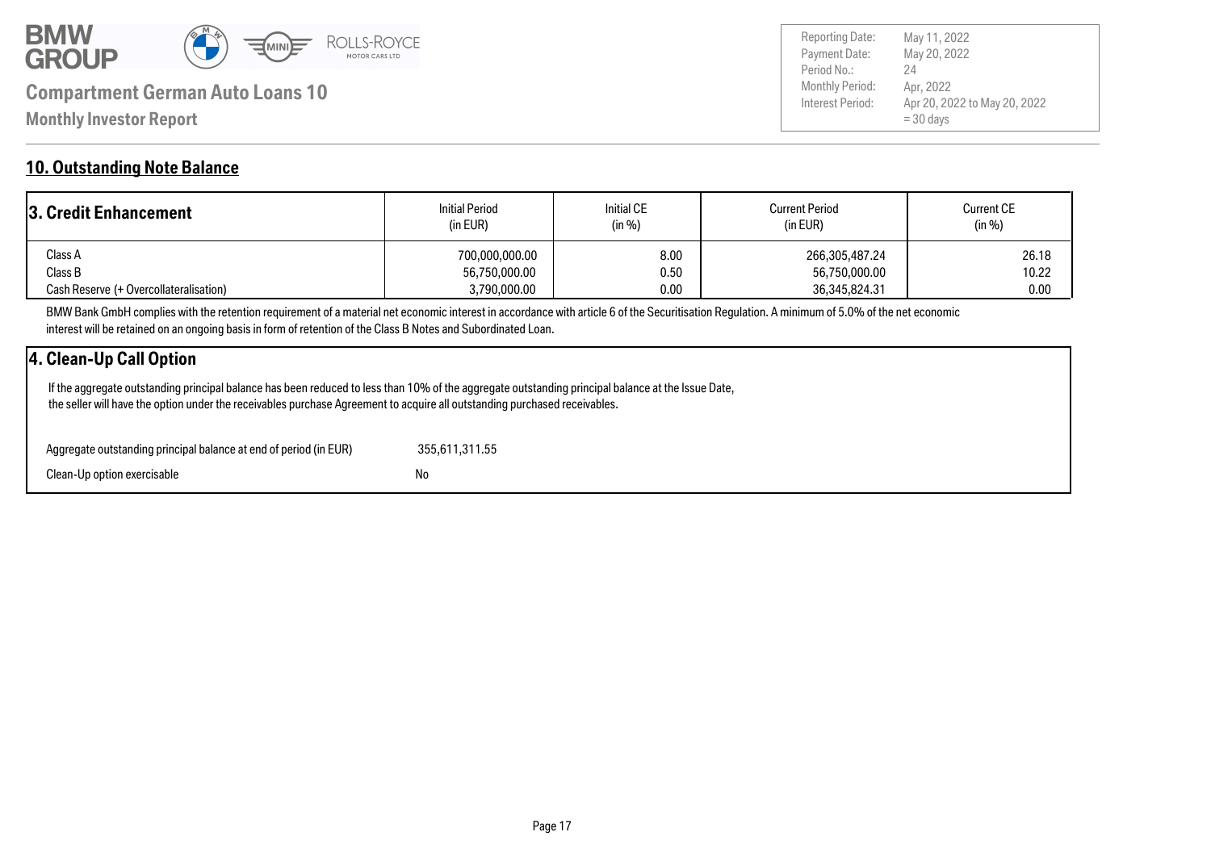## 10. Outstanding Note Balance

| 3. Credit Enhancement | Initial Period (in EUR) | Initial CE (in %) | Current Period (in EUR) | Current CE (in %) |
|---|---|---|---|---|
| Class A | 700,000,000.00 | 8.00 | 266,305,487.24 | 26.18 |
| Class B | 56,750,000.00 | 0.50 | 56,750,000.00 | 10.22 |
| Cash Reserve (+ Overcollateralisation) | 3,790,000.00 | 0.00 | 36,345,824.31 | 0.00 |

BMW Bank GmbH complies with the retention requirement of a material net economic interest in accordance with article 6 of the Securitisation Regulation. A minimum of 5.0% of the net economic interest will be retained on an ongoing basis in form of retention of the Class B Notes and Subordinated Loan.

### 4. Clean-Up Call Option

If the aggregate outstanding principal balance has been reduced to less than 10% of the aggregate outstanding principal balance at the Issue Date, the seller will have the option under the receivables purchase Agreement to acquire all outstanding purchased receivables.

| | |
|---|---|
| Aggregate outstanding principal balance at end of period (in EUR) | 355,611,311.55 |
| Clean-Up option exercisable | No |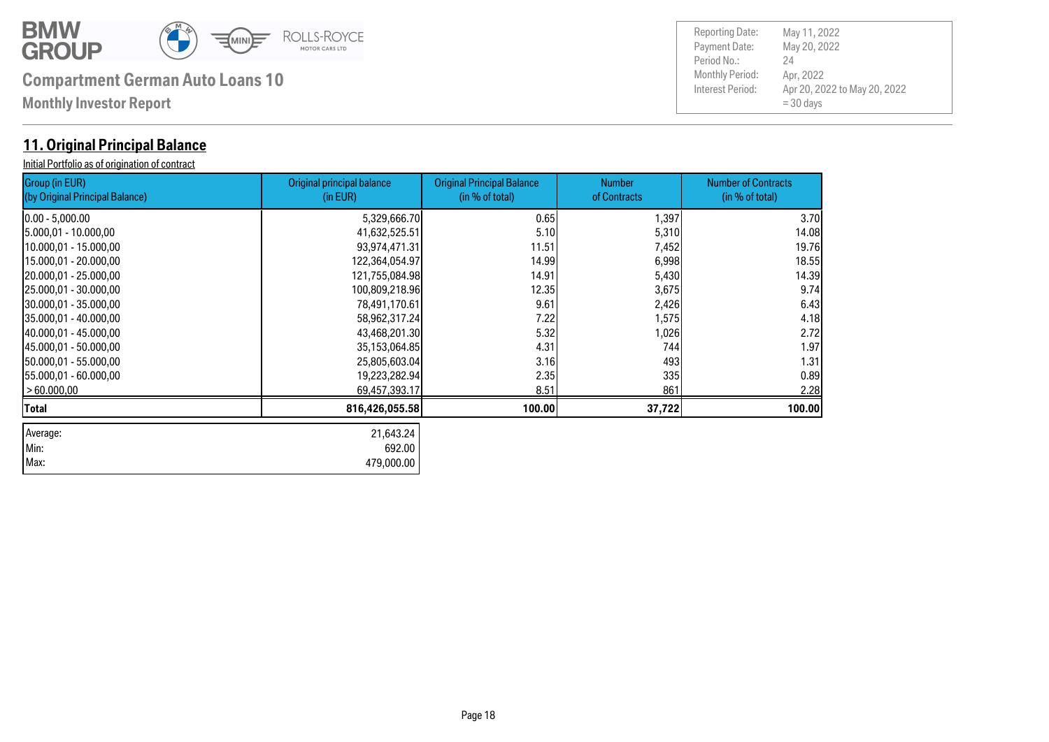**Compartment German Auto Loans 10**

**Monthly Investor Report**

| | |
|---|---|
| Reporting Date: | May 11, 2022 |
| Payment Date: | May 20, 2022 |
| Period No.: | 24 |
| Monthly Period: | Apr, 2022 |
| Interest Period: | Apr 20, 2022 to May 20, 2022 = 30 days |

## 11. Original Principal Balance

Initial Portfolio as of origination of contract

| Group (in EUR) (by Original Principal Balance) | Original principal balance (in EUR) | Original Principal Balance (in % of total) | Number of Contracts | Number of Contracts (in % of total) |
|---|---|---|---|---|
| 0.00 - 5,000.00 | 5,329,666.70 | 0.65 | 1,397 | 3.70 |
| 5.000,01 - 10.000,00 | 41,632,525.51 | 5.10 | 5,310 | 14.08 |
| 10.000,01 - 15.000,00 | 93,974,471.31 | 11.51 | 7,452 | 19.76 |
| 15.000,01 - 20.000,00 | 122,364,054.97 | 14.99 | 6,998 | 18.55 |
| 20.000,01 - 25.000,00 | 121,755,084.98 | 14.91 | 5,430 | 14.39 |
| 25.000,01 - 30.000,00 | 100,809,218.96 | 12.35 | 3,675 | 9.74 |
| 30.000,01 - 35.000,00 | 78,491,170.61 | 9.61 | 2,426 | 6.43 |
| 35.000,01 - 40.000,00 | 58,962,317.24 | 7.22 | 1,575 | 4.18 |
| 40.000,01 - 45.000,00 | 43,468,201.30 | 5.32 | 1,026 | 2.72 |
| 45.000,01 - 50.000,00 | 35,153,064.85 | 4.31 | 744 | 1.97 |
| 50.000,01 - 55.000,00 | 25,805,603.04 | 3.16 | 493 | 1.31 |
| 55.000,01 - 60.000,00 | 19,223,282.94 | 2.35 | 335 | 0.89 |
| > 60.000,00 | 69,457,393.17 | 8.51 | 861 | 2.28 |
| **Total** | **816,426,055.58** | **100.00** | **37,722** | **100.00** |

| | |
|---|---|
| Average: | 21,643.24 |
| Min: | 692.00 |
| Max: | 479,000.00 |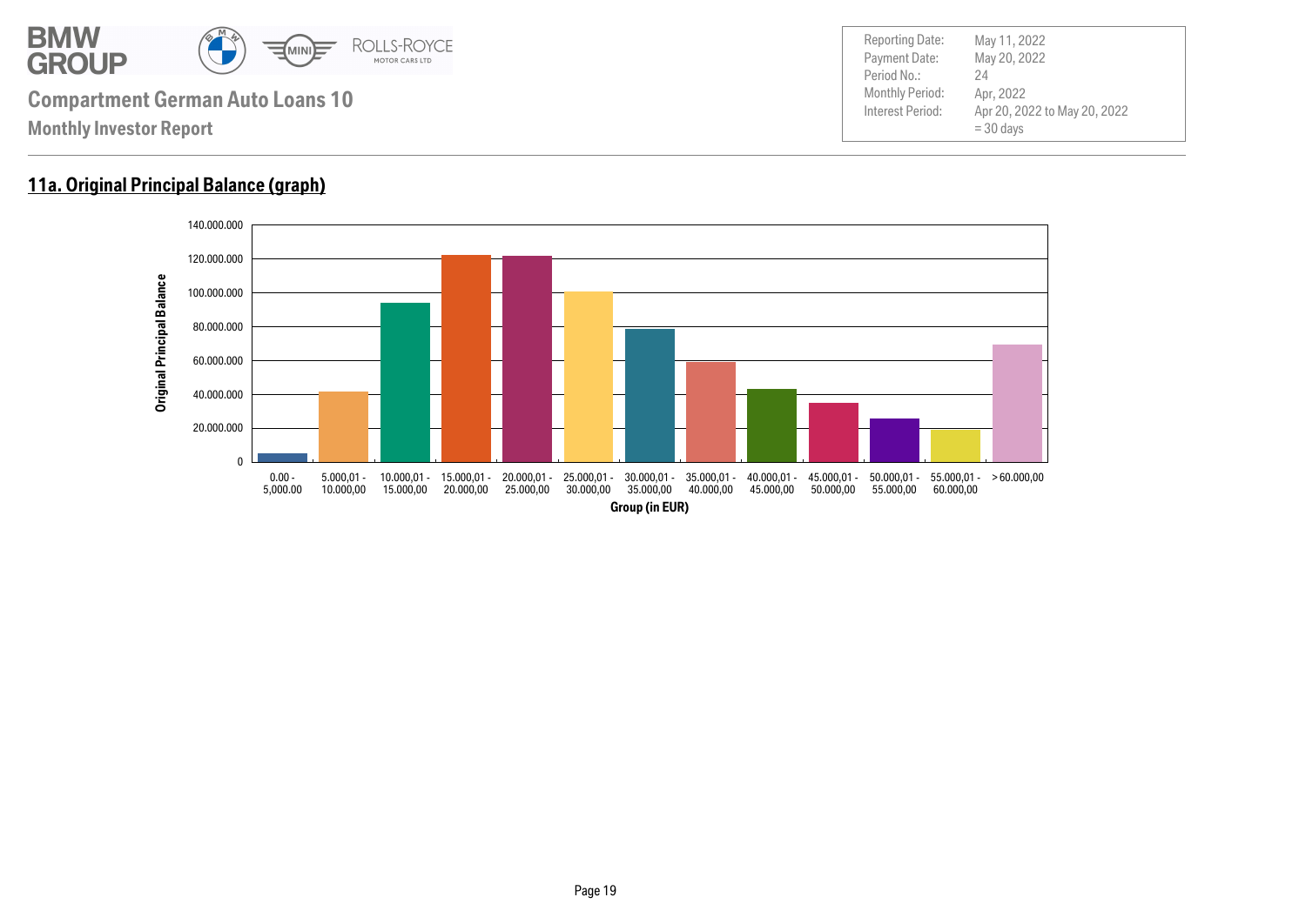**Compartment German Auto Loans 10**

**Monthly Investor Report**

| | |
|---|---|
| Reporting Date: | May 11, 2022 |
| Payment Date: | May 20, 2022 |
| Period No.: | 24 |
| Monthly Period: | Apr, 2022 |
| Interest Period: | Apr 20, 2022 to May 20, 2022 = 30 days |

## 11a. Original Principal Balance (graph)

Original Principal Balance

140.000.000
120.000.000
100.000.000
80.000.000
60.000.000
40.000.000
20.000.000
0

0.00 - 5,000.00 | 5.000,01 - 10.000,00 | 10.000,01 - 15.000,00 | 15.000,01 - 20.000,00 | 20.000,01 - 25.000,00 | 25.000,01 - 30.000,00 | 30.000,01 - 35.000,00 | 35.000,01 - 40.000,00 | 40.000,01 - 45.000,00 | 45.000,01 - 50.000,00 | 50.000,01 - 55.000,00 | 55.000,01 - 60.000,00 | > 60.000,00

Group (in EUR)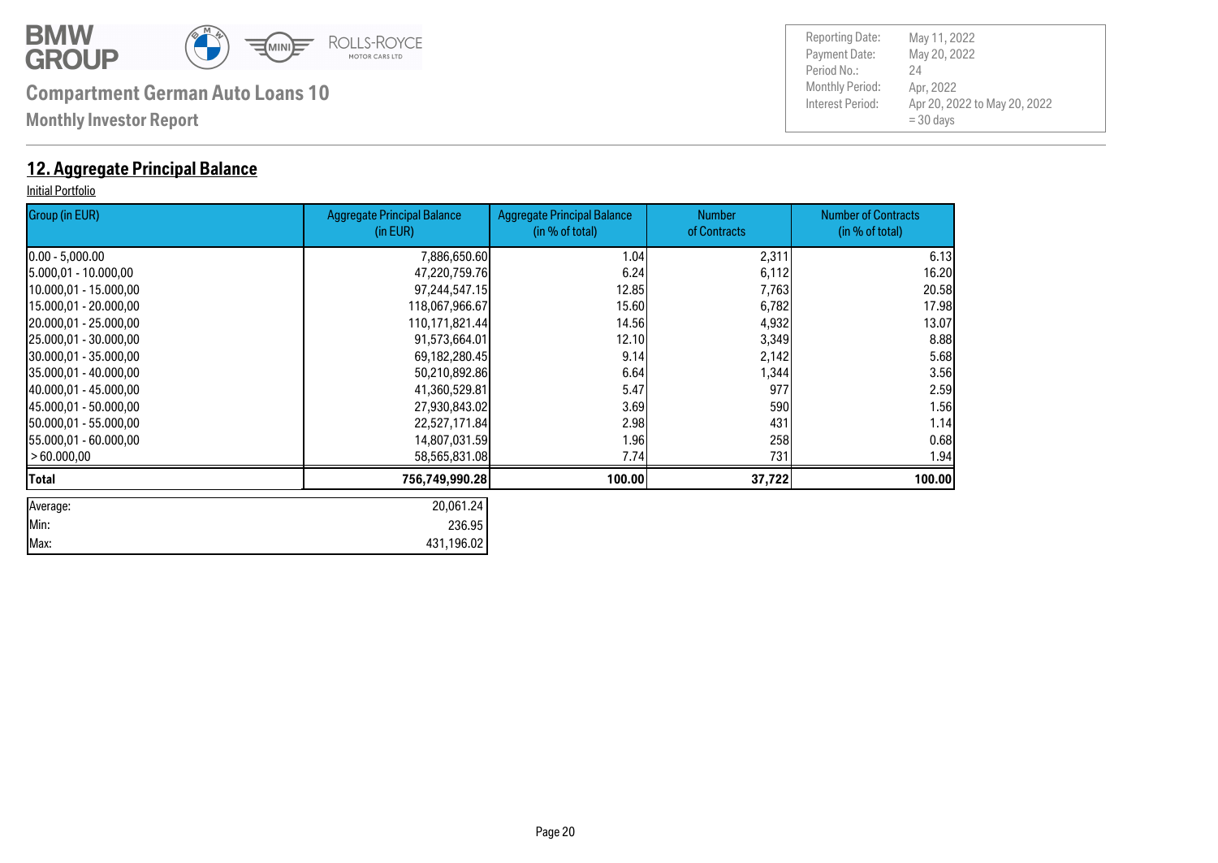# Compartment German Auto Loans 10

**Monthly Investor Report**

| | |
|---|---|
| Reporting Date: | May 11, 2022 |
| Payment Date: | May 20, 2022 |
| Period No.: | 24 |
| Monthly Period: | Apr, 2022 |
| Interest Period: | Apr 20, 2022 to May 20, 2022 = 30 days |

## 12. Aggregate Principal Balance

Initial Portfolio

| Group (in EUR) | Aggregate Principal Balance (in EUR) | Aggregate Principal Balance (in % of total) | Number of Contracts | Number of Contracts (in % of total) |
|---|---|---|---|---|
| 0.00 - 5,000.00 | 7,886,650.60 | 1.04 | 2,311 | 6.13 |
| 5.000,01 - 10.000,00 | 47,220,759.76 | 6.24 | 6,112 | 16.20 |
| 10.000,01 - 15.000,00 | 97,244,547.15 | 12.85 | 7,763 | 20.58 |
| 15.000,01 - 20.000,00 | 118,067,966.67 | 15.60 | 6,782 | 17.98 |
| 20.000,01 - 25.000,00 | 110,171,821.44 | 14.56 | 4,932 | 13.07 |
| 25.000,01 - 30.000,00 | 91,573,664.01 | 12.10 | 3,349 | 8.88 |
| 30.000,01 - 35.000,00 | 69,182,280.45 | 9.14 | 2,142 | 5.68 |
| 35.000,01 - 40.000,00 | 50,210,892.86 | 6.64 | 1,344 | 3.56 |
| 40.000,01 - 45.000,00 | 41,360,529.81 | 5.47 | 977 | 2.59 |
| 45.000,01 - 50.000,00 | 27,930,843.02 | 3.69 | 590 | 1.56 |
| 50.000,01 - 55.000,00 | 22,527,171.84 | 2.98 | 431 | 1.14 |
| 55.000,01 - 60.000,00 | 14,807,031.59 | 1.96 | 258 | 0.68 |
| > 60.000,00 | 58,565,831.08 | 7.74 | 731 | 1.94 |
| **Total** | **756,749,990.28** | **100.00** | **37,722** | **100.00** |

| | |
|---|---|
| Average: | 20,061.24 |
| Min: | 236.95 |
| Max: | 431,196.02 |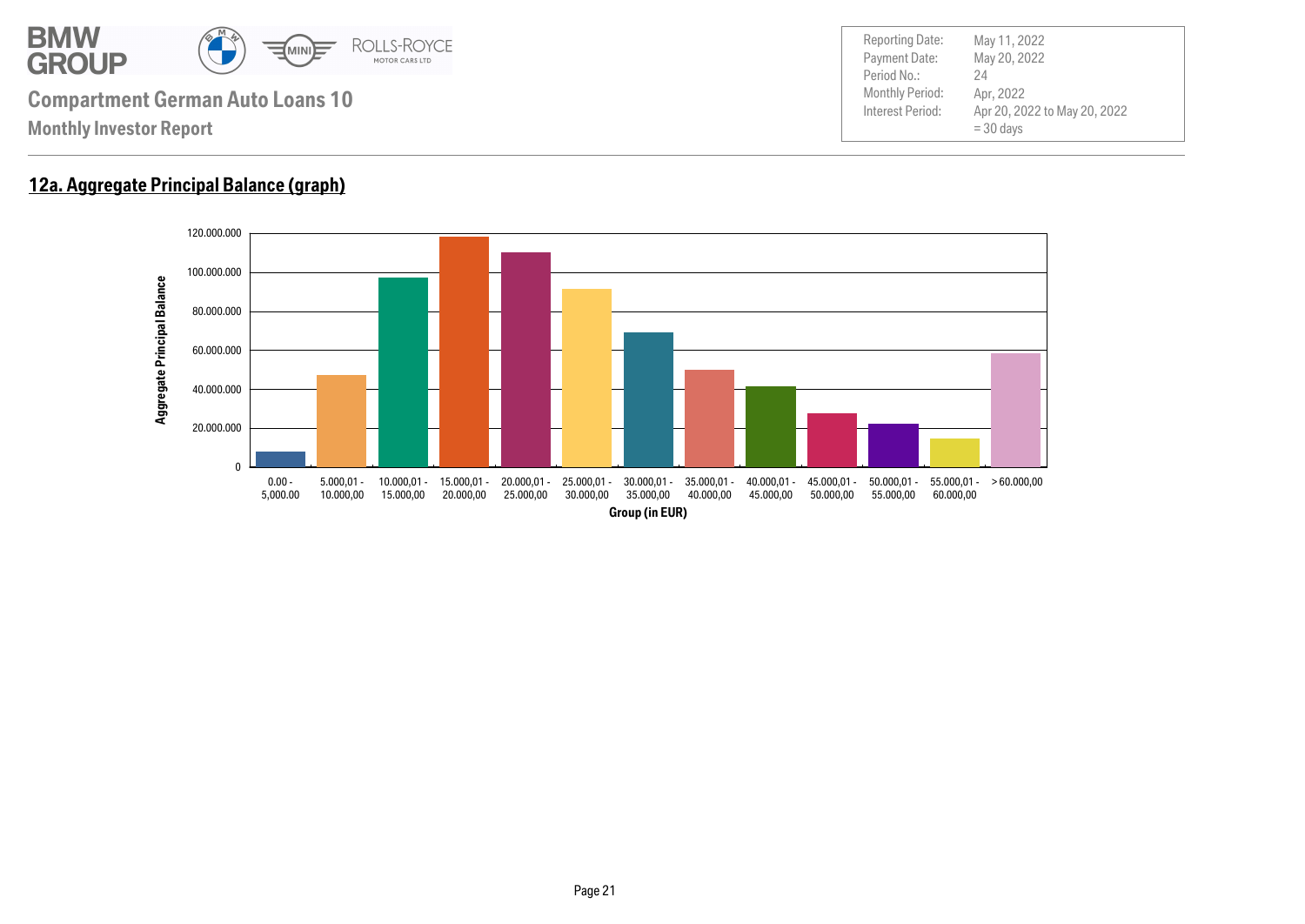**Compartment German Auto Loans 10**

**Monthly Investor Report**

| | |
|---|---|
| Reporting Date: | May 11, 2022 |
| Payment Date: | May 20, 2022 |
| Period No.: | 24 |
| Monthly Period: | Apr, 2022 |
| Interest Period: | Apr 20, 2022 to May 20, 2022 = 30 days |

## 12a. Aggregate Principal Balance (graph)

Aggregate Principal Balance

120.000.000
100.000.000
80.000.000
60.000.000
40.000.000
20.000.000
0

0.00 - 5,000.00 | 5.000,01 - 10.000,00 | 10.000,01 - 15.000,00 | 15.000,01 - 20.000,00 | 20.000,01 - 25.000,00 | 25.000,01 - 30.000,00 | 30.000,01 - 35.000,00 | 35.000,01 - 40.000,00 | 40.000,01 - 45.000,00 | 45.000,01 - 50.000,00 | 50.000,01 - 55.000,00 | 55.000,01 - 60.000,00 | > 60.000,00

Group (in EUR)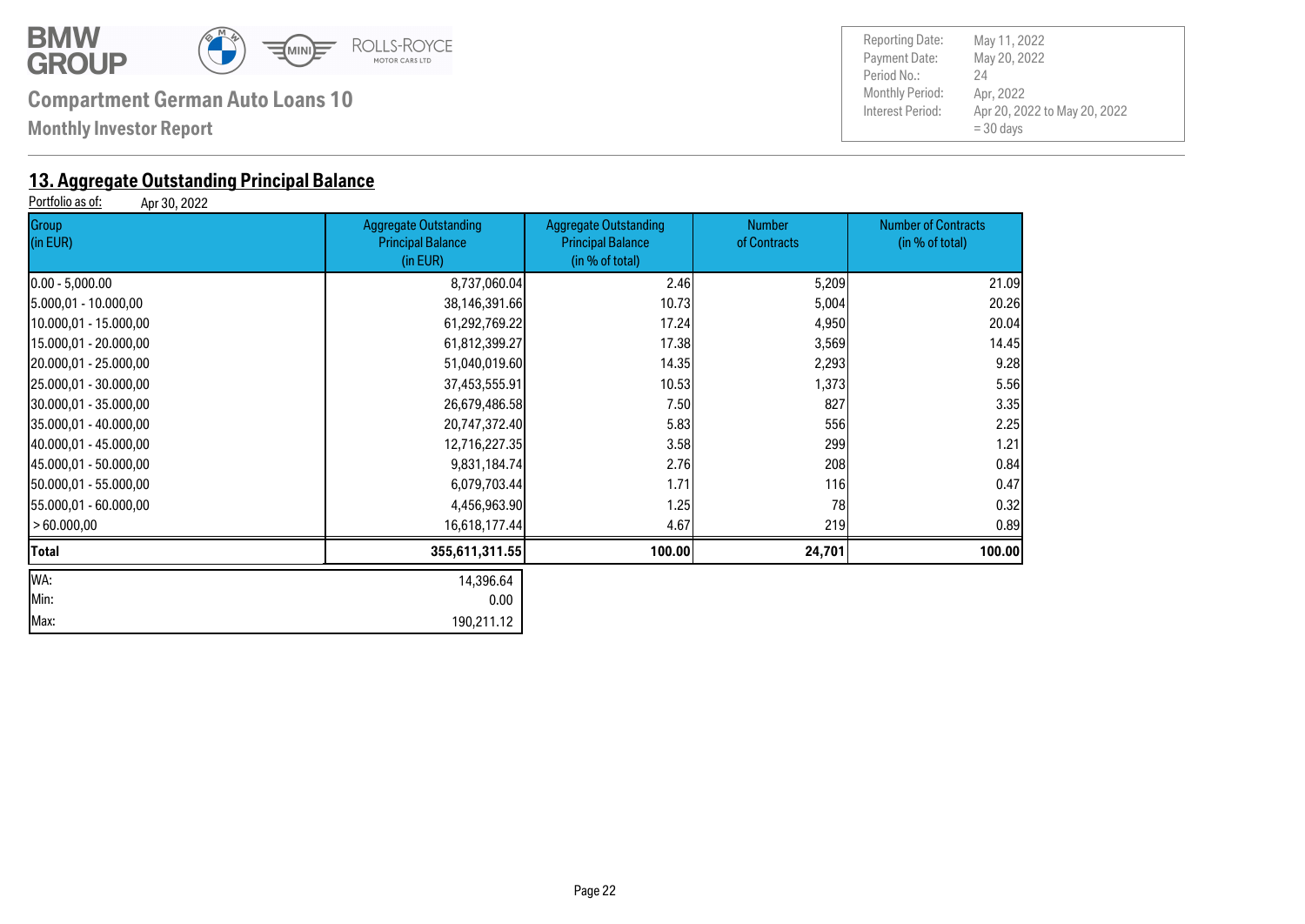**Compartment German Auto Loans 10**

**Monthly Investor Report**

| | |
|---|---|
| Reporting Date: | May 11, 2022 |
| Payment Date: | May 20, 2022 |
| Period No.: | 24 |
| Monthly Period: | Apr, 2022 |
| Interest Period: | Apr 20, 2022 to May 20, 2022 |
| | = 30 days |

## 13. Aggregate Outstanding Principal Balance

Portfolio as of: Apr 30, 2022

| Group (in EUR) | Aggregate Outstanding Principal Balance (in EUR) | Aggregate Outstanding Principal Balance (in % of total) | Number of Contracts | Number of Contracts (in % of total) |
|---|---|---|---|---|
| 0.00 - 5,000.00 | 8,737,060.04 | 2.46 | 5,209 | 21.09 |
| 5.000,01 - 10.000,00 | 38,146,391.66 | 10.73 | 5,004 | 20.26 |
| 10.000,01 - 15.000,00 | 61,292,769.22 | 17.24 | 4,950 | 20.04 |
| 15.000,01 - 20.000,00 | 61,812,399.27 | 17.38 | 3,569 | 14.45 |
| 20.000,01 - 25.000,00 | 51,040,019.60 | 14.35 | 2,293 | 9.28 |
| 25.000,01 - 30.000,00 | 37,453,555.91 | 10.53 | 1,373 | 5.56 |
| 30.000,01 - 35.000,00 | 26,679,486.58 | 7.50 | 827 | 3.35 |
| 35.000,01 - 40.000,00 | 20,747,372.40 | 5.83 | 556 | 2.25 |
| 40.000,01 - 45.000,00 | 12,716,227.35 | 3.58 | 299 | 1.21 |
| 45.000,01 - 50.000,00 | 9,831,184.74 | 2.76 | 208 | 0.84 |
| 50.000,01 - 55.000,00 | 6,079,703.44 | 1.71 | 116 | 0.47 |
| 55.000,01 - 60.000,00 | 4,456,963.90 | 1.25 | 78 | 0.32 |
| > 60.000,00 | 16,618,177.44 | 4.67 | 219 | 0.89 |
| **Total** | **355,611,311.55** | **100.00** | **24,701** | **100.00** |

| | |
|---|---|
| WA: | 14,396.64 |
| Min: | 0.00 |
| Max: | 190,211.12 |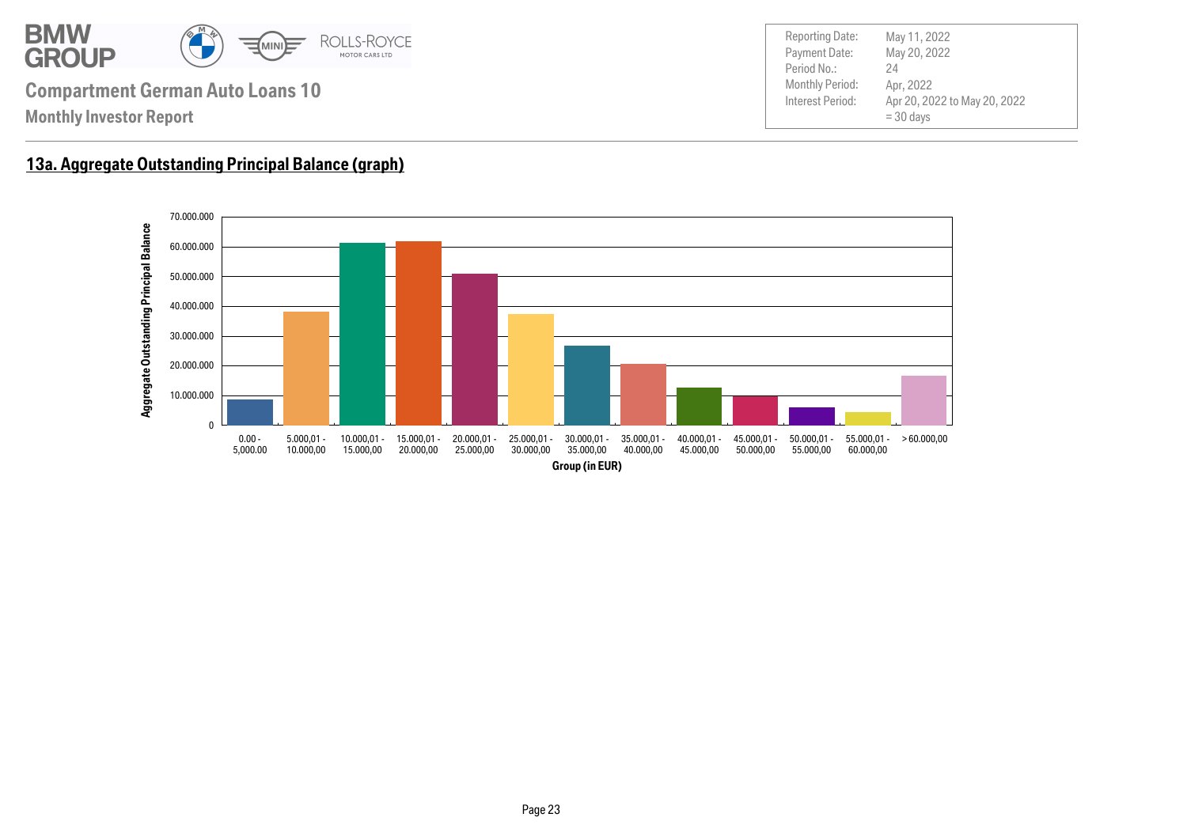**Compartment German Auto Loans 10**

**Monthly Investor Report**

| | |
|---|---|
| Reporting Date: | May 11, 2022 |
| Payment Date: | May 20, 2022 |
| Period No.: | 24 |
| Monthly Period: | Apr, 2022 |
| Interest Period: | Apr 20, 2022 to May 20, 2022 = 30 days |

## 13a. Aggregate Outstanding Principal Balance (graph)

Aggregate Outstanding Principal Balance

70.000.000
60.000.000
50.000.000
40.000.000
30.000.000
20.000.000
10.000.000
0

0.00 - 5,000.00 | 5.000,01 - 10.000,00 | 10.000,01 - 15.000,00 | 15.000,01 - 20.000,00 | 20.000,01 - 25.000,00 | 25.000,01 - 30.000,00 | 30.000,01 - 35.000,00 | 35.000,01 - 40.000,00 | 40.000,01 - 45.000,00 | 45.000,01 - 50.000,00 | 50.000,01 - 55.000,00 | 55.000,01 - 60.000,00 | > 60.000,00

Group (in EUR)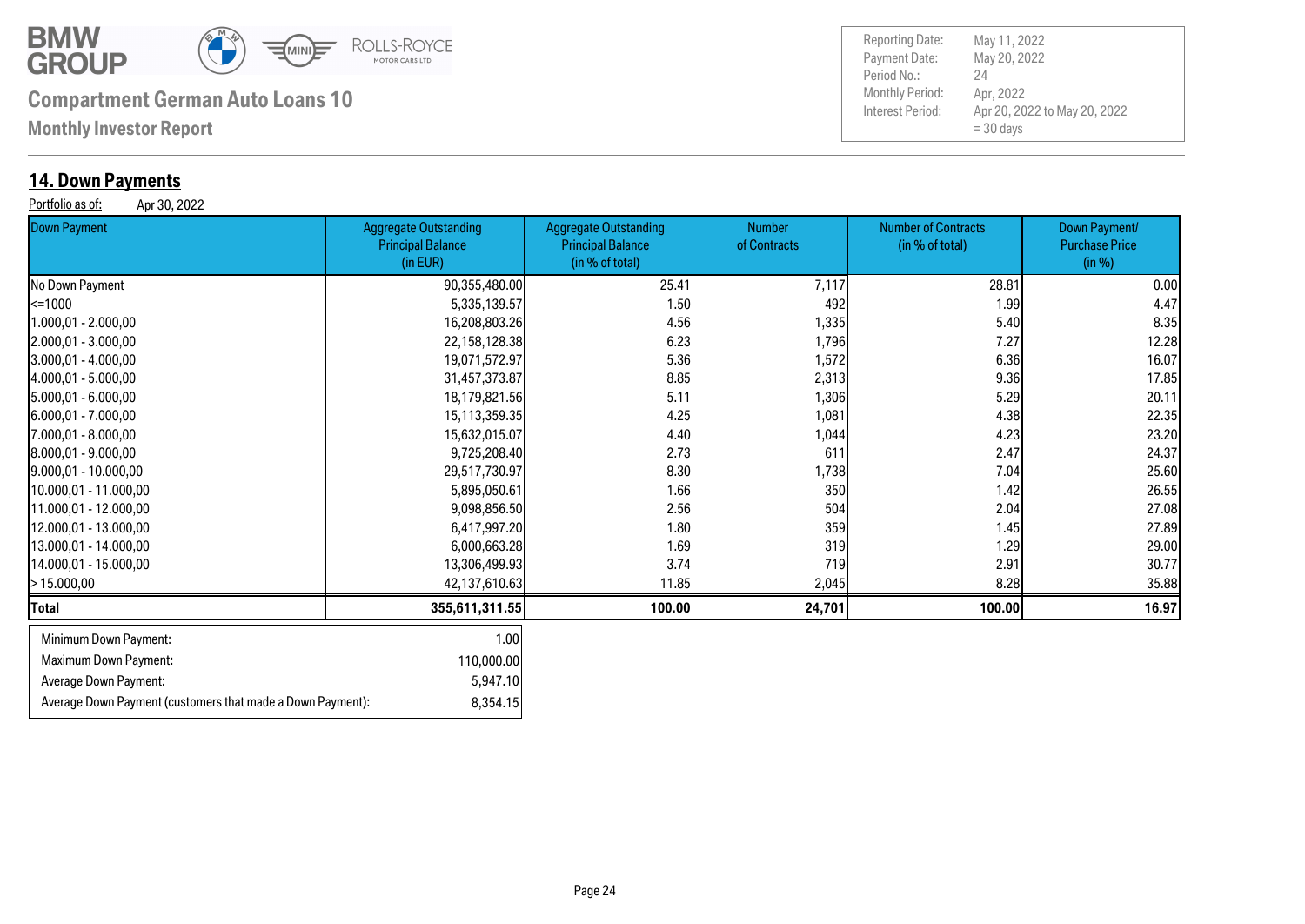## Compartment German Auto Loans 10

**Monthly Investor Report**

| | |
|---|---|
| Reporting Date: | May 11, 2022 |
| Payment Date: | May 20, 2022 |
| Period No.: | 24 |
| Monthly Period: | Apr, 2022 |
| Interest Period: | Apr 20, 2022 to May 20, 2022 = 30 days |

## 14. Down Payments

Portfolio as of: Apr 30, 2022

| Down Payment | Aggregate Outstanding Principal Balance (in EUR) | Aggregate Outstanding Principal Balance (in % of total) | Number of Contracts | Number of Contracts (in % of total) | Down Payment/ Purchase Price (in %) |
|---|---|---|---|---|---|
| No Down Payment | 90,355,480.00 | 25.41 | 7,117 | 28.81 | 0.00 |
| <=1000 | 5,335,139.57 | 1.50 | 492 | 1.99 | 4.47 |
| 1.000,01 - 2.000,00 | 16,208,803.26 | 4.56 | 1,335 | 5.40 | 8.35 |
| 2.000,01 - 3.000,00 | 22,158,128.38 | 6.23 | 1,796 | 7.27 | 12.28 |
| 3.000,01 - 4.000,00 | 19,071,572.97 | 5.36 | 1,572 | 6.36 | 16.07 |
| 4.000,01 - 5.000,00 | 31,457,373.87 | 8.85 | 2,313 | 9.36 | 17.85 |
| 5.000,01 - 6.000,00 | 18,179,821.56 | 5.11 | 1,306 | 5.29 | 20.11 |
| 6.000,01 - 7.000,00 | 15,113,359.35 | 4.25 | 1,081 | 4.38 | 22.35 |
| 7.000,01 - 8.000,00 | 15,632,015.07 | 4.40 | 1,044 | 4.23 | 23.20 |
| 8.000,01 - 9.000,00 | 9,725,208.40 | 2.73 | 611 | 2.47 | 24.37 |
| 9.000,01 - 10.000,00 | 29,517,730.97 | 8.30 | 1,738 | 7.04 | 25.60 |
| 10.000,01 - 11.000,00 | 5,895,050.61 | 1.66 | 350 | 1.42 | 26.55 |
| 11.000,01 - 12.000,00 | 9,098,856.50 | 2.56 | 504 | 2.04 | 27.08 |
| 12.000,01 - 13.000,00 | 6,417,997.20 | 1.80 | 359 | 1.45 | 27.89 |
| 13.000,01 - 14.000,00 | 6,000,663.28 | 1.69 | 319 | 1.29 | 29.00 |
| 14.000,01 - 15.000,00 | 13,306,499.93 | 3.74 | 719 | 2.91 | 30.77 |
| > 15.000,00 | 42,137,610.63 | 11.85 | 2,045 | 8.28 | 35.88 |
| **Total** | **355,611,311.55** | **100.00** | **24,701** | **100.00** | **16.97** |

| | |
|---|---|
| Minimum Down Payment: | 1.00 |
| Maximum Down Payment: | 110,000.00 |
| Average Down Payment: | 5,947.10 |
| Average Down Payment (customers that made a Down Payment): | 8,354.15 |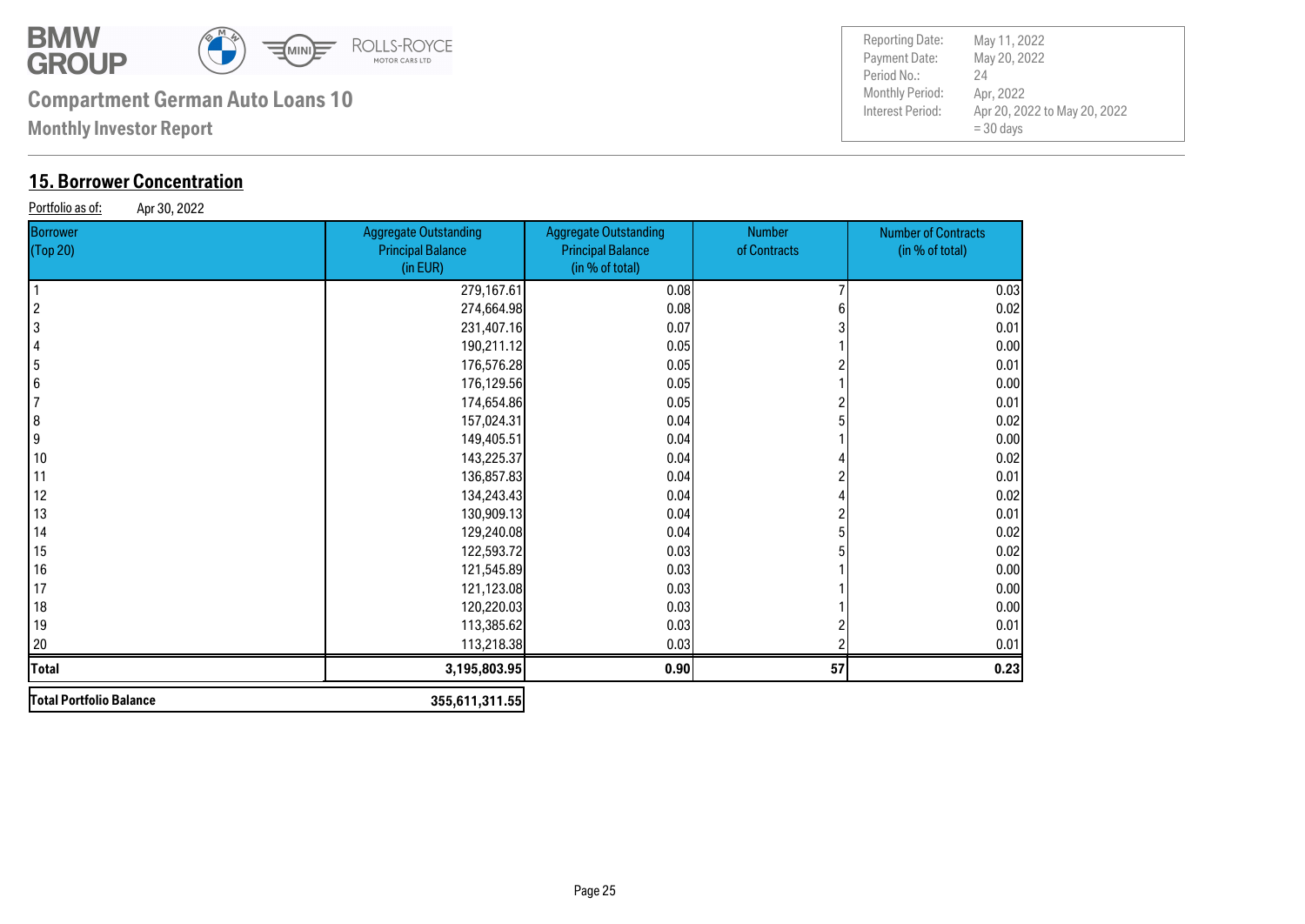**Compartment German Auto Loans 10**

**Monthly Investor Report**

| | |
|---|---|
| Reporting Date: | May 11, 2022 |
| Payment Date: | May 20, 2022 |
| Period No.: | 24 |
| Monthly Period: | Apr, 2022 |
| Interest Period: | Apr 20, 2022 to May 20, 2022 = 30 days |

## 15. Borrower Concentration

Portfolio as of: Apr 30, 2022

| Borrower (Top 20) | Aggregate Outstanding Principal Balance (in EUR) | Aggregate Outstanding Principal Balance (in % of total) | Number of Contracts | Number of Contracts (in % of total) |
|---|---|---|---|---|
| 1 | 279,167.61 | 0.08 | 7 | 0.03 |
| 2 | 274,664.98 | 0.08 | 6 | 0.02 |
| 3 | 231,407.16 | 0.07 | 3 | 0.01 |
| 4 | 190,211.12 | 0.05 | 1 | 0.00 |
| 5 | 176,576.28 | 0.05 | 2 | 0.01 |
| 6 | 176,129.56 | 0.05 | 1 | 0.00 |
| 7 | 174,654.86 | 0.05 | 2 | 0.01 |
| 8 | 157,024.31 | 0.04 | 5 | 0.02 |
| 9 | 149,405.51 | 0.04 | 1 | 0.00 |
| 10 | 143,225.37 | 0.04 | 4 | 0.02 |
| 11 | 136,857.83 | 0.04 | 2 | 0.01 |
| 12 | 134,243.43 | 0.04 | 4 | 0.02 |
| 13 | 130,909.13 | 0.04 | 2 | 0.01 |
| 14 | 129,240.08 | 0.04 | 5 | 0.02 |
| 15 | 122,593.72 | 0.03 | 5 | 0.02 |
| 16 | 121,545.89 | 0.03 | 1 | 0.00 |
| 17 | 121,123.08 | 0.03 | 1 | 0.00 |
| 18 | 120,220.03 | 0.03 | 1 | 0.00 |
| 19 | 113,385.62 | 0.03 | 2 | 0.01 |
| 20 | 113,218.38 | 0.03 | 2 | 0.01 |
| **Total** | **3,195,803.95** | **0.90** | **57** | **0.23** |

| | |
|---|---|
| **Total Portfolio Balance** | **355,611,311.55** |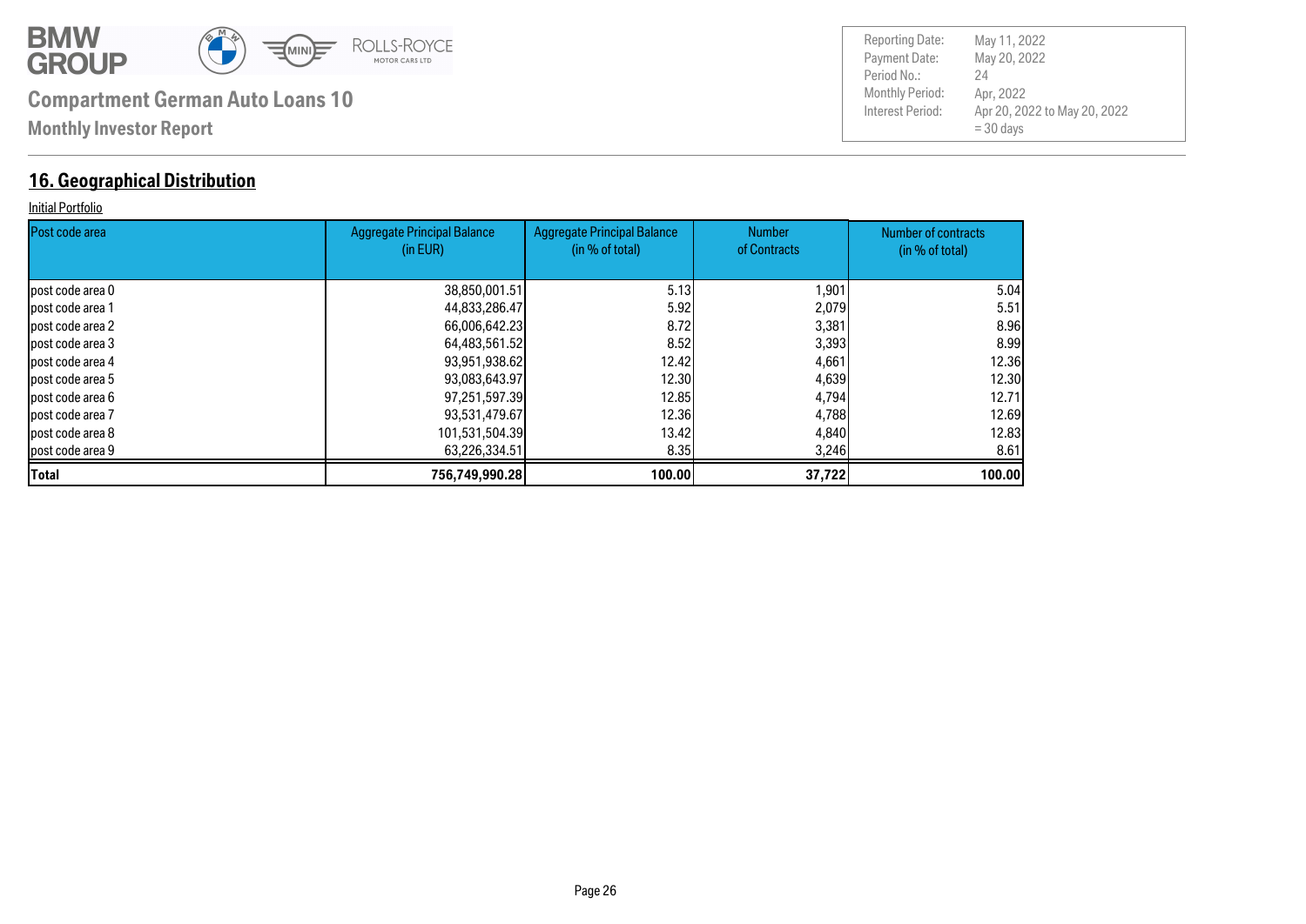**Compartment German Auto Loans 10**

**Monthly Investor Report**

| | |
|---|---|
| Reporting Date: | May 11, 2022 |
| Payment Date: | May 20, 2022 |
| Period No.: | 24 |
| Monthly Period: | Apr, 2022 |
| Interest Period: | Apr 20, 2022 to May 20, 2022 = 30 days |

## 16. Geographical Distribution

Initial Portfolio

| Post code area | Aggregate Principal Balance (in EUR) | Aggregate Principal Balance (in % of total) | Number of Contracts | Number of contracts (in % of total) |
|---|---|---|---|---|
| post code area 0 | 38,850,001.51 | 5.13 | 1,901 | 5.04 |
| post code area 1 | 44,833,286.47 | 5.92 | 2,079 | 5.51 |
| post code area 2 | 66,006,642.23 | 8.72 | 3,381 | 8.96 |
| post code area 3 | 64,483,561.52 | 8.52 | 3,393 | 8.99 |
| post code area 4 | 93,951,938.62 | 12.42 | 4,661 | 12.36 |
| post code area 5 | 93,083,643.97 | 12.30 | 4,639 | 12.30 |
| post code area 6 | 97,251,597.39 | 12.85 | 4,794 | 12.71 |
| post code area 7 | 93,531,479.67 | 12.36 | 4,788 | 12.69 |
| post code area 8 | 101,531,504.39 | 13.42 | 4,840 | 12.83 |
| post code area 9 | 63,226,334.51 | 8.35 | 3,246 | 8.61 |
| **Total** | **756,749,990.28** | **100.00** | **37,722** | **100.00** |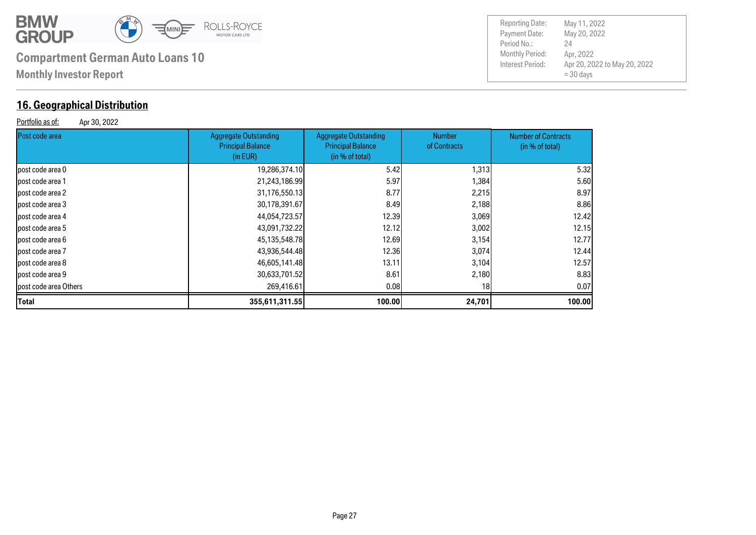**Compartment German Auto Loans 10**

**Monthly Investor Report**

| | |
|---|---|
| Reporting Date: | May 11, 2022 |
| Payment Date: | May 20, 2022 |
| Period No.: | 24 |
| Monthly Period: | Apr, 2022 |
| Interest Period: | Apr 20, 2022 to May 20, 2022 = 30 days |

## 16. Geographical Distribution

Portfolio as of: Apr 30, 2022

| Post code area | Aggregate Outstanding Principal Balance (in EUR) | Aggregate Outstanding Principal Balance (in % of total) | Number of Contracts | Number of Contracts (in % of total) |
|---|---|---|---|---|
| post code area 0 | 19,286,374.10 | 5.42 | 1,313 | 5.32 |
| post code area 1 | 21,243,186.99 | 5.97 | 1,384 | 5.60 |
| post code area 2 | 31,176,550.13 | 8.77 | 2,215 | 8.97 |
| post code area 3 | 30,178,391.67 | 8.49 | 2,188 | 8.86 |
| post code area 4 | 44,054,723.57 | 12.39 | 3,069 | 12.42 |
| post code area 5 | 43,091,732.22 | 12.12 | 3,002 | 12.15 |
| post code area 6 | 45,135,548.78 | 12.69 | 3,154 | 12.77 |
| post code area 7 | 43,936,544.48 | 12.36 | 3,074 | 12.44 |
| post code area 8 | 46,605,141.48 | 13.11 | 3,104 | 12.57 |
| post code area 9 | 30,633,701.52 | 8.61 | 2,180 | 8.83 |
| post code area Others | 269,416.61 | 0.08 | 18 | 0.07 |
| **Total** | **355,611,311.55** | **100.00** | **24,701** | **100.00** |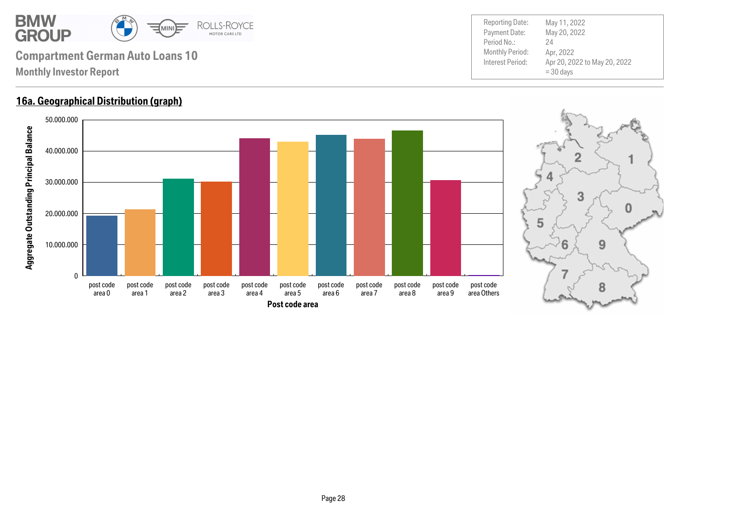**Compartment German Auto Loans 10**

**Monthly Investor Report**

| Reporting Date: | May 11, 2022 |
|---|---|
| Payment Date: | May 20, 2022 |
| Period No.: | 24 |
| Monthly Period: | Apr, 2022 |
| Interest Period: | Apr 20, 2022 to May 20, 2022 = 30 days |

## 16a. Geographical Distribution (graph)

Aggregate Outstanding Principal Balance

50.000.000
40.000.000
30.000.000
20.000.000
10.000.000
0

post code area 0 | post code area 1 | post code area 2 | post code area 3 | post code area 4 | post code area 5 | post code area 6 | post code area 7 | post code area 8 | post code area 9 | post code area Others

Post code area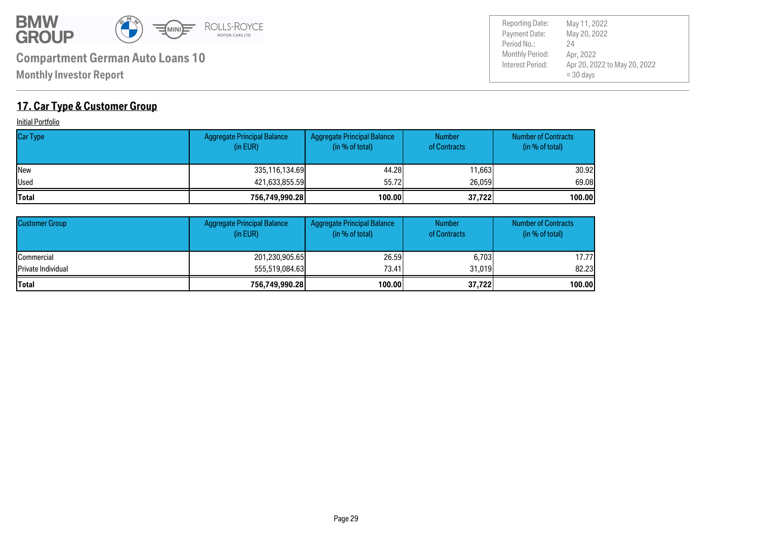## 17. Car Type & Customer Group

Initial Portfolio

| Car Type | Aggregate Principal Balance (in EUR) | Aggregate Principal Balance (in % of total) | Number of Contracts | Number of Contracts (in % of total) |
|---|---|---|---|---|
| New | 335,116,134.69 | 44.28 | 11,663 | 30.92 |
| Used | 421,633,855.59 | 55.72 | 26,059 | 69.08 |
| **Total** | **756,749,990.28** | **100.00** | **37,722** | **100.00** |

| Customer Group | Aggregate Principal Balance (in EUR) | Aggregate Principal Balance (in % of total) | Number of Contracts | Number of Contracts (in % of total) |
|---|---|---|---|---|
| Commercial | 201,230,905.65 | 26.59 | 6,703 | 17.77 |
| Private Individual | 555,519,084.63 | 73.41 | 31,019 | 82.23 |
| **Total** | **756,749,990.28** | **100.00** | **37,722** | **100.00** |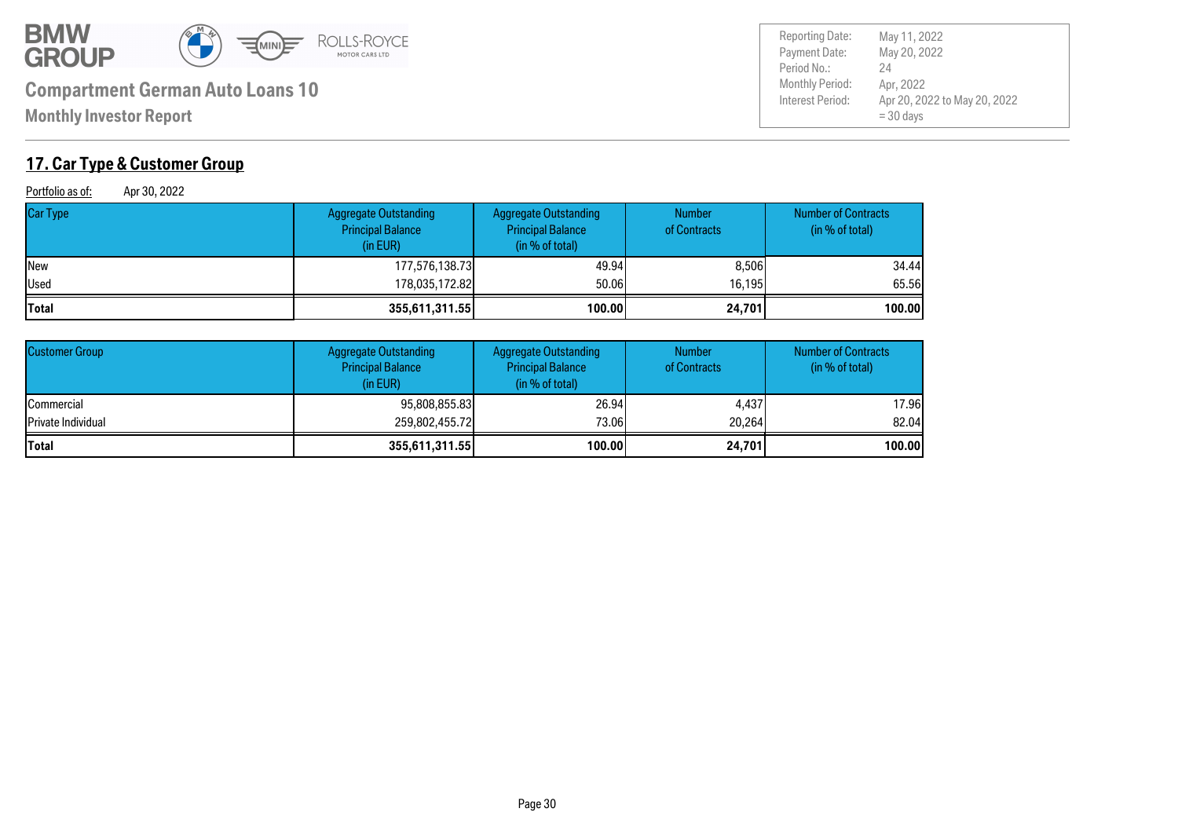# Compartment German Auto Loans 10

**Monthly Investor Report**

| | |
|---|---|
| Reporting Date: | May 11, 2022 |
| Payment Date: | May 20, 2022 |
| Period No.: | 24 |
| Monthly Period: | Apr, 2022 |
| Interest Period: | Apr 20, 2022 to May 20, 2022 = 30 days |

## 17. Car Type & Customer Group

Portfolio as of: Apr 30, 2022

| Car Type | Aggregate Outstanding Principal Balance (in EUR) | Aggregate Outstanding Principal Balance (in % of total) | Number of Contracts | Number of Contracts (in % of total) |
|---|---|---|---|---|
| New | 177,576,138.73 | 49.94 | 8,506 | 34.44 |
| Used | 178,035,172.82 | 50.06 | 16,195 | 65.56 |
| **Total** | **355,611,311.55** | **100.00** | **24,701** | **100.00** |

| Customer Group | Aggregate Outstanding Principal Balance (in EUR) | Aggregate Outstanding Principal Balance (in % of total) | Number of Contracts | Number of Contracts (in % of total) |
|---|---|---|---|---|
| Commercial | 95,808,855.83 | 26.94 | 4,437 | 17.96 |
| Private Individual | 259,802,455.72 | 73.06 | 20,264 | 82.04 |
| **Total** | **355,611,311.55** | **100.00** | **24,701** | **100.00** |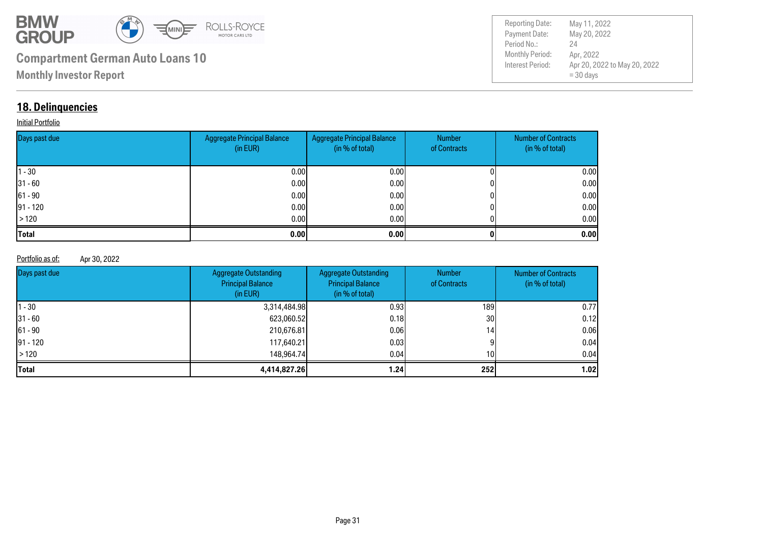Compartment German Auto Loans 10

Monthly Investor Report

| | |
|---|---|
| Reporting Date: | May 11, 2022 |
| Payment Date: | May 20, 2022 |
| Period No.: | 24 |
| Monthly Period: | Apr, 2022 |
| Interest Period: | Apr 20, 2022 to May 20, 2022 = 30 days |

## 18. Delinquencies

Initial Portfolio

| Days past due | Aggregate Principal Balance (in EUR) | Aggregate Principal Balance (in % of total) | Number of Contracts | Number of Contracts (in % of total) |
|---|---|---|---|---|
| 1 - 30 | 0.00 | 0.00 | 0 | 0.00 |
| 31 - 60 | 0.00 | 0.00 | 0 | 0.00 |
| 61 - 90 | 0.00 | 0.00 | 0 | 0.00 |
| 91 - 120 | 0.00 | 0.00 | 0 | 0.00 |
| > 120 | 0.00 | 0.00 | 0 | 0.00 |
| **Total** | **0.00** | **0.00** | **0** | **0.00** |

Portfolio as of: Apr 30, 2022

| Days past due | Aggregate Outstanding Principal Balance (in EUR) | Aggregate Outstanding Principal Balance (in % of total) | Number of Contracts | Number of Contracts (in % of total) |
|---|---|---|---|---|
| 1 - 30 | 3,314,484.98 | 0.93 | 189 | 0.77 |
| 31 - 60 | 623,060.52 | 0.18 | 30 | 0.12 |
| 61 - 90 | 210,676.81 | 0.06 | 14 | 0.06 |
| 91 - 120 | 117,640.21 | 0.03 | 9 | 0.04 |
| > 120 | 148,964.74 | 0.04 | 10 | 0.04 |
| **Total** | **4,414,827.26** | **1.24** | **252** | **1.02** |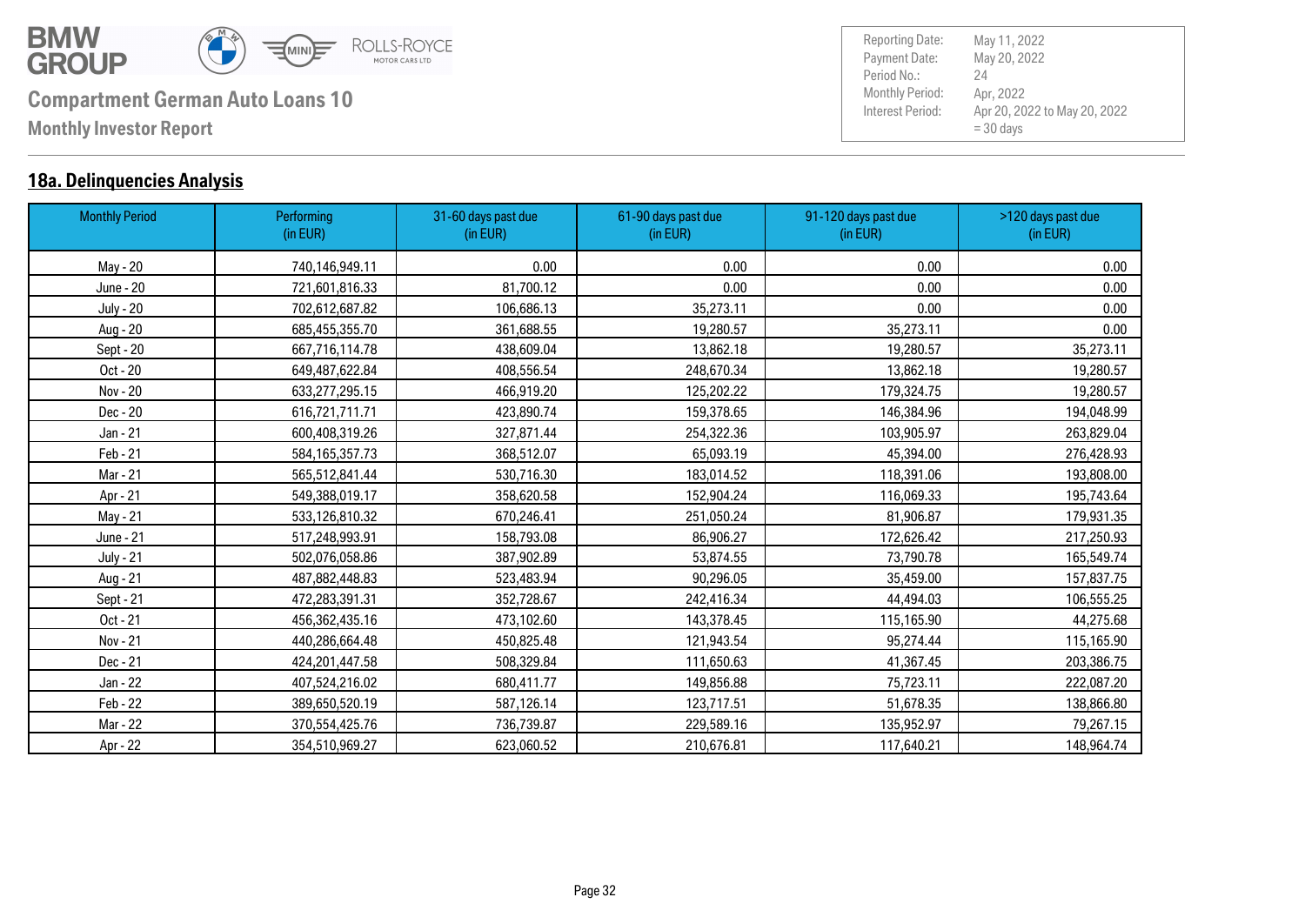**Compartment German Auto Loans 10**

**Monthly Investor Report**

| | |
|---|---|
| Reporting Date: | May 11, 2022 |
| Payment Date: | May 20, 2022 |
| Period No.: | 24 |
| Monthly Period: | Apr, 2022 |
| Interest Period: | Apr 20, 2022 to May 20, 2022 = 30 days |

## 18a. Delinquencies Analysis

| Monthly Period | Performing (in EUR) | 31-60 days past due (in EUR) | 61-90 days past due (in EUR) | 91-120 days past due (in EUR) | >120 days past due (in EUR) |
|---|---|---|---|---|---|
| May - 20 | 740,146,949.11 | 0.00 | 0.00 | 0.00 | 0.00 |
| June - 20 | 721,601,816.33 | 81,700.12 | 0.00 | 0.00 | 0.00 |
| July - 20 | 702,612,687.82 | 106,686.13 | 35,273.11 | 0.00 | 0.00 |
| Aug - 20 | 685,455,355.70 | 361,688.55 | 19,280.57 | 35,273.11 | 0.00 |
| Sept - 20 | 667,716,114.78 | 438,609.04 | 13,862.18 | 19,280.57 | 35,273.11 |
| Oct - 20 | 649,487,622.84 | 408,556.54 | 248,670.34 | 13,862.18 | 19,280.57 |
| Nov - 20 | 633,277,295.15 | 466,919.20 | 125,202.22 | 179,324.75 | 19,280.57 |
| Dec - 20 | 616,721,711.71 | 423,890.74 | 159,378.65 | 146,384.96 | 194,048.99 |
| Jan - 21 | 600,408,319.26 | 327,871.44 | 254,322.36 | 103,905.97 | 263,829.04 |
| Feb - 21 | 584,165,357.73 | 368,512.07 | 65,093.19 | 45,394.00 | 276,428.93 |
| Mar - 21 | 565,512,841.44 | 530,716.30 | 183,014.52 | 118,391.06 | 193,808.00 |
| Apr - 21 | 549,388,019.17 | 358,620.58 | 152,904.24 | 116,069.33 | 195,743.64 |
| May - 21 | 533,126,810.32 | 670,246.41 | 251,050.24 | 81,906.87 | 179,931.35 |
| June - 21 | 517,248,993.91 | 158,793.08 | 86,906.27 | 172,626.42 | 217,250.93 |
| July - 21 | 502,076,058.86 | 387,902.89 | 53,874.55 | 73,790.78 | 165,549.74 |
| Aug - 21 | 487,882,448.83 | 523,483.94 | 90,296.05 | 35,459.00 | 157,837.75 |
| Sept - 21 | 472,283,391.31 | 352,728.67 | 242,416.34 | 44,494.03 | 106,555.25 |
| Oct - 21 | 456,362,435.16 | 473,102.60 | 143,378.45 | 115,165.90 | 44,275.68 |
| Nov - 21 | 440,286,664.48 | 450,825.48 | 121,943.54 | 95,274.44 | 115,165.90 |
| Dec - 21 | 424,201,447.58 | 508,329.84 | 111,650.63 | 41,367.45 | 203,386.75 |
| Jan - 22 | 407,524,216.02 | 680,411.77 | 149,856.88 | 75,723.11 | 222,087.20 |
| Feb - 22 | 389,650,520.19 | 587,126.14 | 123,717.51 | 51,678.35 | 138,866.80 |
| Mar - 22 | 370,554,425.76 | 736,739.87 | 229,589.16 | 135,952.97 | 79,267.15 |
| Apr - 22 | 354,510,969.27 | 623,060.52 | 210,676.81 | 117,640.21 | 148,964.74 |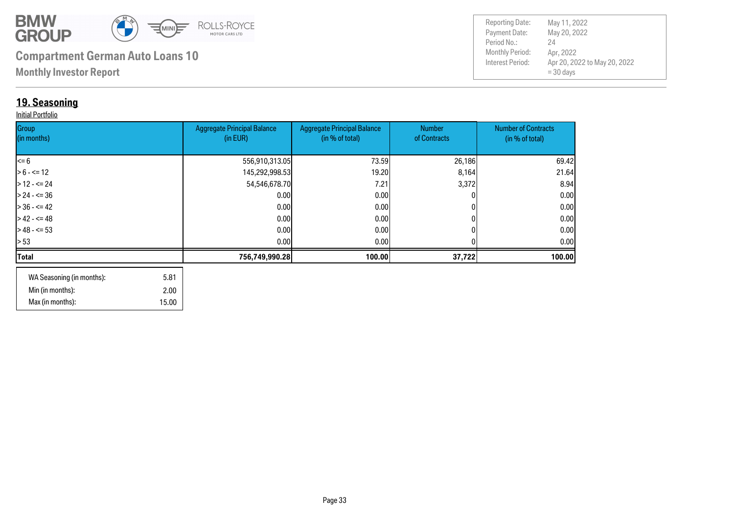**Compartment German Auto Loans 10**

**Monthly Investor Report**

| | |
|---|---|
| Reporting Date: | May 11, 2022 |
| Payment Date: | May 20, 2022 |
| Period No.: | 24 |
| Monthly Period: | Apr, 2022 |
| Interest Period: | Apr 20, 2022 to May 20, 2022 = 30 days |

## 19. Seasoning

Initial Portfolio

| Group (in months) | Aggregate Principal Balance (in EUR) | Aggregate Principal Balance (in % of total) | Number of Contracts | Number of Contracts (in % of total) |
|---|---|---|---|---|
| <= 6 | 556,910,313.05 | 73.59 | 26,186 | 69.42 |
| > 6 - <= 12 | 145,292,998.53 | 19.20 | 8,164 | 21.64 |
| > 12 - <= 24 | 54,546,678.70 | 7.21 | 3,372 | 8.94 |
| > 24 - <= 36 | 0.00 | 0.00 | 0 | 0.00 |
| > 36 - <= 42 | 0.00 | 0.00 | 0 | 0.00 |
| > 42 - <= 48 | 0.00 | 0.00 | 0 | 0.00 |
| > 48 - <= 53 | 0.00 | 0.00 | 0 | 0.00 |
| > 53 | 0.00 | 0.00 | 0 | 0.00 |
| **Total** | **756,749,990.28** | **100.00** | **37,722** | **100.00** |

| | |
|---|---|
| WA Seasoning (in months): | 5.81 |
| Min (in months): | 2.00 |
| Max (in months): | 15.00 |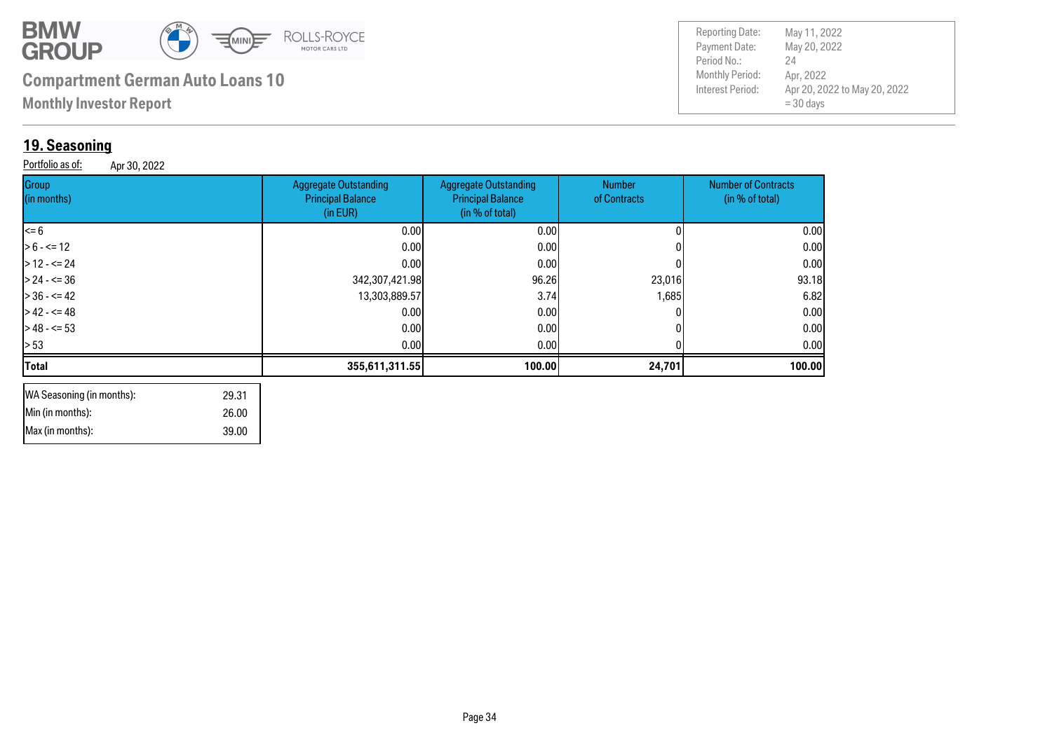**Compartment German Auto Loans 10**

**Monthly Investor Report**

| | |
|---|---|
| Reporting Date: | May 11, 2022 |
| Payment Date: | May 20, 2022 |
| Period No.: | 24 |
| Monthly Period: | Apr, 2022 |
| Interest Period: | Apr 20, 2022 to May 20, 2022 = 30 days |

## 19. Seasoning

Portfolio as of: Apr 30, 2022

| Group (in months) | Aggregate Outstanding Principal Balance (in EUR) | Aggregate Outstanding Principal Balance (in % of total) | Number of Contracts | Number of Contracts (in % of total) |
|---|---|---|---|---|
| <= 6 | 0.00 | 0.00 | 0 | 0.00 |
| > 6 - <= 12 | 0.00 | 0.00 | 0 | 0.00 |
| > 12 - <= 24 | 0.00 | 0.00 | 0 | 0.00 |
| > 24 - <= 36 | 342,307,421.98 | 96.26 | 23,016 | 93.18 |
| > 36 - <= 42 | 13,303,889.57 | 3.74 | 1,685 | 6.82 |
| > 42 - <= 48 | 0.00 | 0.00 | 0 | 0.00 |
| > 48 - <= 53 | 0.00 | 0.00 | 0 | 0.00 |
| > 53 | 0.00 | 0.00 | 0 | 0.00 |
| **Total** | **355,611,311.55** | **100.00** | **24,701** | **100.00** |

| | |
|---|---|
| WA Seasoning (in months): | 29.31 |
| Min (in months): | 26.00 |
| Max (in months): | 39.00 |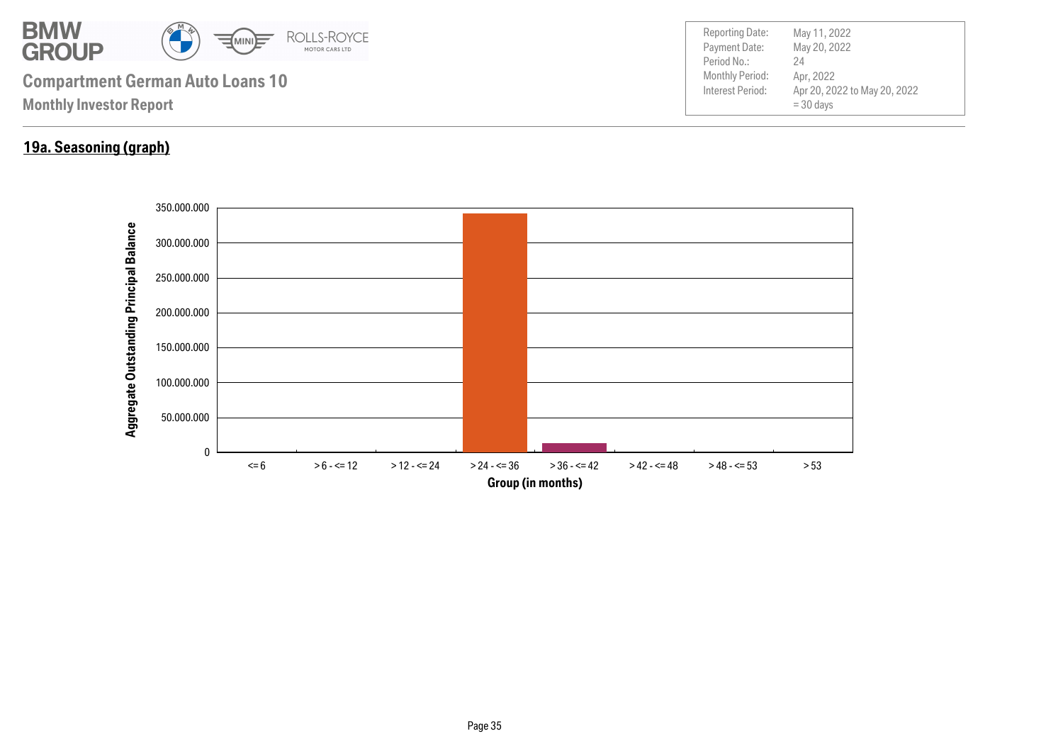**Compartment German Auto Loans 10**

**Monthly Investor Report**

| | |
|---|---|
| Reporting Date: | May 11, 2022 |
| Payment Date: | May 20, 2022 |
| Period No.: | 24 |
| Monthly Period: | Apr, 2022 |
| Interest Period: | Apr 20, 2022 to May 20, 2022 = 30 days |

## 19a. Seasoning (graph)

Aggregate Outstanding Principal Balance

350.000.000
300.000.000
250.000.000
200.000.000
150.000.000
100.000.000
50.000.000
0

<= 6 | > 6 - <= 12 | > 12 - <= 24 | > 24 - <= 36 | > 36 - <= 42 | > 42 - <= 48 | > 48 - <= 53 | > 53

Group (in months)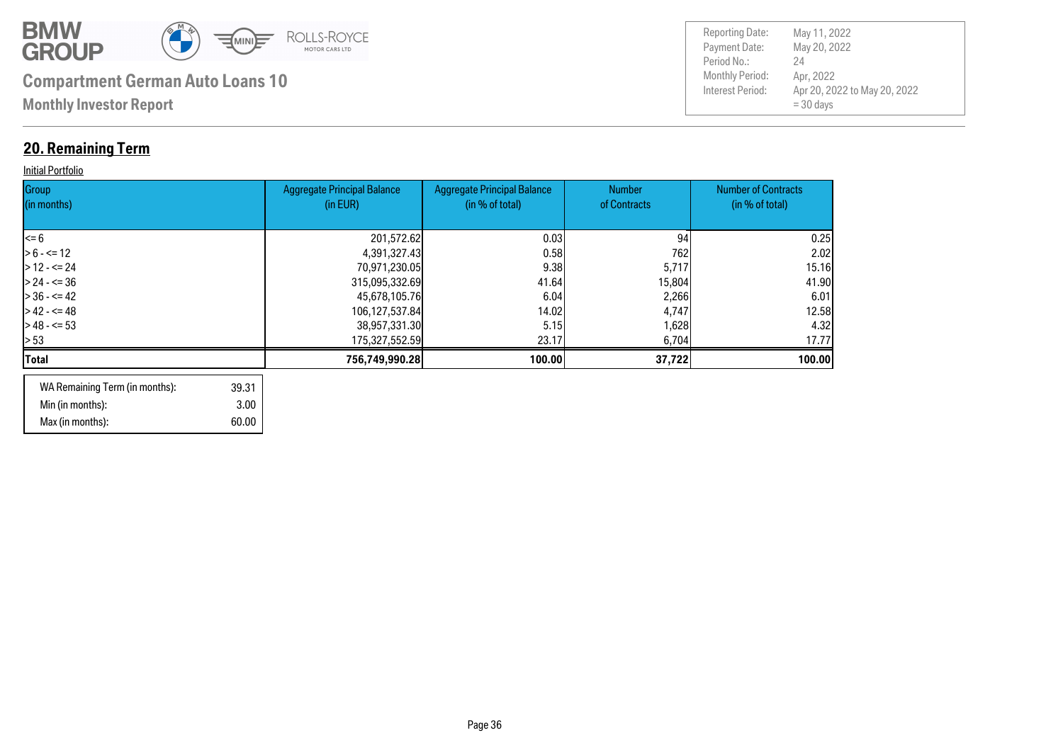BMW GROUP

## Compartment German Auto Loans 10

**Monthly Investor Report**

| | |
|---|---|
| Reporting Date: | May 11, 2022 |
| Payment Date: | May 20, 2022 |
| Period No.: | 24 |
| Monthly Period: | Apr, 2022 |
| Interest Period: | Apr 20, 2022 to May 20, 2022 = 30 days |

## 20. Remaining Term

Initial Portfolio

| Group (in months) | Aggregate Principal Balance (in EUR) | Aggregate Principal Balance (in % of total) | Number of Contracts | Number of Contracts (in % of total) |
|---|---|---|---|---|
| <= 6 | 201,572.62 | 0.03 | 94 | 0.25 |
| > 6 - <= 12 | 4,391,327.43 | 0.58 | 762 | 2.02 |
| > 12 - <= 24 | 70,971,230.05 | 9.38 | 5,717 | 15.16 |
| > 24 - <= 36 | 315,095,332.69 | 41.64 | 15,804 | 41.90 |
| > 36 - <= 42 | 45,678,105.76 | 6.04 | 2,266 | 6.01 |
| > 42 - <= 48 | 106,127,537.84 | 14.02 | 4,747 | 12.58 |
| > 48 - <= 53 | 38,957,331.30 | 5.15 | 1,628 | 4.32 |
| > 53 | 175,327,552.59 | 23.17 | 6,704 | 17.77 |
| **Total** | **756,749,990.28** | **100.00** | **37,722** | **100.00** |

| | |
|---|---|
| WA Remaining Term (in months): | 39.31 |
| Min (in months): | 3.00 |
| Max (in months): | 60.00 |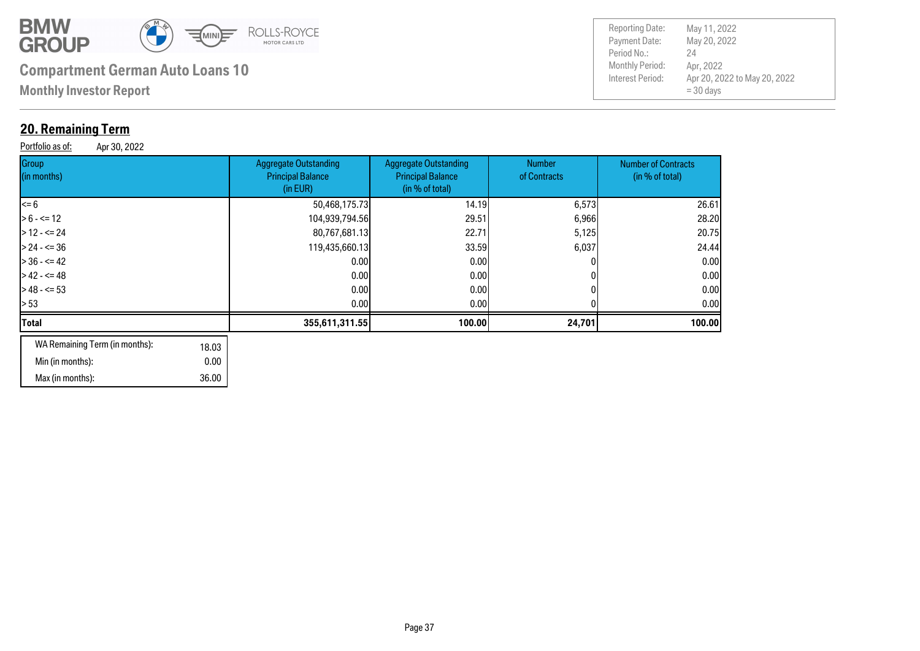**Compartment German Auto Loans 10**

**Monthly Investor Report**

| | |
|---|---|
| Reporting Date: | May 11, 2022 |
| Payment Date: | May 20, 2022 |
| Period No.: | 24 |
| Monthly Period: | Apr, 2022 |
| Interest Period: | Apr 20, 2022 to May 20, 2022 = 30 days |

## 20. Remaining Term

Portfolio as of: Apr 30, 2022

| Group (in months) | Aggregate Outstanding Principal Balance (in EUR) | Aggregate Outstanding Principal Balance (in % of total) | Number of Contracts | Number of Contracts (in % of total) |
|---|---|---|---|---|
| <= 6 | 50,468,175.73 | 14.19 | 6,573 | 26.61 |
| > 6 - <= 12 | 104,939,794.56 | 29.51 | 6,966 | 28.20 |
| > 12 - <= 24 | 80,767,681.13 | 22.71 | 5,125 | 20.75 |
| > 24 - <= 36 | 119,435,660.13 | 33.59 | 6,037 | 24.44 |
| > 36 - <= 42 | 0.00 | 0.00 | 0 | 0.00 |
| > 42 - <= 48 | 0.00 | 0.00 | 0 | 0.00 |
| > 48 - <= 53 | 0.00 | 0.00 | 0 | 0.00 |
| > 53 | 0.00 | 0.00 | 0 | 0.00 |
| **Total** | **355,611,311.55** | **100.00** | **24,701** | **100.00** |

| | |
|---|---|
| WA Remaining Term (in months): | 18.03 |
| Min (in months): | 0.00 |
| Max (in months): | 36.00 |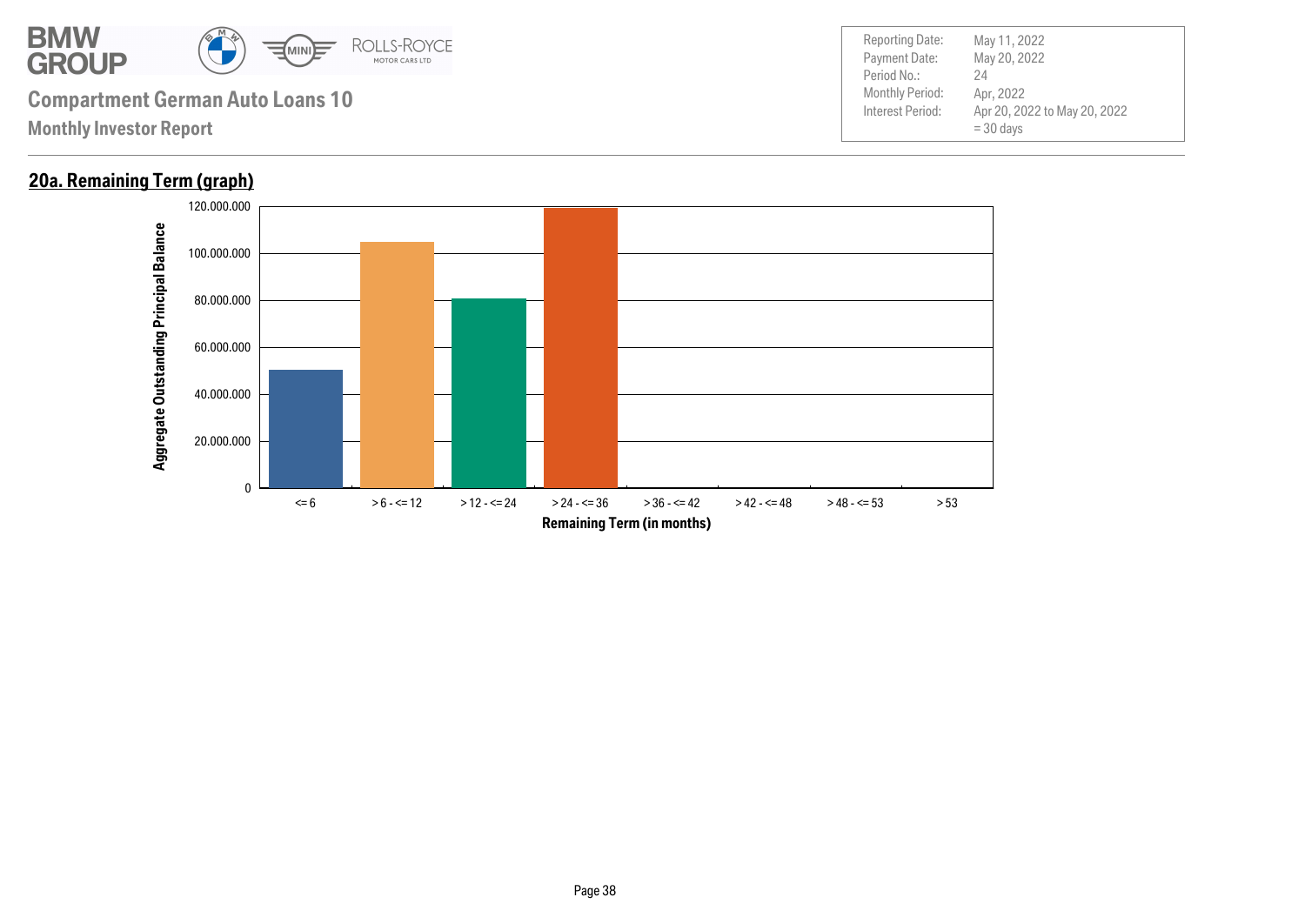# Compartment German Auto Loans 10

**Monthly Investor Report**

| | |
|---|---|
| Reporting Date: | May 11, 2022 |
| Payment Date: | May 20, 2022 |
| Period No.: | 24 |
| Monthly Period: | Apr, 2022 |
| Interest Period: | Apr 20, 2022 to May 20, 2022 |
| | = 30 days |

## 20a. Remaining Term (graph)

Aggregate Outstanding Principal Balance

120.000.000
100.000.000
80.000.000
60.000.000
40.000.000
20.000.000
0

<= 6 | > 6 - <= 12 | > 12 - <= 24 | > 24 - <= 36 | > 36 - <= 42 | > 42 - <= 48 | > 48 - <= 53 | > 53

**Remaining Term (in months)**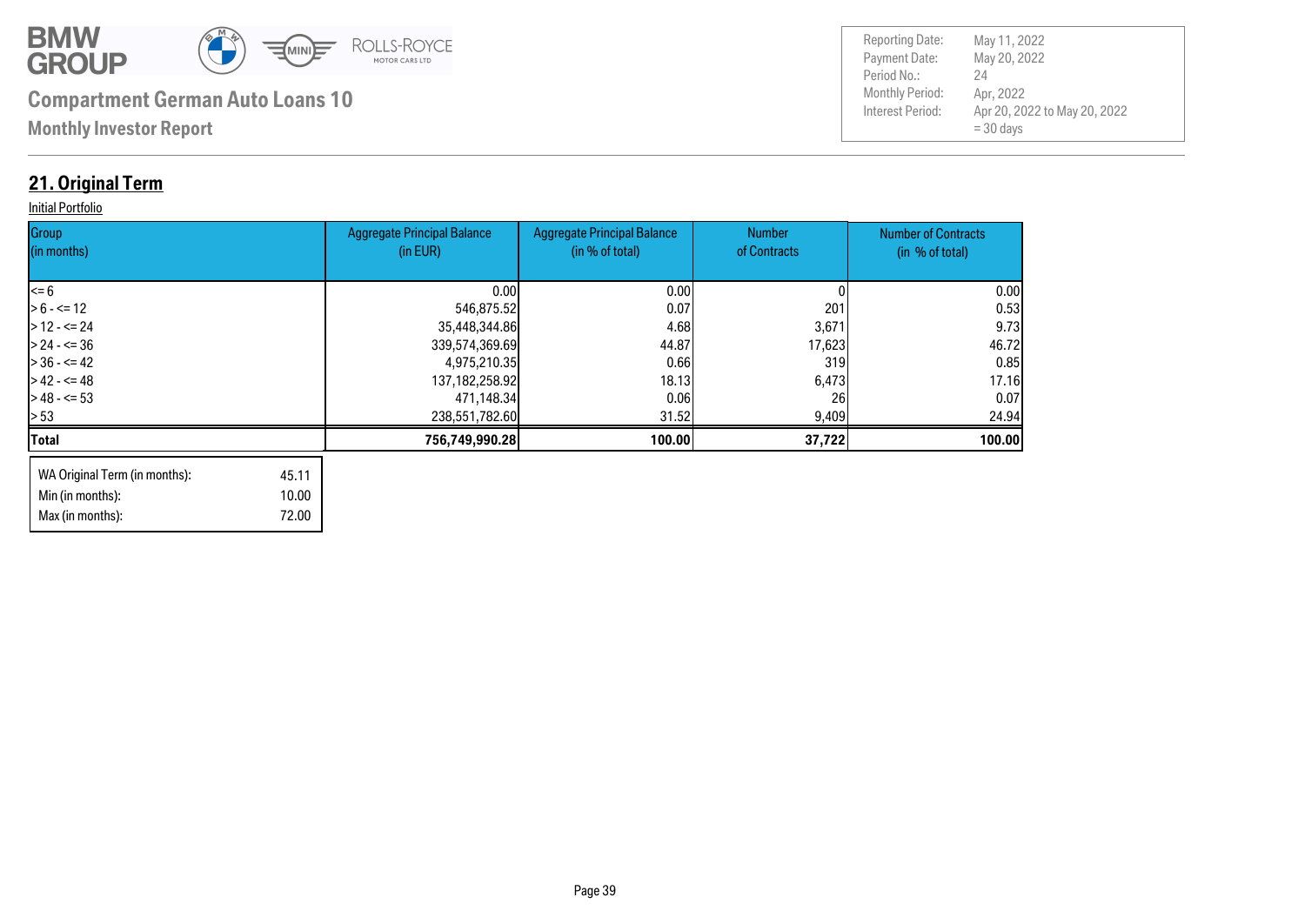BMW GROUP

**Compartment German Auto Loans 10**

**Monthly Investor Report**

| | |
|---|---|
| Reporting Date: | May 11, 2022 |
| Payment Date: | May 20, 2022 |
| Period No.: | 24 |
| Monthly Period: | Apr, 2022 |
| Interest Period: | Apr 20, 2022 to May 20, 2022 = 30 days |

## 21. Original Term

Initial Portfolio

| Group (in months) | Aggregate Principal Balance (in EUR) | Aggregate Principal Balance (in % of total) | Number of Contracts | Number of Contracts (in % of total) |
|---|---|---|---|---|
| <= 6 | 0.00 | 0.00 | 0 | 0.00 |
| > 6 - <= 12 | 546,875.52 | 0.07 | 201 | 0.53 |
| > 12 - <= 24 | 35,448,344.86 | 4.68 | 3,671 | 9.73 |
| > 24 - <= 36 | 339,574,369.69 | 44.87 | 17,623 | 46.72 |
| > 36 - <= 42 | 4,975,210.35 | 0.66 | 319 | 0.85 |
| > 42 - <= 48 | 137,182,258.92 | 18.13 | 6,473 | 17.16 |
| > 48 - <= 53 | 471,148.34 | 0.06 | 26 | 0.07 |
| > 53 | 238,551,782.60 | 31.52 | 9,409 | 24.94 |
| **Total** | **756,749,990.28** | **100.00** | **37,722** | **100.00** |

| | |
|---|---|
| WA Original Term (in months): | 45.11 |
| Min (in months): | 10.00 |
| Max (in months): | 72.00 |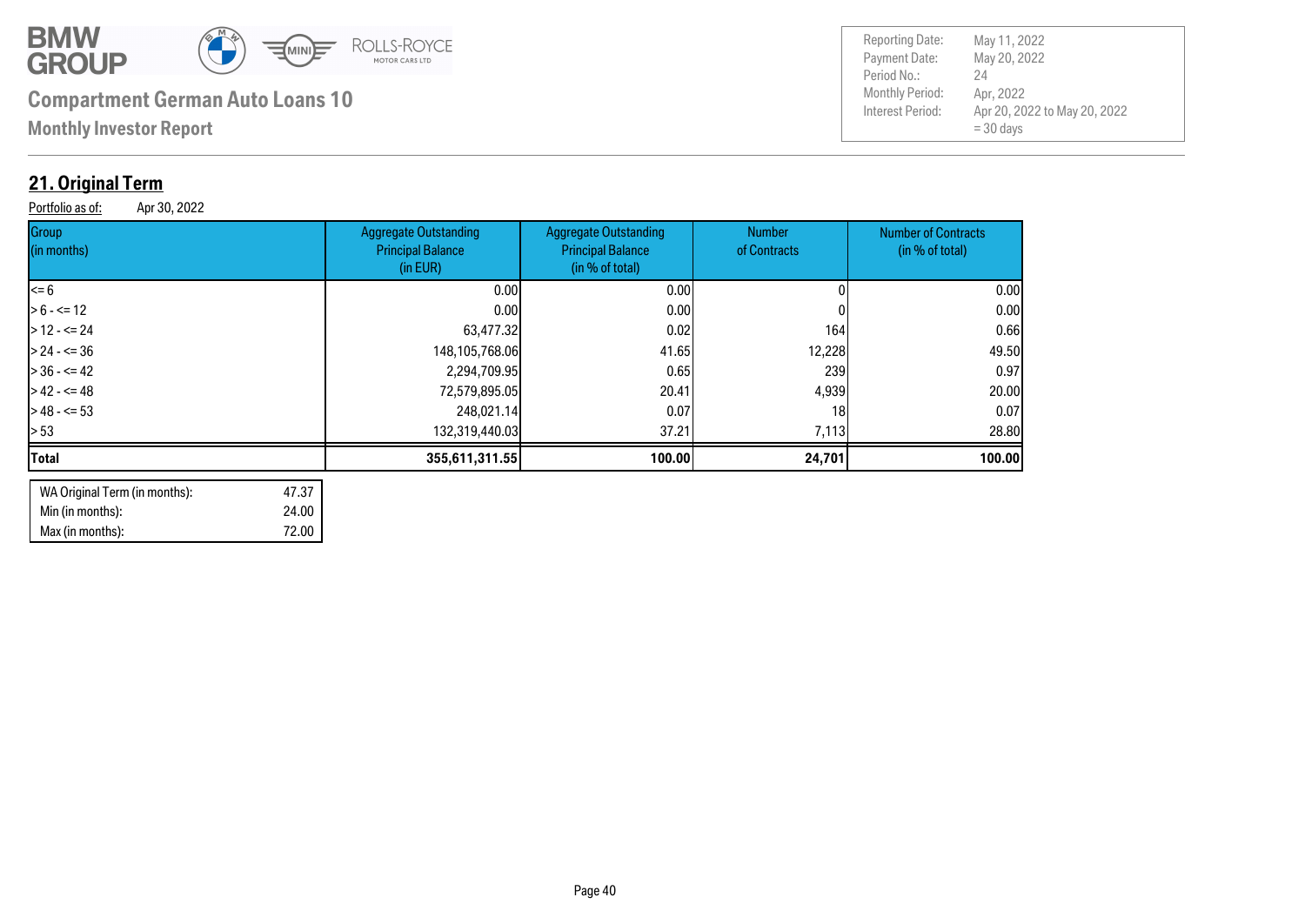## Compartment German Auto Loans 10

**Monthly Investor Report**

| Reporting Date: | May 11, 2022 |
|---|---|
| Payment Date: | May 20, 2022 |
| Period No.: | 24 |
| Monthly Period: | Apr, 2022 |
| Interest Period: | Apr 20, 2022 to May 20, 2022 = 30 days |

## 21. Original Term

Portfolio as of: Apr 30, 2022

| Group (in months) | Aggregate Outstanding Principal Balance (in EUR) | Aggregate Outstanding Principal Balance (in % of total) | Number of Contracts | Number of Contracts (in % of total) |
|---|---|---|---|---|
| <= 6 | 0.00 | 0.00 | 0 | 0.00 |
| > 6 - <= 12 | 0.00 | 0.00 | 0 | 0.00 |
| > 12 - <= 24 | 63,477.32 | 0.02 | 164 | 0.66 |
| > 24 - <= 36 | 148,105,768.06 | 41.65 | 12,228 | 49.50 |
| > 36 - <= 42 | 2,294,709.95 | 0.65 | 239 | 0.97 |
| > 42 - <= 48 | 72,579,895.05 | 20.41 | 4,939 | 20.00 |
| > 48 - <= 53 | 248,021.14 | 0.07 | 18 | 0.07 |
| > 53 | 132,319,440.03 | 37.21 | 7,113 | 28.80 |
| **Total** | **355,611,311.55** | **100.00** | **24,701** | **100.00** |

| | |
|---|---|
| WA Original Term (in months): | 47.37 |
| Min (in months): | 24.00 |
| Max (in months): | 72.00 |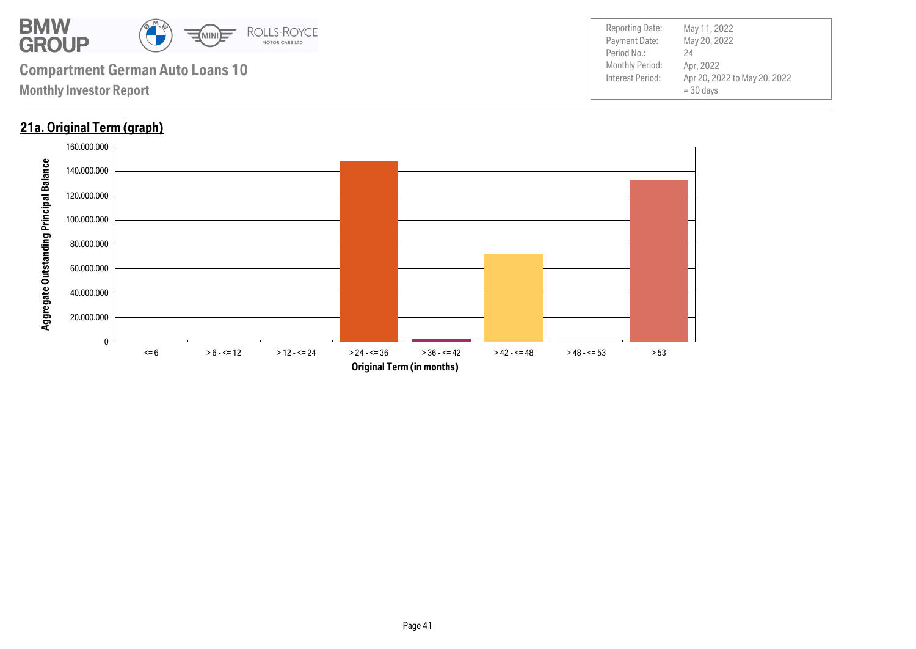# Compartment German Auto Loans 10

**Monthly Investor Report**

| | |
|---|---|
| Reporting Date: | May 11, 2022 |
| Payment Date: | May 20, 2022 |
| Period No.: | 24 |
| Monthly Period: | Apr, 2022 |
| Interest Period: | Apr 20, 2022 to May 20, 2022<br>= 30 days |

## 21a. Original Term (graph)

Aggregate Outstanding Principal Balance

160.000.000
140.000.000
120.000.000
100.000.000
80.000.000
60.000.000
40.000.000
20.000.000
0

<= 6 | > 6 - <= 12 | > 12 - <= 24 | > 24 - <= 36 | > 36 - <= 42 | > 42 - <= 48 | > 48 - <= 53 | > 53

**Original Term (in months)**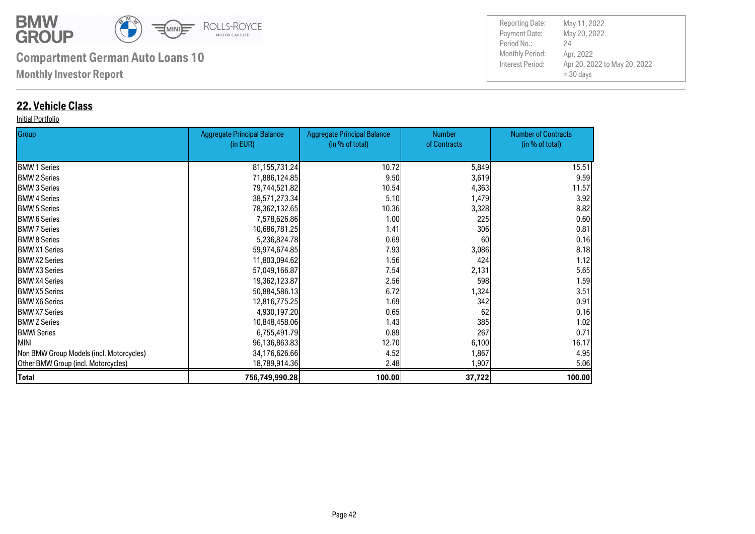## 22. Vehicle Class

Initial Portfolio

| Group | Aggregate Principal Balance (in EUR) | Aggregate Principal Balance (in % of total) | Number of Contracts | Number of Contracts (in % of total) |
|---|---|---|---|---|
| BMW 1 Series | 81,155,731.24 | 10.72 | 5,849 | 15.51 |
| BMW 2 Series | 71,886,124.85 | 9.50 | 3,619 | 9.59 |
| BMW 3 Series | 79,744,521.82 | 10.54 | 4,363 | 11.57 |
| BMW 4 Series | 38,571,273.34 | 5.10 | 1,479 | 3.92 |
| BMW 5 Series | 78,362,132.65 | 10.36 | 3,328 | 8.82 |
| BMW 6 Series | 7,578,626.86 | 1.00 | 225 | 0.60 |
| BMW 7 Series | 10,686,781.25 | 1.41 | 306 | 0.81 |
| BMW 8 Series | 5,236,824.78 | 0.69 | 60 | 0.16 |
| BMW X1 Series | 59,974,674.85 | 7.93 | 3,086 | 8.18 |
| BMW X2 Series | 11,803,094.62 | 1.56 | 424 | 1.12 |
| BMW X3 Series | 57,049,166.87 | 7.54 | 2,131 | 5.65 |
| BMW X4 Series | 19,362,123.87 | 2.56 | 598 | 1.59 |
| BMW X5 Series | 50,884,586.13 | 6.72 | 1,324 | 3.51 |
| BMW X6 Series | 12,816,775.25 | 1.69 | 342 | 0.91 |
| BMW X7 Series | 4,930,197.20 | 0.65 | 62 | 0.16 |
| BMW Z Series | 10,848,458.06 | 1.43 | 385 | 1.02 |
| BMWi Series | 6,755,491.79 | 0.89 | 267 | 0.71 |
| MINI | 96,136,863.83 | 12.70 | 6,100 | 16.17 |
| Non BMW Group Models (incl. Motorcycles) | 34,176,626.66 | 4.52 | 1,867 | 4.95 |
| Other BMW Group (incl. Motorcycles) | 18,789,914.36 | 2.48 | 1,907 | 5.06 |
| **Total** | **756,749,990.28** | **100.00** | **37,722** | **100.00** |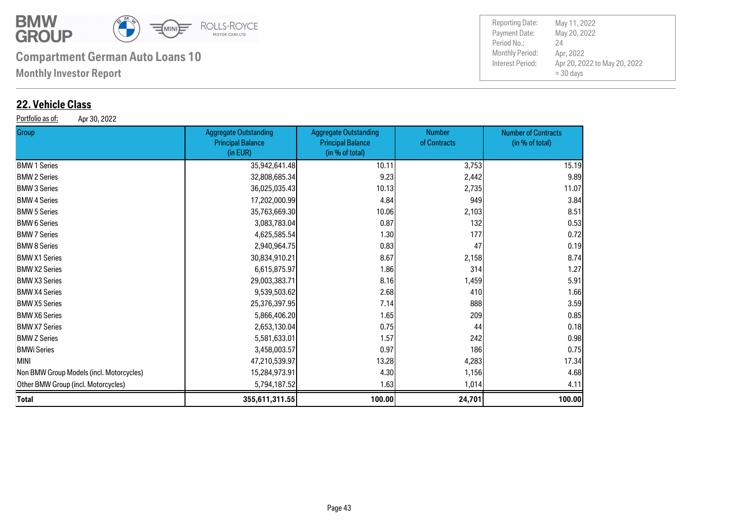**Compartment German Auto Loans 10**

**Monthly Investor Report**

| | |
|---|---|
| Reporting Date: | May 11, 2022 |
| Payment Date: | May 20, 2022 |
| Period No.: | 24 |
| Monthly Period: | Apr, 2022 |
| Interest Period: | Apr 20, 2022 to May 20, 2022 = 30 days |

## 22. Vehicle Class

Portfolio as of: Apr 30, 2022

| Group | Aggregate Outstanding Principal Balance (in EUR) | Aggregate Outstanding Principal Balance (in % of total) | Number of Contracts | Number of Contracts (in % of total) |
|---|---|---|---|---|
| BMW 1 Series | 35,942,641.48 | 10.11 | 3,753 | 15.19 |
| BMW 2 Series | 32,808,685.34 | 9.23 | 2,442 | 9.89 |
| BMW 3 Series | 36,025,035.43 | 10.13 | 2,735 | 11.07 |
| BMW 4 Series | 17,202,000.99 | 4.84 | 949 | 3.84 |
| BMW 5 Series | 35,763,669.30 | 10.06 | 2,103 | 8.51 |
| BMW 6 Series | 3,083,783.04 | 0.87 | 132 | 0.53 |
| BMW 7 Series | 4,625,585.54 | 1.30 | 177 | 0.72 |
| BMW 8 Series | 2,940,964.75 | 0.83 | 47 | 0.19 |
| BMW X1 Series | 30,834,910.21 | 8.67 | 2,158 | 8.74 |
| BMW X2 Series | 6,615,875.97 | 1.86 | 314 | 1.27 |
| BMW X3 Series | 29,003,383.71 | 8.16 | 1,459 | 5.91 |
| BMW X4 Series | 9,539,503.62 | 2.68 | 410 | 1.66 |
| BMW X5 Series | 25,376,397.95 | 7.14 | 888 | 3.59 |
| BMW X6 Series | 5,866,406.20 | 1.65 | 209 | 0.85 |
| BMW X7 Series | 2,653,130.04 | 0.75 | 44 | 0.18 |
| BMW Z Series | 5,581,633.01 | 1.57 | 242 | 0.98 |
| BMWi Series | 3,458,003.57 | 0.97 | 186 | 0.75 |
| MINI | 47,210,539.97 | 13.28 | 4,283 | 17.34 |
| Non BMW Group Models (incl. Motorcycles) | 15,284,973.91 | 4.30 | 1,156 | 4.68 |
| Other BMW Group (incl. Motorcycles) | 5,794,187.52 | 1.63 | 1,014 | 4.11 |
| **Total** | **355,611,311.55** | **100.00** | **24,701** | **100.00** |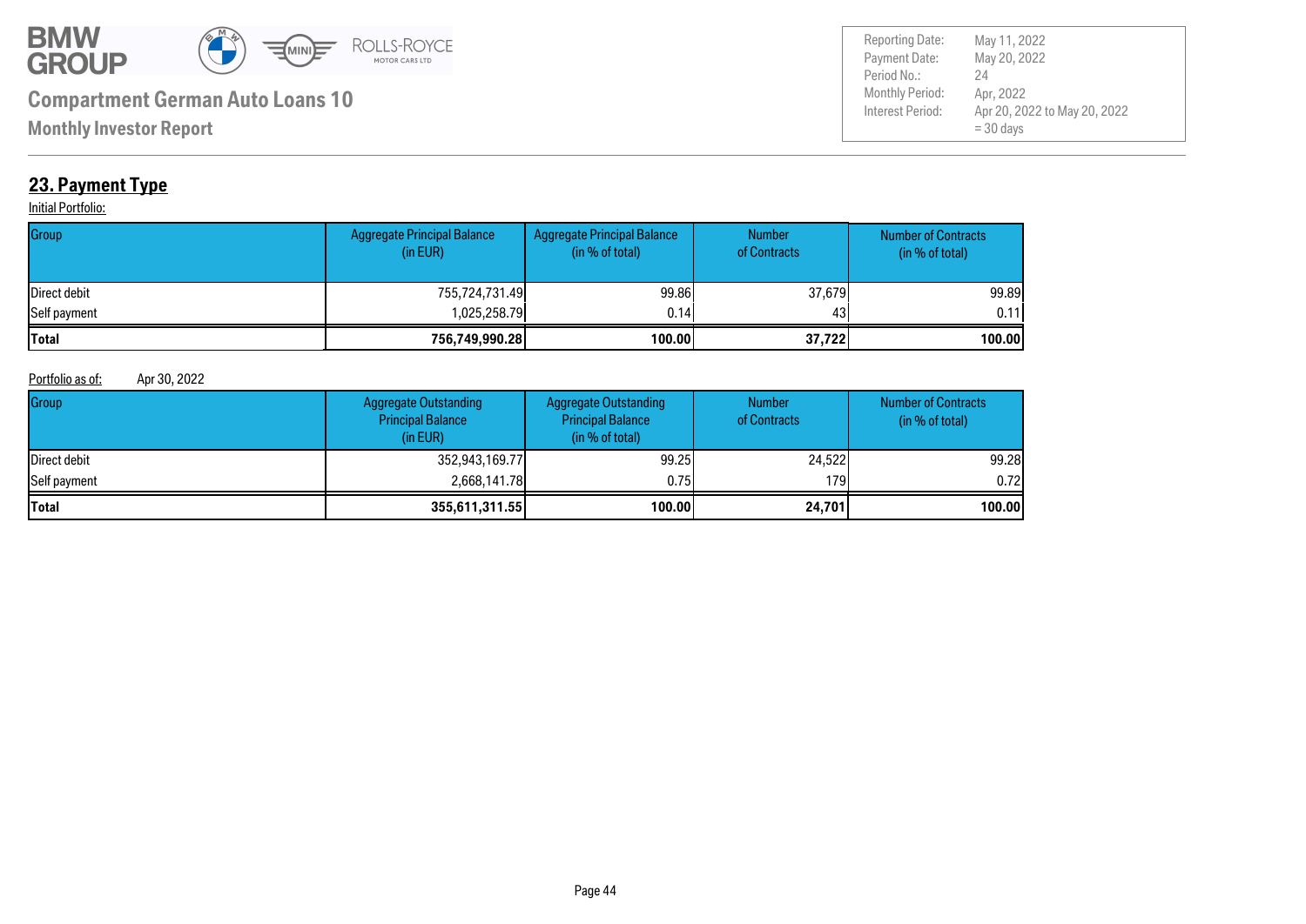**Compartment German Auto Loans 10**

**Monthly Investor Report**

| | |
|---|---|
| Reporting Date: | May 11, 2022 |
| Payment Date: | May 20, 2022 |
| Period No.: | 24 |
| Monthly Period: | Apr, 2022 |
| Interest Period: | Apr 20, 2022 to May 20, 2022 = 30 days |

## 23. Payment Type

Initial Portfolio:

| Group | Aggregate Principal Balance (in EUR) | Aggregate Principal Balance (in % of total) | Number of Contracts | Number of Contracts (in % of total) |
|---|---|---|---|---|
| Direct debit | 755,724,731.49 | 99.86 | 37,679 | 99.89 |
| Self payment | 1,025,258.79 | 0.14 | 43 | 0.11 |
| **Total** | **756,749,990.28** | **100.00** | **37,722** | **100.00** |

Portfolio as of: Apr 30, 2022

| Group | Aggregate Outstanding Principal Balance (in EUR) | Aggregate Outstanding Principal Balance (in % of total) | Number of Contracts | Number of Contracts (in % of total) |
|---|---|---|---|---|
| Direct debit | 352,943,169.77 | 99.25 | 24,522 | 99.28 |
| Self payment | 2,668,141.78 | 0.75 | 179 | 0.72 |
| **Total** | **355,611,311.55** | **100.00** | **24,701** | **100.00** |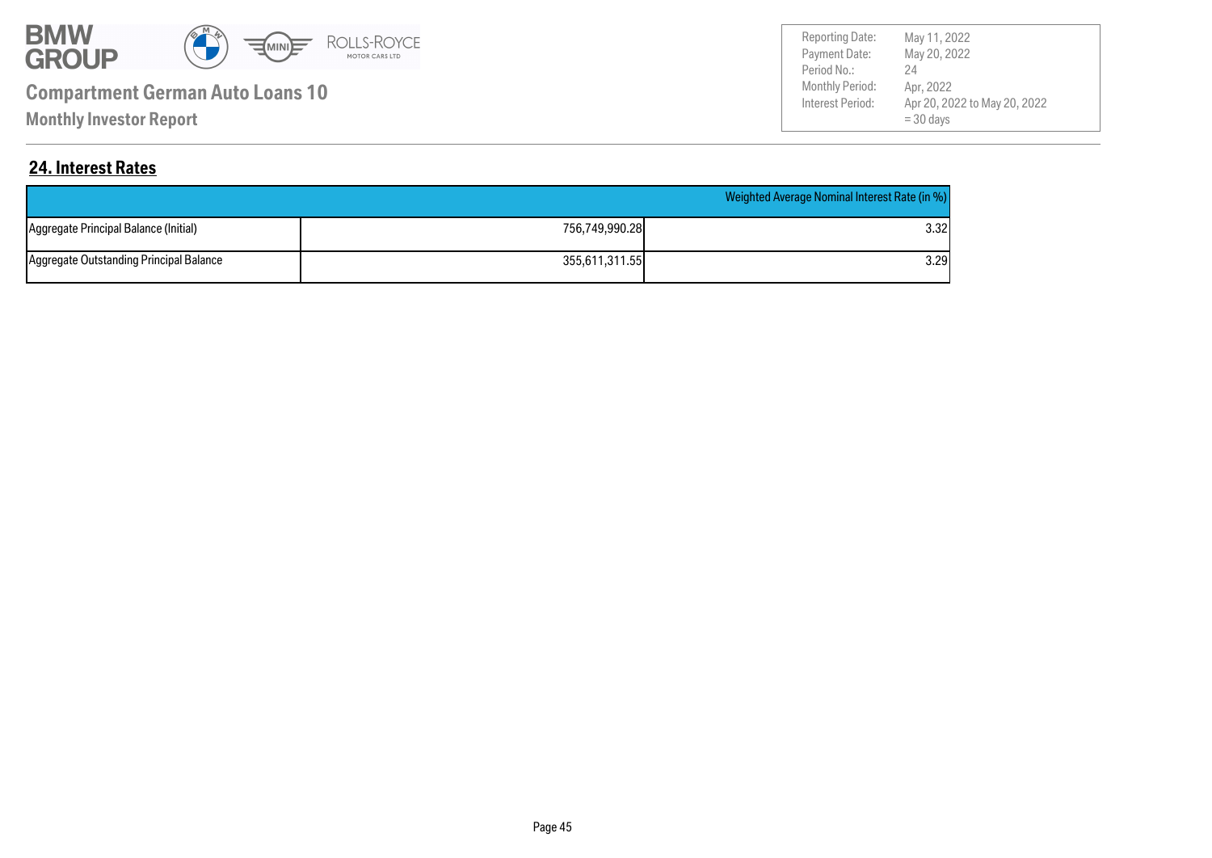# Compartment German Auto Loans 10

**Monthly Investor Report**

| | |
|---|---|
| Reporting Date: | May 11, 2022 |
| Payment Date: | May 20, 2022 |
| Period No.: | 24 |
| Monthly Period: | Apr, 2022 |
| Interest Period: | Apr 20, 2022 to May 20, 2022 = 30 days |

## 24. Interest Rates

| | | Weighted Average Nominal Interest Rate (in %) |
|---|---|---|
| Aggregate Principal Balance (Initial) | 756,749,990.28 | 3.32 |
| Aggregate Outstanding Principal Balance | 355,611,311.55 | 3.29 |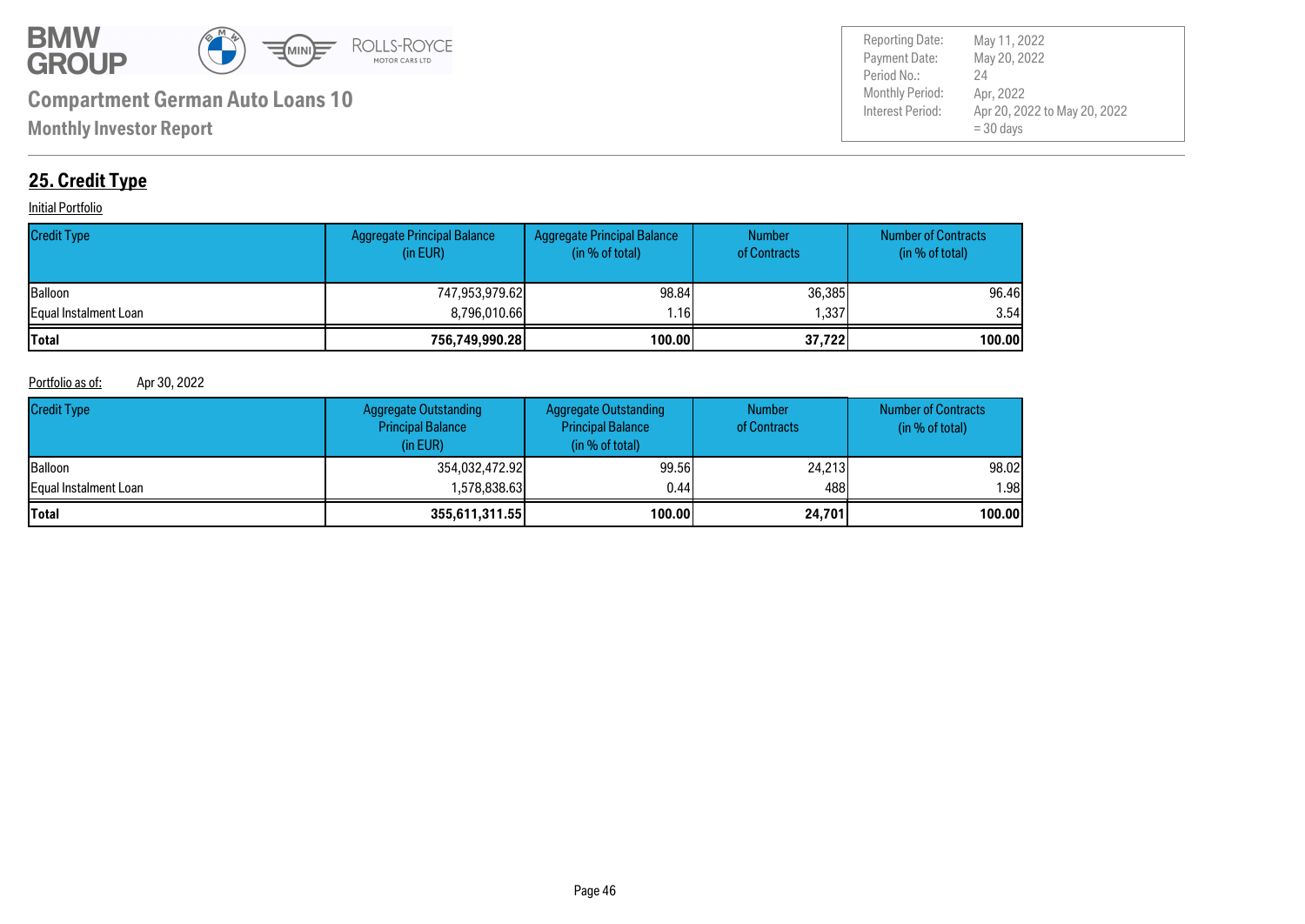# Compartment German Auto Loans 10

**Monthly Investor Report**

| | |
|---|---|
| Reporting Date: | May 11, 2022 |
| Payment Date: | May 20, 2022 |
| Period No.: | 24 |
| Monthly Period: | Apr, 2022 |
| Interest Period: | Apr 20, 2022 to May 20, 2022 = 30 days |

## 25. Credit Type

Initial Portfolio

| Credit Type | Aggregate Principal Balance (in EUR) | Aggregate Principal Balance (in % of total) | Number of Contracts | Number of Contracts (in % of total) |
|---|---|---|---|---|
| Balloon | 747,953,979.62 | 98.84 | 36,385 | 96.46 |
| Equal Instalment Loan | 8,796,010.66 | 1.16 | 1,337 | 3.54 |
| **Total** | **756,749,990.28** | **100.00** | **37,722** | **100.00** |

Portfolio as of: Apr 30, 2022

| Credit Type | Aggregate Outstanding Principal Balance (in EUR) | Aggregate Outstanding Principal Balance (in % of total) | Number of Contracts | Number of Contracts (in % of total) |
|---|---|---|---|---|
| Balloon | 354,032,472.92 | 99.56 | 24,213 | 98.02 |
| Equal Instalment Loan | 1,578,838.63 | 0.44 | 488 | 1.98 |
| **Total** | **355,611,311.55** | **100.00** | **24,701** | **100.00** |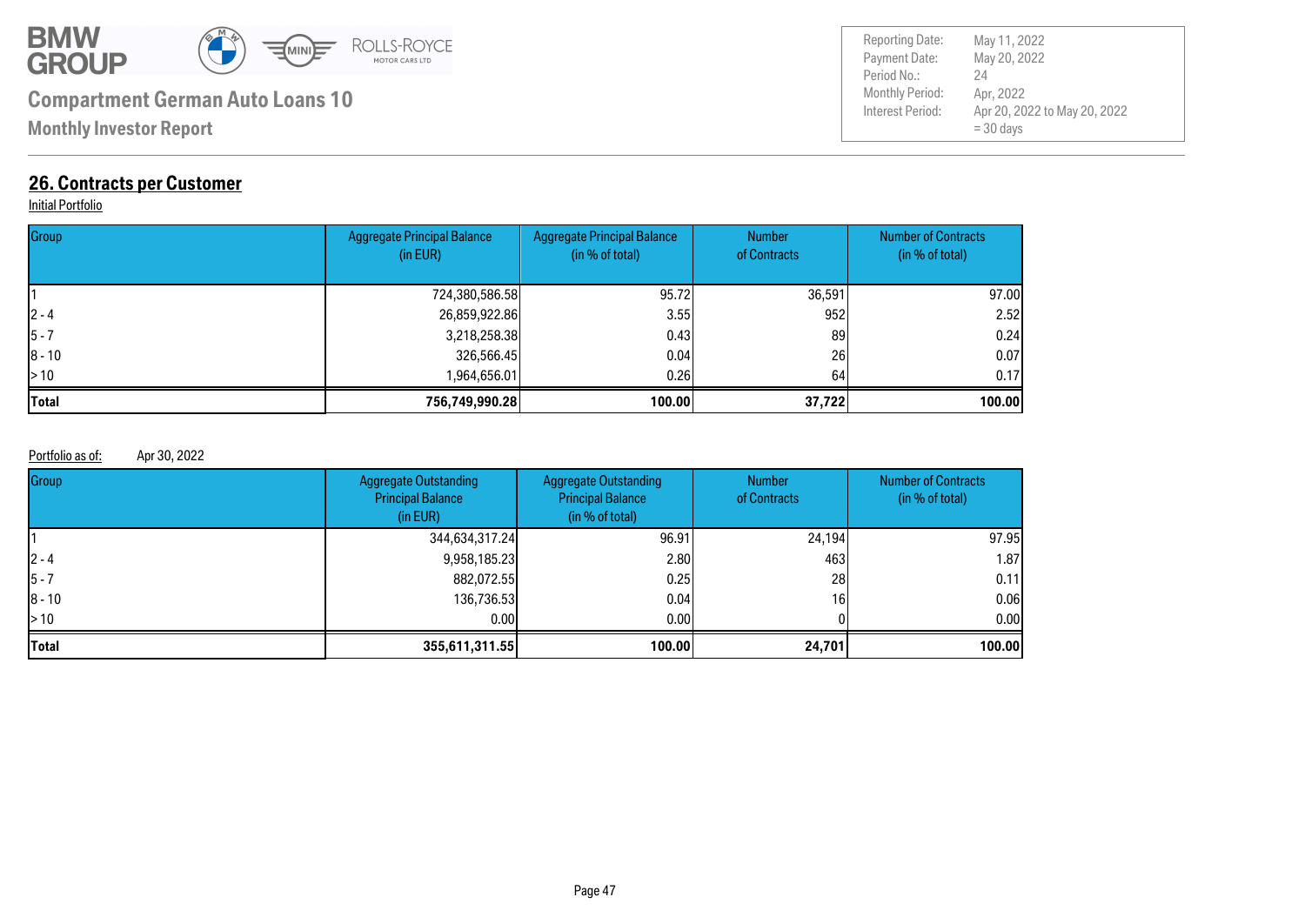**BMW GROUP** ROLLS-ROYCE MOTOR CARS LTD

**Compartment German Auto Loans 10**

**Monthly Investor Report**

| | |
|---|---|
| Reporting Date: | May 11, 2022 |
| Payment Date: | May 20, 2022 |
| Period No.: | 24 |
| Monthly Period: | Apr, 2022 |
| Interest Period: | Apr 20, 2022 to May 20, 2022 = 30 days |

## 26. Contracts per Customer

Initial Portfolio

| Group | Aggregate Principal Balance (in EUR) | Aggregate Principal Balance (in % of total) | Number of Contracts | Number of Contracts (in % of total) |
|---|---|---|---|---|
| 1 | 724,380,586.58 | 95.72 | 36,591 | 97.00 |
| 2 - 4 | 26,859,922.86 | 3.55 | 952 | 2.52 |
| 5 - 7 | 3,218,258.38 | 0.43 | 89 | 0.24 |
| 8 - 10 | 326,566.45 | 0.04 | 26 | 0.07 |
| > 10 | 1,964,656.01 | 0.26 | 64 | 0.17 |
| **Total** | **756,749,990.28** | **100.00** | **37,722** | **100.00** |

Portfolio as of: Apr 30, 2022

| Group | Aggregate Outstanding Principal Balance (in EUR) | Aggregate Outstanding Principal Balance (in % of total) | Number of Contracts | Number of Contracts (in % of total) |
|---|---|---|---|---|
| 1 | 344,634,317.24 | 96.91 | 24,194 | 97.95 |
| 2 - 4 | 9,958,185.23 | 2.80 | 463 | 1.87 |
| 5 - 7 | 882,072.55 | 0.25 | 28 | 0.11 |
| 8 - 10 | 136,736.53 | 0.04 | 16 | 0.06 |
| > 10 | 0.00 | 0.00 | 0 | 0.00 |
| **Total** | **355,611,311.55** | **100.00** | **24,701** | **100.00** |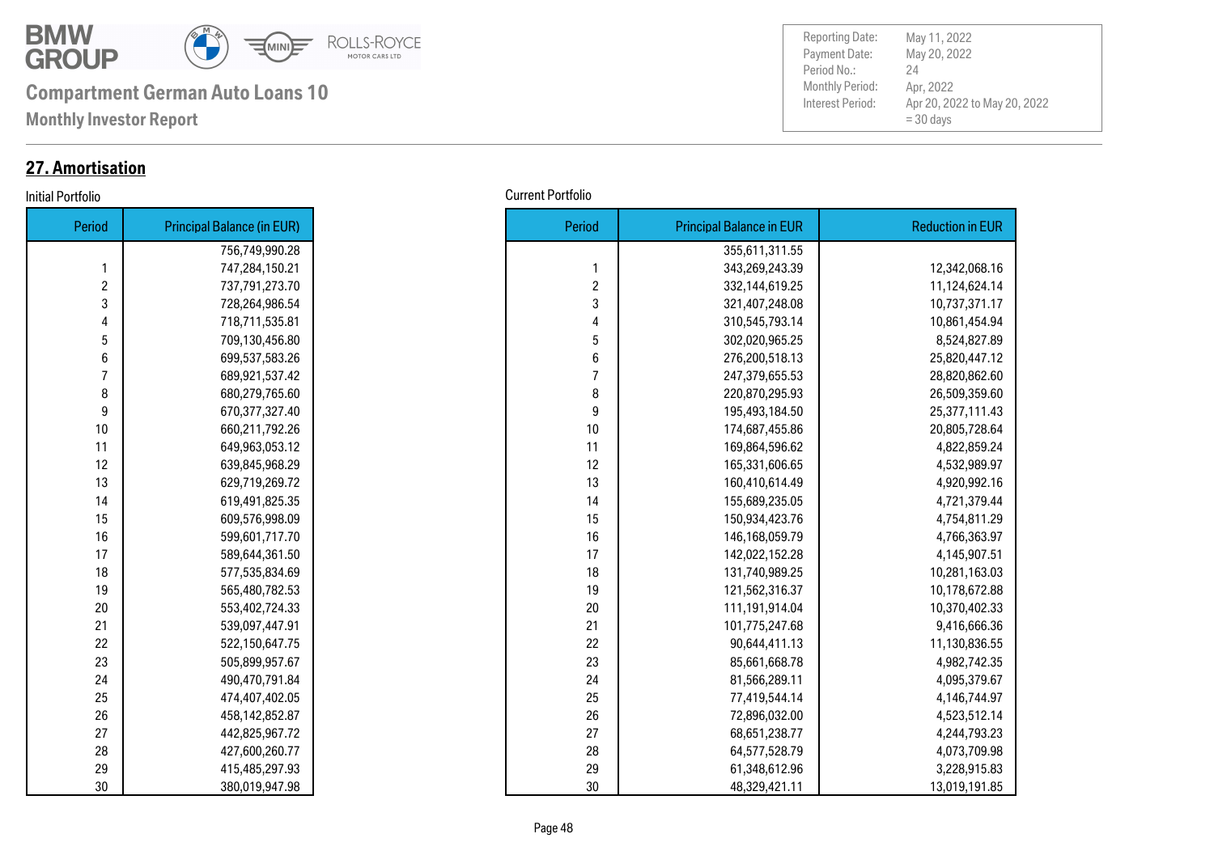**Compartment German Auto Loans 10**

**Monthly Investor Report**

| | |
|---|---|
| Reporting Date: | May 11, 2022 |
| Payment Date: | May 20, 2022 |
| Period No.: | 24 |
| Monthly Period: | Apr, 2022 |
| Interest Period: | Apr 20, 2022 to May 20, 2022 = 30 days |

## 27. Amortisation

Initial Portfolio

| Period | Principal Balance (in EUR) |
|---|---|
| | 756,749,990.28 |
| 1 | 747,284,150.21 |
| 2 | 737,791,273.70 |
| 3 | 728,264,986.54 |
| 4 | 718,711,535.81 |
| 5 | 709,130,456.80 |
| 6 | 699,537,583.26 |
| 7 | 689,921,537.42 |
| 8 | 680,279,765.60 |
| 9 | 670,377,327.40 |
| 10 | 660,211,792.26 |
| 11 | 649,963,053.12 |
| 12 | 639,845,968.29 |
| 13 | 629,719,269.72 |
| 14 | 619,491,825.35 |
| 15 | 609,576,998.09 |
| 16 | 599,601,717.70 |
| 17 | 589,644,361.50 |
| 18 | 577,535,834.69 |
| 19 | 565,480,782.53 |
| 20 | 553,402,724.33 |
| 21 | 539,097,447.91 |
| 22 | 522,150,647.75 |
| 23 | 505,899,957.67 |
| 24 | 490,470,791.84 |
| 25 | 474,407,402.05 |
| 26 | 458,142,852.87 |
| 27 | 442,825,967.72 |
| 28 | 427,600,260.77 |
| 29 | 415,485,297.93 |
| 30 | 380,019,947.98 |

Current Portfolio

| Period | Principal Balance in EUR | Reduction in EUR |
|---|---|---|
| | 355,611,311.55 | |
| 1 | 343,269,243.39 | 12,342,068.16 |
| 2 | 332,144,619.25 | 11,124,624.14 |
| 3 | 321,407,248.08 | 10,737,371.17 |
| 4 | 310,545,793.14 | 10,861,454.94 |
| 5 | 302,020,965.25 | 8,524,827.89 |
| 6 | 276,200,518.13 | 25,820,447.12 |
| 7 | 247,379,655.53 | 28,820,862.60 |
| 8 | 220,870,295.93 | 26,509,359.60 |
| 9 | 195,493,184.50 | 25,377,111.43 |
| 10 | 174,687,455.86 | 20,805,728.64 |
| 11 | 169,864,596.62 | 4,822,859.24 |
| 12 | 165,331,606.65 | 4,532,989.97 |
| 13 | 160,410,614.49 | 4,920,992.16 |
| 14 | 155,689,235.05 | 4,721,379.44 |
| 15 | 150,934,423.76 | 4,754,811.29 |
| 16 | 146,168,059.79 | 4,766,363.97 |
| 17 | 142,022,152.28 | 4,145,907.51 |
| 18 | 131,740,989.25 | 10,281,163.03 |
| 19 | 121,562,316.37 | 10,178,672.88 |
| 20 | 111,191,914.04 | 10,370,402.33 |
| 21 | 101,775,247.68 | 9,416,666.36 |
| 22 | 90,644,411.13 | 11,130,836.55 |
| 23 | 85,661,668.78 | 4,982,742.35 |
| 24 | 81,566,289.11 | 4,095,379.67 |
| 25 | 77,419,544.14 | 4,146,744.97 |
| 26 | 72,896,032.00 | 4,523,512.14 |
| 27 | 68,651,238.77 | 4,244,793.23 |
| 28 | 64,577,528.79 | 4,073,709.98 |
| 29 | 61,348,612.96 | 3,228,915.83 |
| 30 | 48,329,421.11 | 13,019,191.85 |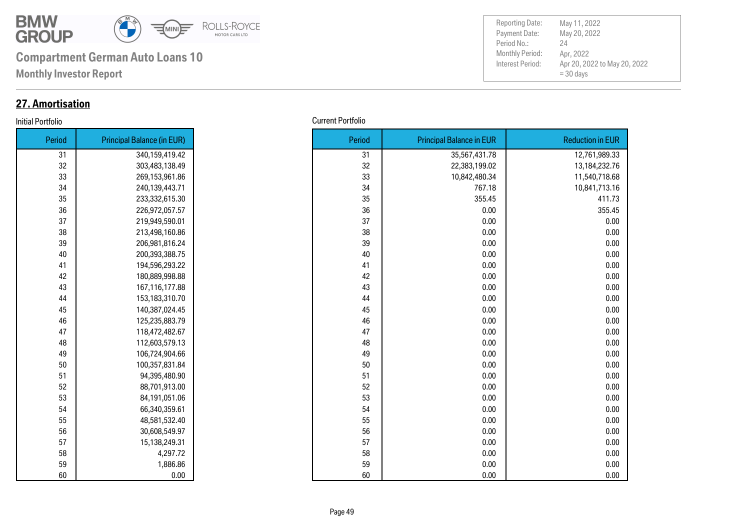**Compartment German Auto Loans 10**

**Monthly Investor Report**

| | |
|---|---|
| Reporting Date: | May 11, 2022 |
| Payment Date: | May 20, 2022 |
| Period No.: | 24 |
| Monthly Period: | Apr, 2022 |
| Interest Period: | Apr 20, 2022 to May 20, 2022<br>= 30 days |

## 27. Amortisation

Initial Portfolio

| Period | Principal Balance (in EUR) |
|---|---|
| 31 | 340,159,419.42 |
| 32 | 303,483,138.49 |
| 33 | 269,153,961.86 |
| 34 | 240,139,443.71 |
| 35 | 233,332,615.30 |
| 36 | 226,972,057.57 |
| 37 | 219,949,590.01 |
| 38 | 213,498,160.86 |
| 39 | 206,981,816.24 |
| 40 | 200,393,388.75 |
| 41 | 194,596,293.22 |
| 42 | 180,889,998.88 |
| 43 | 167,116,177.88 |
| 44 | 153,183,310.70 |
| 45 | 140,387,024.45 |
| 46 | 125,235,883.79 |
| 47 | 118,472,482.67 |
| 48 | 112,603,579.13 |
| 49 | 106,724,904.66 |
| 50 | 100,357,831.84 |
| 51 | 94,395,480.90 |
| 52 | 88,701,913.00 |
| 53 | 84,191,051.06 |
| 54 | 66,340,359.61 |
| 55 | 48,581,532.40 |
| 56 | 30,608,549.97 |
| 57 | 15,138,249.31 |
| 58 | 4,297.72 |
| 59 | 1,886.86 |
| 60 | 0.00 |

Current Portfolio

| Period | Principal Balance in EUR | Reduction in EUR |
|---|---|---|
| 31 | 35,567,431.78 | 12,761,989.33 |
| 32 | 22,383,199.02 | 13,184,232.76 |
| 33 | 10,842,480.34 | 11,540,718.68 |
| 34 | 767.18 | 10,841,713.16 |
| 35 | 355.45 | 411.73 |
| 36 | 0.00 | 355.45 |
| 37 | 0.00 | 0.00 |
| 38 | 0.00 | 0.00 |
| 39 | 0.00 | 0.00 |
| 40 | 0.00 | 0.00 |
| 41 | 0.00 | 0.00 |
| 42 | 0.00 | 0.00 |
| 43 | 0.00 | 0.00 |
| 44 | 0.00 | 0.00 |
| 45 | 0.00 | 0.00 |
| 46 | 0.00 | 0.00 |
| 47 | 0.00 | 0.00 |
| 48 | 0.00 | 0.00 |
| 49 | 0.00 | 0.00 |
| 50 | 0.00 | 0.00 |
| 51 | 0.00 | 0.00 |
| 52 | 0.00 | 0.00 |
| 53 | 0.00 | 0.00 |
| 54 | 0.00 | 0.00 |
| 55 | 0.00 | 0.00 |
| 56 | 0.00 | 0.00 |
| 57 | 0.00 | 0.00 |
| 58 | 0.00 | 0.00 |
| 59 | 0.00 | 0.00 |
| 60 | 0.00 | 0.00 |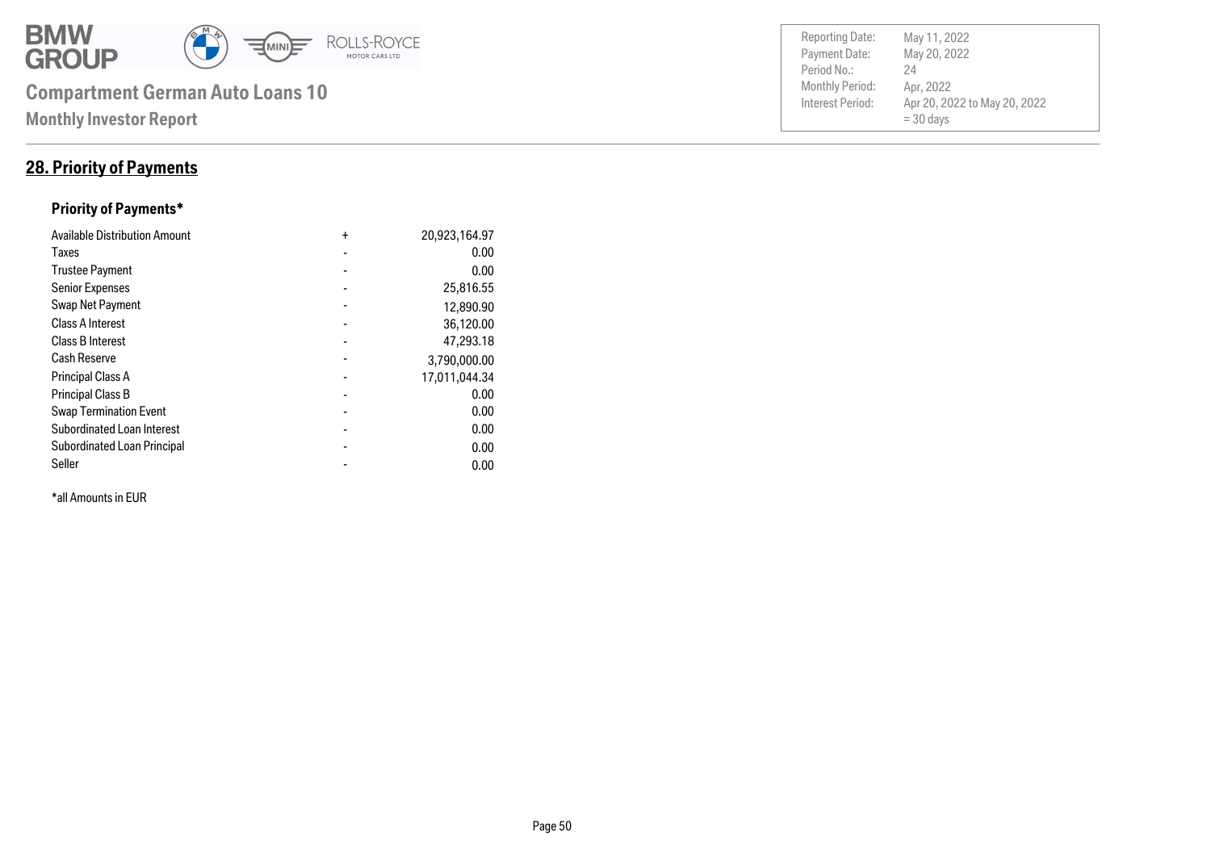Compartment German Auto Loans 10

Monthly Investor Report

| | |
|---|---|
| Reporting Date: | May 11, 2022 |
| Payment Date: | May 20, 2022 |
| Period No.: | 24 |
| Monthly Period: | Apr, 2022 |
| Interest Period: | Apr 20, 2022 to May 20, 2022 = 30 days |

## 28. Priority of Payments

### Priority of Payments*

| | | |
|---|---|---|
| Available Distribution Amount | + | 20,923,164.97 |
| Taxes | - | 0.00 |
| Trustee Payment | - | 0.00 |
| Senior Expenses | - | 25,816.55 |
| Swap Net Payment | - | 12,890.90 |
| Class A Interest | - | 36,120.00 |
| Class B Interest | - | 47,293.18 |
| Cash Reserve | - | 3,790,000.00 |
| Principal Class A | - | 17,011,044.34 |
| Principal Class B | - | 0.00 |
| Swap Termination Event | - | 0.00 |
| Subordinated Loan Interest | - | 0.00 |
| Subordinated Loan Principal | - | 0.00 |
| Seller | - | 0.00 |

*all Amounts in EUR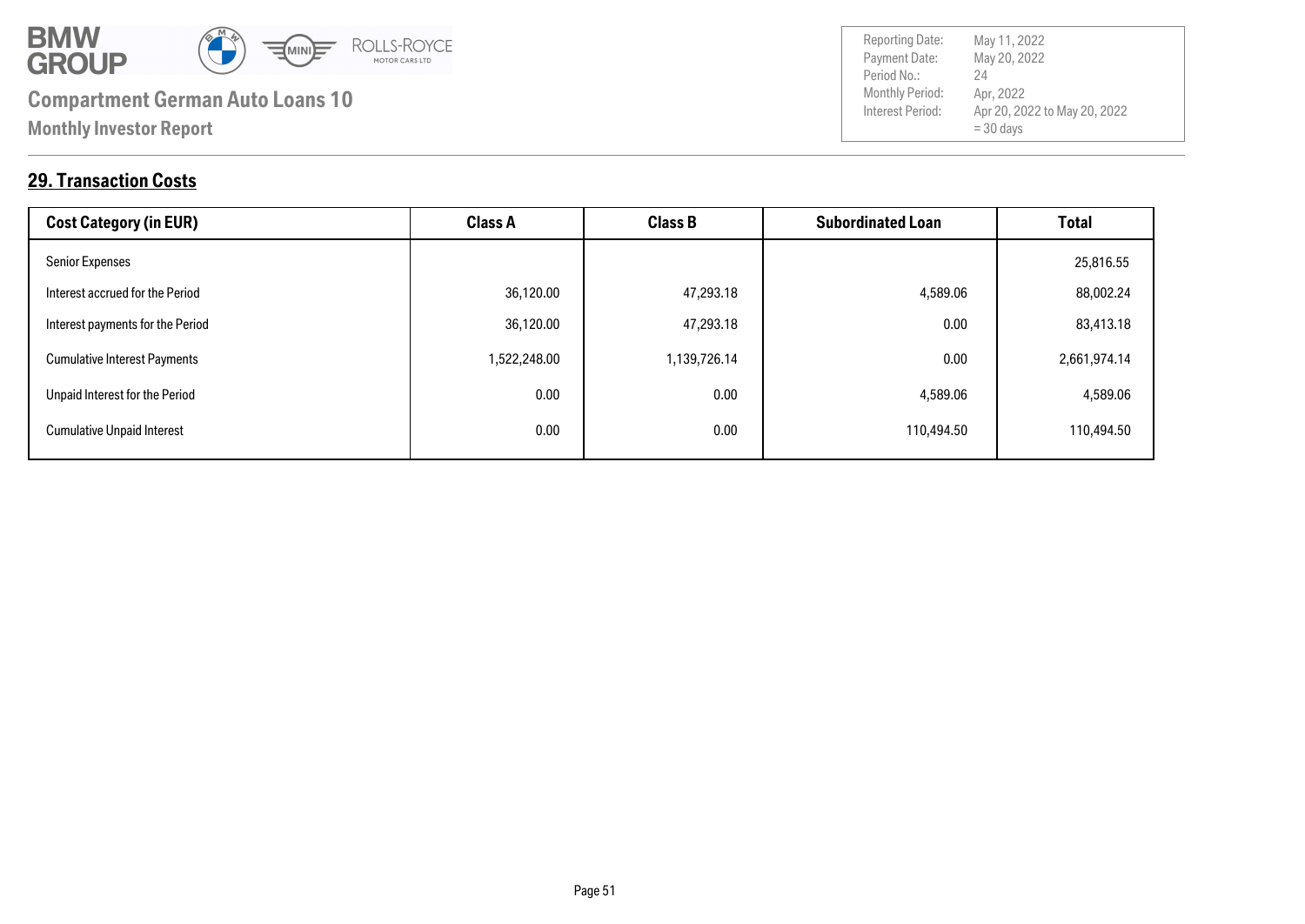# Compartment German Auto Loans 10

**Monthly Investor Report**

| | |
|---|---|
| Reporting Date: | May 11, 2022 |
| Payment Date: | May 20, 2022 |
| Period No.: | 24 |
| Monthly Period: | Apr, 2022 |
| Interest Period: | Apr 20, 2022 to May 20, 2022 = 30 days |

## 29. Transaction Costs

| Cost Category (in EUR) | Class A | Class B | Subordinated Loan | Total |
|---|---|---|---|---|
| Senior Expenses | | | | 25,816.55 |
| Interest accrued for the Period | 36,120.00 | 47,293.18 | 4,589.06 | 88,002.24 |
| Interest payments for the Period | 36,120.00 | 47,293.18 | 0.00 | 83,413.18 |
| Cumulative Interest Payments | 1,522,248.00 | 1,139,726.14 | 0.00 | 2,661,974.14 |
| Unpaid Interest for the Period | 0.00 | 0.00 | 4,589.06 | 4,589.06 |
| Cumulative Unpaid Interest | 0.00 | 0.00 | 110,494.50 | 110,494.50 |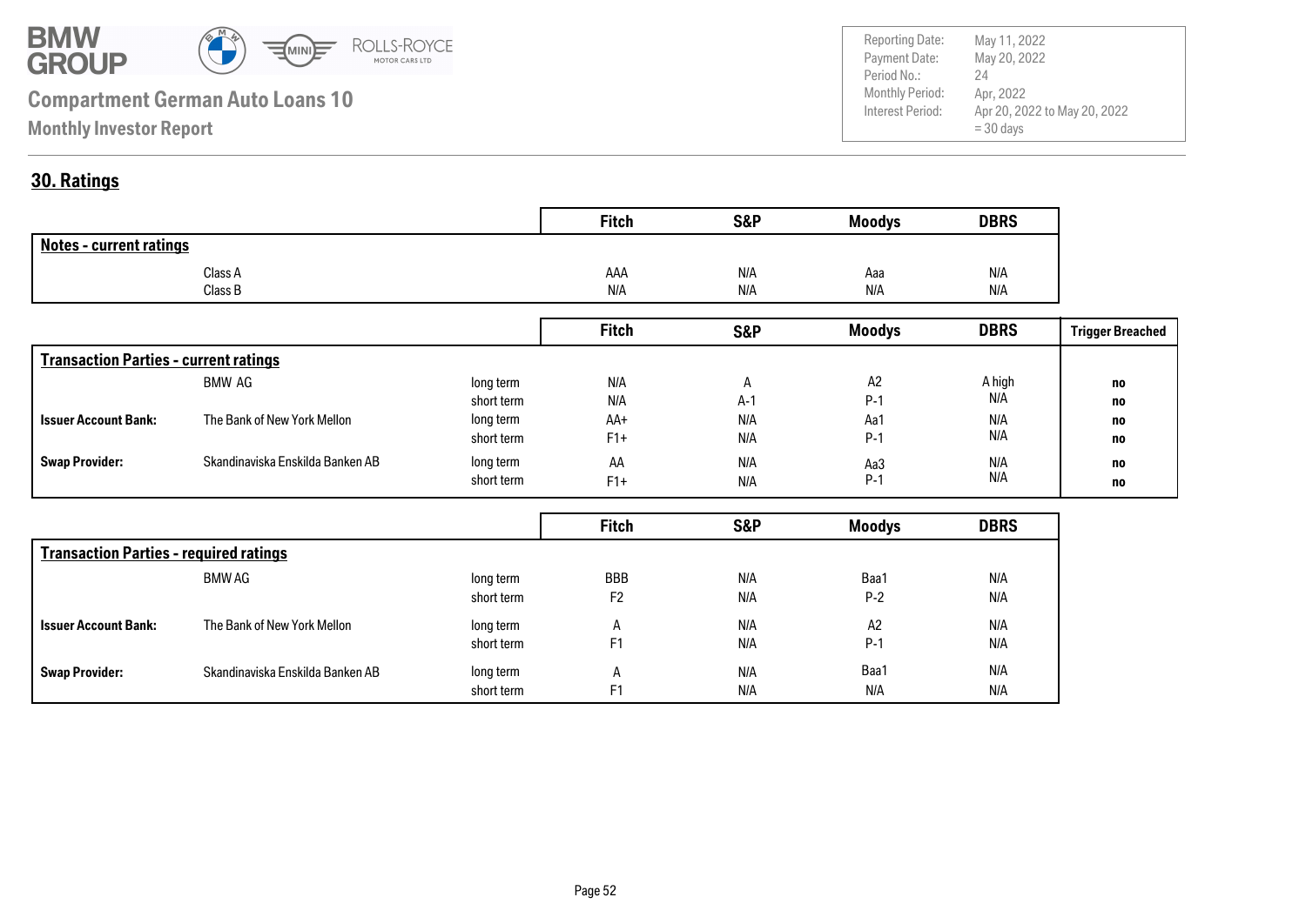**Compartment German Auto Loans 10**

**Monthly Investor Report**

| | |
|---|---|
| Reporting Date: | May 11, 2022 |
| Payment Date: | May 20, 2022 |
| Period No.: | 24 |
| Monthly Period: | Apr, 2022 |
| Interest Period: | Apr 20, 2022 to May 20, 2022 = 30 days |

## 30. Ratings

| Notes - current ratings | Fitch | S&P | Moodys | DBRS |
|---|---|---|---|---|
| Class A | AAA | N/A | Aaa | N/A |
| Class B | N/A | N/A | N/A | N/A |

| Transaction Parties - current ratings | | | Fitch | S&P | Moodys | DBRS | Trigger Breached |
|---|---|---|---|---|---|---|---|
| | BMW AG | long term | N/A | A | A2 | A high | no |
| | | short term | N/A | A-1 | P-1 | N/A | no |
| **Issuer Account Bank:** | The Bank of New York Mellon | long term | AA+ | N/A | Aa1 | N/A | no |
| | | short term | F1+ | N/A | P-1 | N/A | no |
| **Swap Provider:** | Skandinaviska Enskilda Banken AB | long term | AA | N/A | Aa3 | N/A | no |
| | | short term | F1+ | N/A | P-1 | N/A | no |

| Transaction Parties - required ratings | | | Fitch | S&P | Moodys | DBRS |
|---|---|---|---|---|---|---|
| | BMW AG | long term | BBB | N/A | Baa1 | N/A |
| | | short term | F2 | N/A | P-2 | N/A |
| **Issuer Account Bank:** | The Bank of New York Mellon | long term | A | N/A | A2 | N/A |
| | | short term | F1 | N/A | P-1 | N/A |
| **Swap Provider:** | Skandinaviska Enskilda Banken AB | long term | A | N/A | Baa1 | N/A |
| | | short term | F1 | N/A | N/A | N/A |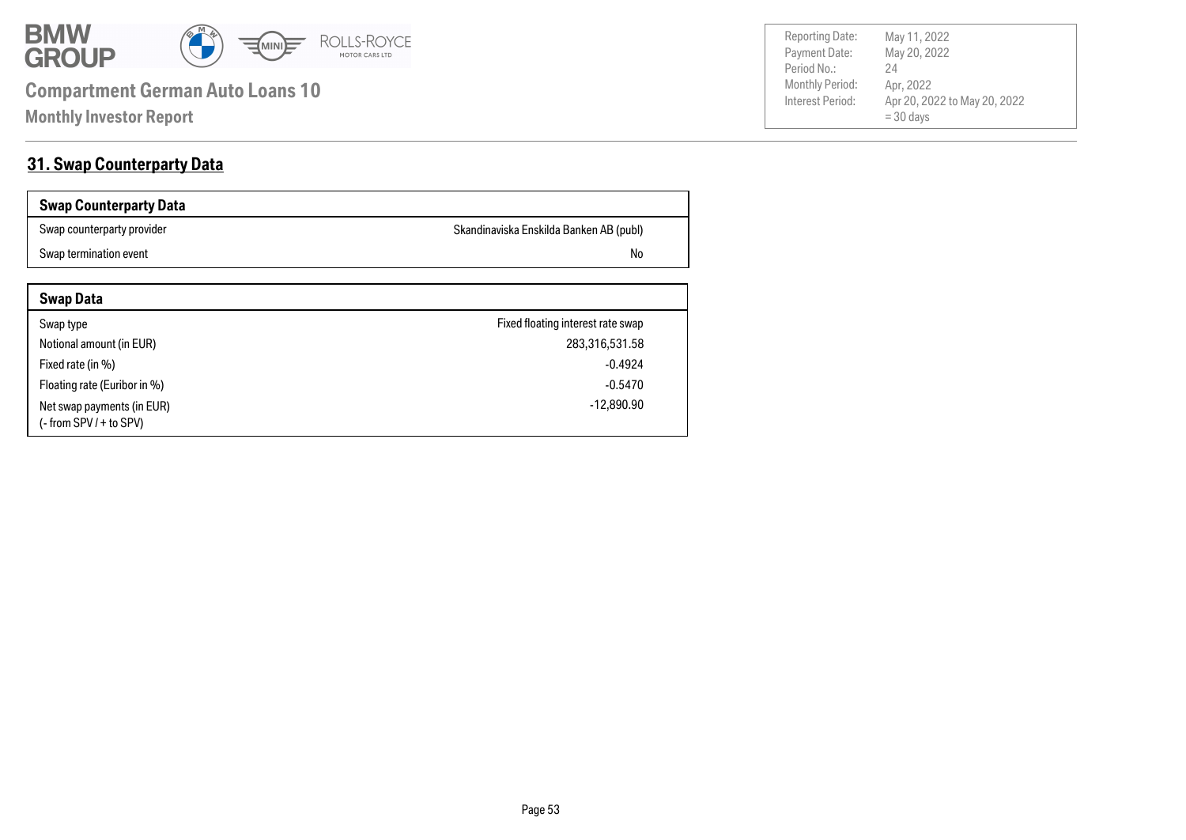## 31. Swap Counterparty Data

| Swap Counterparty Data | |
|---|---|
| Swap counterparty provider | Skandinaviska Enskilda Banken AB (publ) |
| Swap termination event | No |

| Swap Data | |
|---|---|
| Swap type | Fixed floating interest rate swap |
| Notional amount (in EUR) | 283,316,531.58 |
| Fixed rate (in %) | -0.4924 |
| Floating rate (Euribor in %) | -0.5470 |
| Net swap payments (in EUR) (- from SPV / + to SPV) | -12,890.90 |